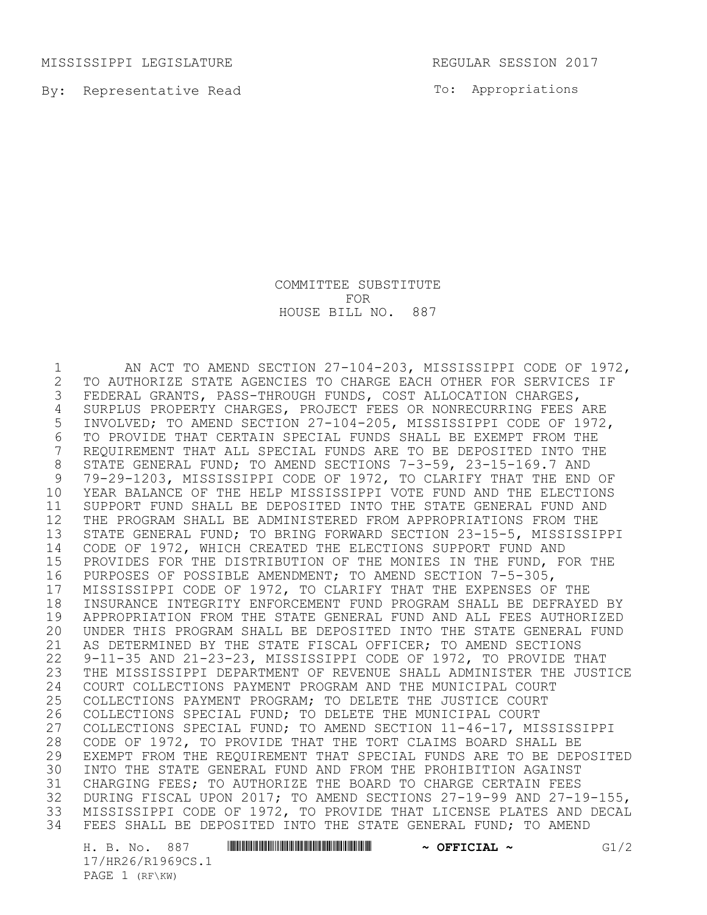MISSISSIPPI LEGISLATURE REGULAR SESSION 2017

By: Representative Read

To: Appropriations

COMMITTEE SUBSTITUTE
FOR
HOUSE BILL NO. 887

AN ACT TO AMEND SECTION 27-104-203, MISSISSIPPI CODE OF 1972, TO AUTHORIZE STATE AGENCIES TO CHARGE EACH OTHER FOR SERVICES IF FEDERAL GRANTS, PASS-THROUGH FUNDS, COST ALLOCATION CHARGES, SURPLUS PROPERTY CHARGES, PROJECT FEES OR NONRECURRING FEES ARE INVOLVED; TO AMEND SECTION 27-104-205, MISSISSIPPI CODE OF 1972, TO PROVIDE THAT CERTAIN SPECIAL FUNDS SHALL BE EXEMPT FROM THE REQUIREMENT THAT ALL SPECIAL FUNDS ARE TO BE DEPOSITED INTO THE STATE GENERAL FUND; TO AMEND SECTIONS 7-3-59, 23-15-169.7 AND 79-29-1203, MISSISSIPPI CODE OF 1972, TO CLARIFY THAT THE END OF YEAR BALANCE OF THE HELP MISSISSIPPI VOTE FUND AND THE ELECTIONS SUPPORT FUND SHALL BE DEPOSITED INTO THE STATE GENERAL FUND AND THE PROGRAM SHALL BE ADMINISTERED FROM APPROPRIATIONS FROM THE STATE GENERAL FUND; TO BRING FORWARD SECTION 23-15-5, MISSISSIPPI CODE OF 1972, WHICH CREATED THE ELECTIONS SUPPORT FUND AND PROVIDES FOR THE DISTRIBUTION OF THE MONIES IN THE FUND, FOR THE PURPOSES OF POSSIBLE AMENDMENT; TO AMEND SECTION 7-5-305, MISSISSIPPI CODE OF 1972, TO CLARIFY THAT THE EXPENSES OF THE INSURANCE INTEGRITY ENFORCEMENT FUND PROGRAM SHALL BE DEFRAYED BY APPROPRIATION FROM THE STATE GENERAL FUND AND ALL FEES AUTHORIZED UNDER THIS PROGRAM SHALL BE DEPOSITED INTO THE STATE GENERAL FUND AS DETERMINED BY THE STATE FISCAL OFFICER; TO AMEND SECTIONS 9-11-35 AND 21-23-23, MISSISSIPPI CODE OF 1972, TO PROVIDE THAT THE MISSISSIPPI DEPARTMENT OF REVENUE SHALL ADMINISTER THE JUSTICE COURT COLLECTIONS PAYMENT PROGRAM AND THE MUNICIPAL COURT COLLECTIONS PAYMENT PROGRAM; TO DELETE THE JUSTICE COURT COLLECTIONS SPECIAL FUND; TO DELETE THE MUNICIPAL COURT COLLECTIONS SPECIAL FUND; TO AMEND SECTION 11-46-17, MISSISSIPPI CODE OF 1972, TO PROVIDE THAT THE TORT CLAIMS BOARD SHALL BE EXEMPT FROM THE REQUIREMENT THAT SPECIAL FUNDS ARE TO BE DEPOSITED INTO THE STATE GENERAL FUND AND FROM THE PROHIBITION AGAINST CHARGING FEES; TO AUTHORIZE THE BOARD TO CHARGE CERTAIN FEES DURING FISCAL UPON 2017; TO AMEND SECTIONS 27-19-99 AND 27-19-155, MISSISSIPPI CODE OF 1972, TO PROVIDE THAT LICENSE PLATES AND DECAL FEES SHALL BE DEPOSITED INTO THE STATE GENERAL FUND; TO AMEND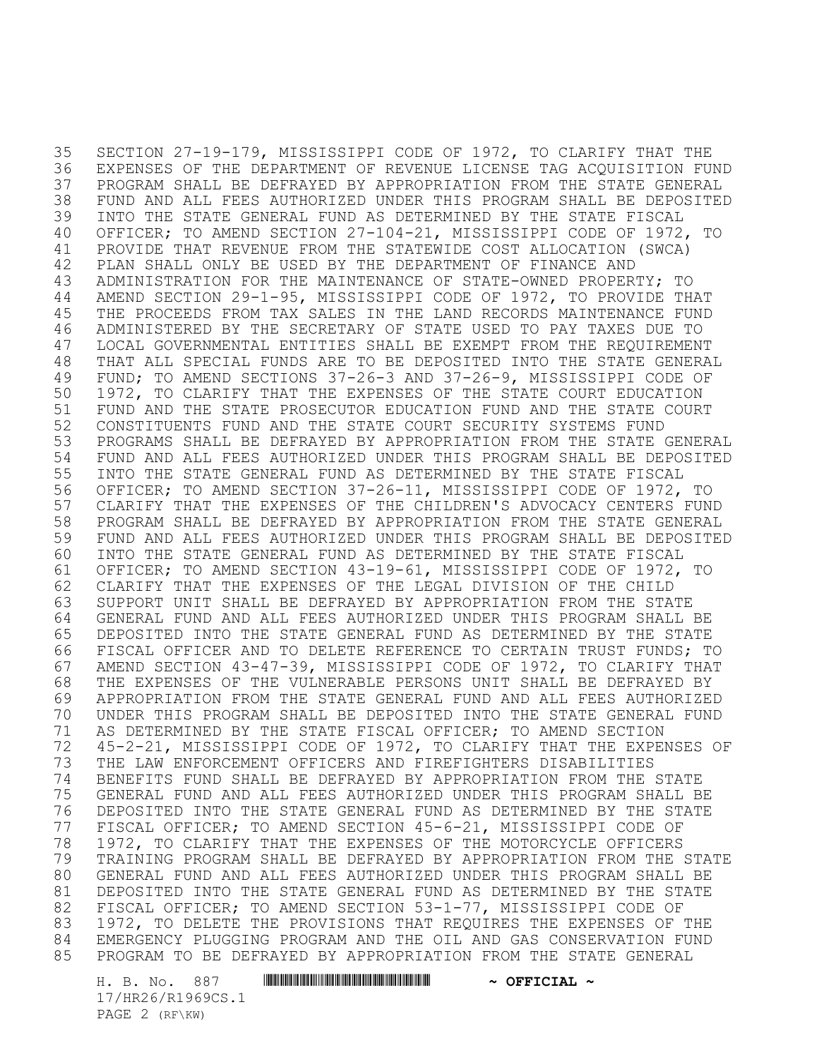SECTION 27-19-179, MISSISSIPPI CODE OF 1972, TO CLARIFY THAT THE EXPENSES OF THE DEPARTMENT OF REVENUE LICENSE TAG ACQUISITION FUND PROGRAM SHALL BE DEFRAYED BY APPROPRIATION FROM THE STATE GENERAL FUND AND ALL FEES AUTHORIZED UNDER THIS PROGRAM SHALL BE DEPOSITED INTO THE STATE GENERAL FUND AS DETERMINED BY THE STATE FISCAL OFFICER; TO AMEND SECTION 27-104-21, MISSISSIPPI CODE OF 1972, TO PROVIDE THAT REVENUE FROM THE STATEWIDE COST ALLOCATION (SWCA) PLAN SHALL ONLY BE USED BY THE DEPARTMENT OF FINANCE AND ADMINISTRATION FOR THE MAINTENANCE OF STATE-OWNED PROPERTY; TO AMEND SECTION 29-1-95, MISSISSIPPI CODE OF 1972, TO PROVIDE THAT THE PROCEEDS FROM TAX SALES IN THE LAND RECORDS MAINTENANCE FUND ADMINISTERED BY THE SECRETARY OF STATE USED TO PAY TAXES DUE TO LOCAL GOVERNMENTAL ENTITIES SHALL BE EXEMPT FROM THE REQUIREMENT THAT ALL SPECIAL FUNDS ARE TO BE DEPOSITED INTO THE STATE GENERAL FUND; TO AMEND SECTIONS 37-26-3 AND 37-26-9, MISSISSIPPI CODE OF 1972, TO CLARIFY THAT THE EXPENSES OF THE STATE COURT EDUCATION FUND AND THE STATE PROSECUTOR EDUCATION FUND AND THE STATE COURT CONSTITUENTS FUND AND THE STATE COURT SECURITY SYSTEMS FUND PROGRAMS SHALL BE DEFRAYED BY APPROPRIATION FROM THE STATE GENERAL FUND AND ALL FEES AUTHORIZED UNDER THIS PROGRAM SHALL BE DEPOSITED INTO THE STATE GENERAL FUND AS DETERMINED BY THE STATE FISCAL OFFICER; TO AMEND SECTION 37-26-11, MISSISSIPPI CODE OF 1972, TO CLARIFY THAT THE EXPENSES OF THE CHILDREN'S ADVOCACY CENTERS FUND PROGRAM SHALL BE DEFRAYED BY APPROPRIATION FROM THE STATE GENERAL FUND AND ALL FEES AUTHORIZED UNDER THIS PROGRAM SHALL BE DEPOSITED INTO THE STATE GENERAL FUND AS DETERMINED BY THE STATE FISCAL OFFICER; TO AMEND SECTION 43-19-61, MISSISSIPPI CODE OF 1972, TO CLARIFY THAT THE EXPENSES OF THE LEGAL DIVISION OF THE CHILD SUPPORT UNIT SHALL BE DEFRAYED BY APPROPRIATION FROM THE STATE GENERAL FUND AND ALL FEES AUTHORIZED UNDER THIS PROGRAM SHALL BE DEPOSITED INTO THE STATE GENERAL FUND AS DETERMINED BY THE STATE FISCAL OFFICER AND TO DELETE REFERENCE TO CERTAIN TRUST FUNDS; TO AMEND SECTION 43-47-39, MISSISSIPPI CODE OF 1972, TO CLARIFY THAT THE EXPENSES OF THE VULNERABLE PERSONS UNIT SHALL BE DEFRAYED BY APPROPRIATION FROM THE STATE GENERAL FUND AND ALL FEES AUTHORIZED UNDER THIS PROGRAM SHALL BE DEPOSITED INTO THE STATE GENERAL FUND AS DETERMINED BY THE STATE FISCAL OFFICER; TO AMEND SECTION 45-2-21, MISSISSIPPI CODE OF 1972, TO CLARIFY THAT THE EXPENSES OF THE LAW ENFORCEMENT OFFICERS AND FIREFIGHTERS DISABILITIES BENEFITS FUND SHALL BE DEFRAYED BY APPROPRIATION FROM THE STATE GENERAL FUND AND ALL FEES AUTHORIZED UNDER THIS PROGRAM SHALL BE DEPOSITED INTO THE STATE GENERAL FUND AS DETERMINED BY THE STATE FISCAL OFFICER; TO AMEND SECTION 45-6-21, MISSISSIPPI CODE OF 1972, TO CLARIFY THAT THE EXPENSES OF THE MOTORCYCLE OFFICERS TRAINING PROGRAM SHALL BE DEFRAYED BY APPROPRIATION FROM THE STATE GENERAL FUND AND ALL FEES AUTHORIZED UNDER THIS PROGRAM SHALL BE DEPOSITED INTO THE STATE GENERAL FUND AS DETERMINED BY THE STATE FISCAL OFFICER; TO AMEND SECTION 53-1-77, MISSISSIPPI CODE OF 1972, TO DELETE THE PROVISIONS THAT REQUIRES THE EXPENSES OF THE EMERGENCY PLUGGING PROGRAM AND THE OIL AND GAS CONSERVATION FUND PROGRAM TO BE DEFRAYED BY APPROPRIATION FROM THE STATE GENERAL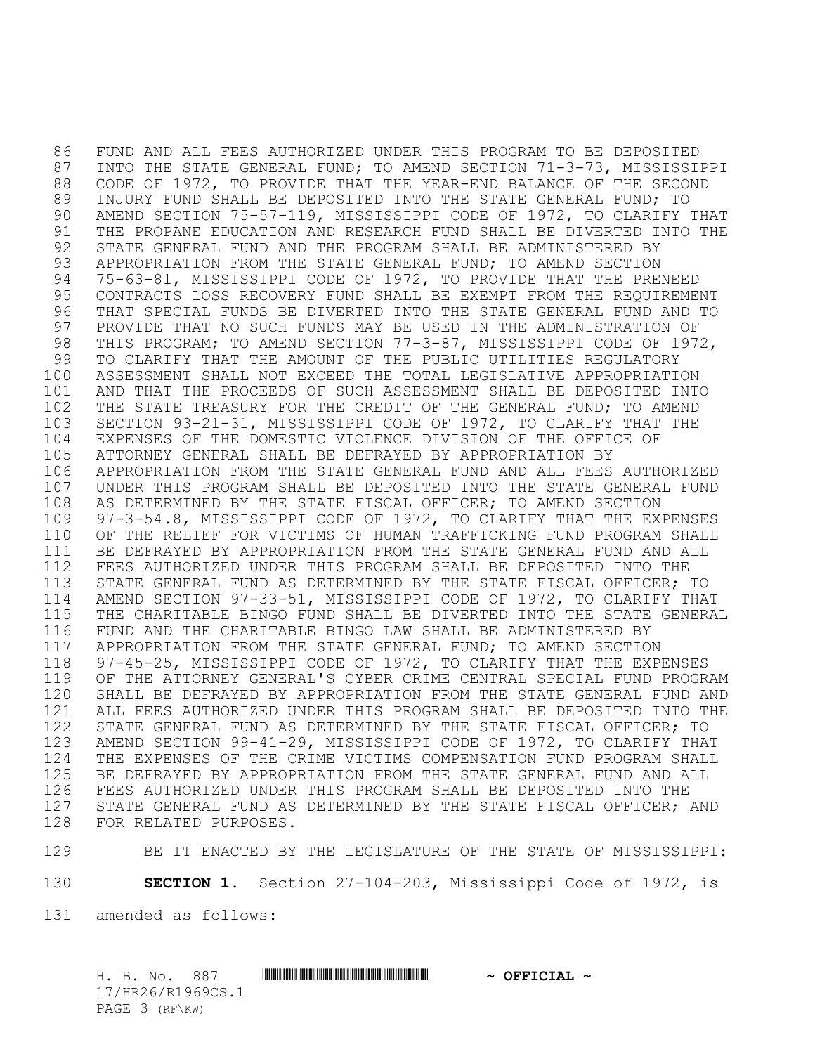FUND AND ALL FEES AUTHORIZED UNDER THIS PROGRAM TO BE DEPOSITED INTO THE STATE GENERAL FUND; TO AMEND SECTION 71-3-73, MISSISSIPPI CODE OF 1972, TO PROVIDE THAT THE YEAR-END BALANCE OF THE SECOND INJURY FUND SHALL BE DEPOSITED INTO THE STATE GENERAL FUND; TO AMEND SECTION 75-57-119, MISSISSIPPI CODE OF 1972, TO CLARIFY THAT THE PROPANE EDUCATION AND RESEARCH FUND SHALL BE DIVERTED INTO THE STATE GENERAL FUND AND THE PROGRAM SHALL BE ADMINISTERED BY APPROPRIATION FROM THE STATE GENERAL FUND; TO AMEND SECTION 75-63-81, MISSISSIPPI CODE OF 1972, TO PROVIDE THAT THE PRENEED CONTRACTS LOSS RECOVERY FUND SHALL BE EXEMPT FROM THE REQUIREMENT THAT SPECIAL FUNDS BE DIVERTED INTO THE STATE GENERAL FUND AND TO PROVIDE THAT NO SUCH FUNDS MAY BE USED IN THE ADMINISTRATION OF THIS PROGRAM; TO AMEND SECTION 77-3-87, MISSISSIPPI CODE OF 1972, TO CLARIFY THAT THE AMOUNT OF THE PUBLIC UTILITIES REGULATORY ASSESSMENT SHALL NOT EXCEED THE TOTAL LEGISLATIVE APPROPRIATION AND THAT THE PROCEEDS OF SUCH ASSESSMENT SHALL BE DEPOSITED INTO THE STATE TREASURY FOR THE CREDIT OF THE GENERAL FUND; TO AMEND SECTION 93-21-31, MISSISSIPPI CODE OF 1972, TO CLARIFY THAT THE EXPENSES OF THE DOMESTIC VIOLENCE DIVISION OF THE OFFICE OF ATTORNEY GENERAL SHALL BE DEFRAYED BY APPROPRIATION BY APPROPRIATION FROM THE STATE GENERAL FUND AND ALL FEES AUTHORIZED UNDER THIS PROGRAM SHALL BE DEPOSITED INTO THE STATE GENERAL FUND AS DETERMINED BY THE STATE FISCAL OFFICER; TO AMEND SECTION 97-3-54.8, MISSISSIPPI CODE OF 1972, TO CLARIFY THAT THE EXPENSES OF THE RELIEF FOR VICTIMS OF HUMAN TRAFFICKING FUND PROGRAM SHALL BE DEFRAYED BY APPROPRIATION FROM THE STATE GENERAL FUND AND ALL FEES AUTHORIZED UNDER THIS PROGRAM SHALL BE DEPOSITED INTO THE STATE GENERAL FUND AS DETERMINED BY THE STATE FISCAL OFFICER; TO AMEND SECTION 97-33-51, MISSISSIPPI CODE OF 1972, TO CLARIFY THAT THE CHARITABLE BINGO FUND SHALL BE DIVERTED INTO THE STATE GENERAL FUND AND THE CHARITABLE BINGO LAW SHALL BE ADMINISTERED BY APPROPRIATION FROM THE STATE GENERAL FUND; TO AMEND SECTION 97-45-25, MISSISSIPPI CODE OF 1972, TO CLARIFY THAT THE EXPENSES OF THE ATTORNEY GENERAL'S CYBER CRIME CENTRAL SPECIAL FUND PROGRAM SHALL BE DEFRAYED BY APPROPRIATION FROM THE STATE GENERAL FUND AND ALL FEES AUTHORIZED UNDER THIS PROGRAM SHALL BE DEPOSITED INTO THE STATE GENERAL FUND AS DETERMINED BY THE STATE FISCAL OFFICER; TO AMEND SECTION 99-41-29, MISSISSIPPI CODE OF 1972, TO CLARIFY THAT THE EXPENSES OF THE CRIME VICTIMS COMPENSATION FUND PROGRAM SHALL BE DEFRAYED BY APPROPRIATION FROM THE STATE GENERAL FUND AND ALL FEES AUTHORIZED UNDER THIS PROGRAM SHALL BE DEPOSITED INTO THE STATE GENERAL FUND AS DETERMINED BY THE STATE FISCAL OFFICER; AND FOR RELATED PURPOSES.

BE IT ENACTED BY THE LEGISLATURE OF THE STATE OF MISSISSIPPI:

**SECTION 1.** Section 27-104-203, Mississippi Code of 1972, is amended as follows: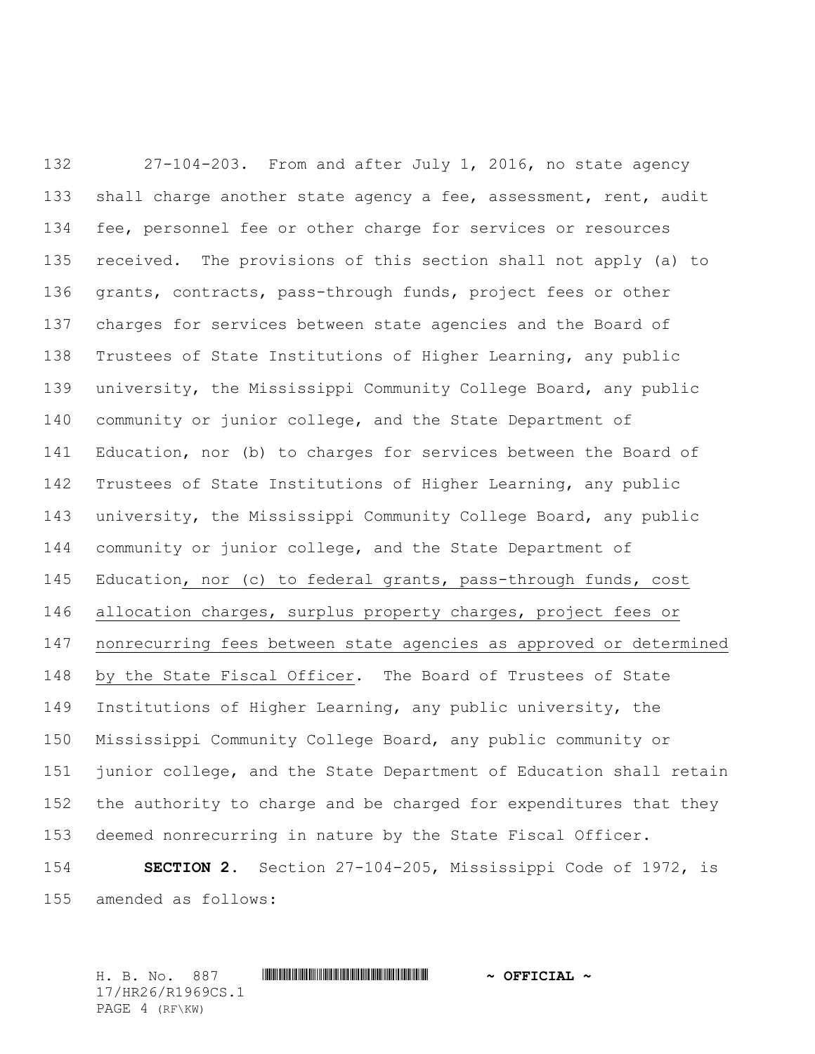27-104-203. From and after July 1, 2016, no state agency shall charge another state agency a fee, assessment, rent, audit fee, personnel fee or other charge for services or resources received. The provisions of this section shall not apply (a) to grants, contracts, pass-through funds, project fees or other charges for services between state agencies and the Board of Trustees of State Institutions of Higher Learning, any public university, the Mississippi Community College Board, any public community or junior college, and the State Department of Education, nor (b) to charges for services between the Board of Trustees of State Institutions of Higher Learning, any public university, the Mississippi Community College Board, any public community or junior college, and the State Department of Education<u>, nor (c) to federal grants, pass-through funds, cost allocation charges, surplus property charges, project fees or nonrecurring fees between state agencies as approved or determined by the State Fiscal Officer</u>. The Board of Trustees of State Institutions of Higher Learning, any public university, the Mississippi Community College Board, any public community or junior college, and the State Department of Education shall retain the authority to charge and be charged for expenditures that they deemed nonrecurring in nature by the State Fiscal Officer.

**SECTION 2.** Section 27-104-205, Mississippi Code of 1972, is amended as follows: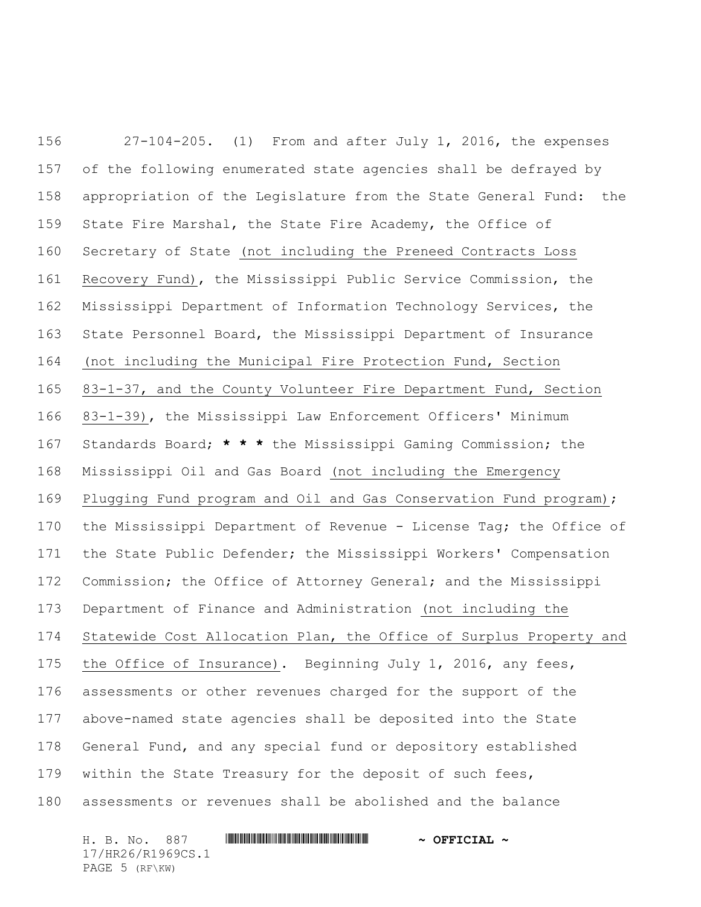27-104-205. (1) From and after July 1, 2016, the expenses of the following enumerated state agencies shall be defrayed by appropriation of the Legislature from the State General Fund: the State Fire Marshal, the State Fire Academy, the Office of Secretary of State <u>(not including the Preneed Contracts Loss Recovery Fund)</u>, the Mississippi Public Service Commission, the Mississippi Department of Information Technology Services, the State Personnel Board, the Mississippi Department of Insurance <u>(not including the Municipal Fire Protection Fund, Section 83-1-37, and the County Volunteer Fire Department Fund, Section 83-1-39)</u>, the Mississippi Law Enforcement Officers' Minimum Standards Board; **\* \* \*** the Mississippi Gaming Commission; the Mississippi Oil and Gas Board <u>(not including the Emergency Plugging Fund program and Oil and Gas Conservation Fund program)</u>; the Mississippi Department of Revenue - License Tag; the Office of the State Public Defender; the Mississippi Workers' Compensation Commission; the Office of Attorney General; and the Mississippi Department of Finance and Administration <u>(not including the Statewide Cost Allocation Plan, the Office of Surplus Property and the Office of Insurance)</u>. Beginning July 1, 2016, any fees, assessments or other revenues charged for the support of the above-named state agencies shall be deposited into the State General Fund, and any special fund or depository established within the State Treasury for the deposit of such fees, assessments or revenues shall be abolished and the balance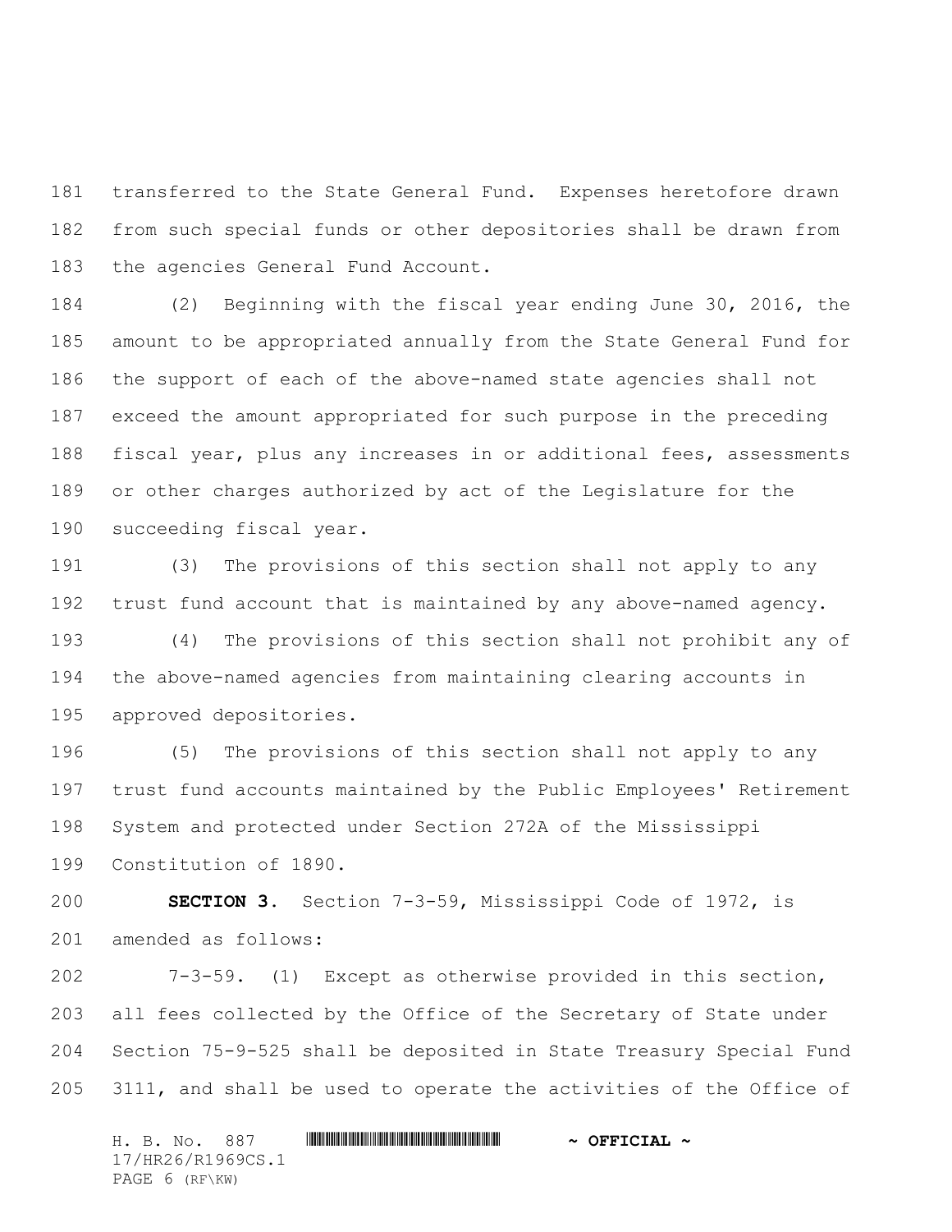transferred to the State General Fund. Expenses heretofore drawn from such special funds or other depositories shall be drawn from the agencies General Fund Account.

(2) Beginning with the fiscal year ending June 30, 2016, the amount to be appropriated annually from the State General Fund for the support of each of the above-named state agencies shall not exceed the amount appropriated for such purpose in the preceding fiscal year, plus any increases in or additional fees, assessments or other charges authorized by act of the Legislature for the succeeding fiscal year.

(3) The provisions of this section shall not apply to any trust fund account that is maintained by any above-named agency.

(4) The provisions of this section shall not prohibit any of the above-named agencies from maintaining clearing accounts in approved depositories.

(5) The provisions of this section shall not apply to any trust fund accounts maintained by the Public Employees' Retirement System and protected under Section 272A of the Mississippi Constitution of 1890.

**SECTION 3.** Section 7-3-59, Mississippi Code of 1972, is amended as follows:

7-3-59. (1) Except as otherwise provided in this section, all fees collected by the Office of the Secretary of State under Section 75-9-525 shall be deposited in State Treasury Special Fund 3111, and shall be used to operate the activities of the Office of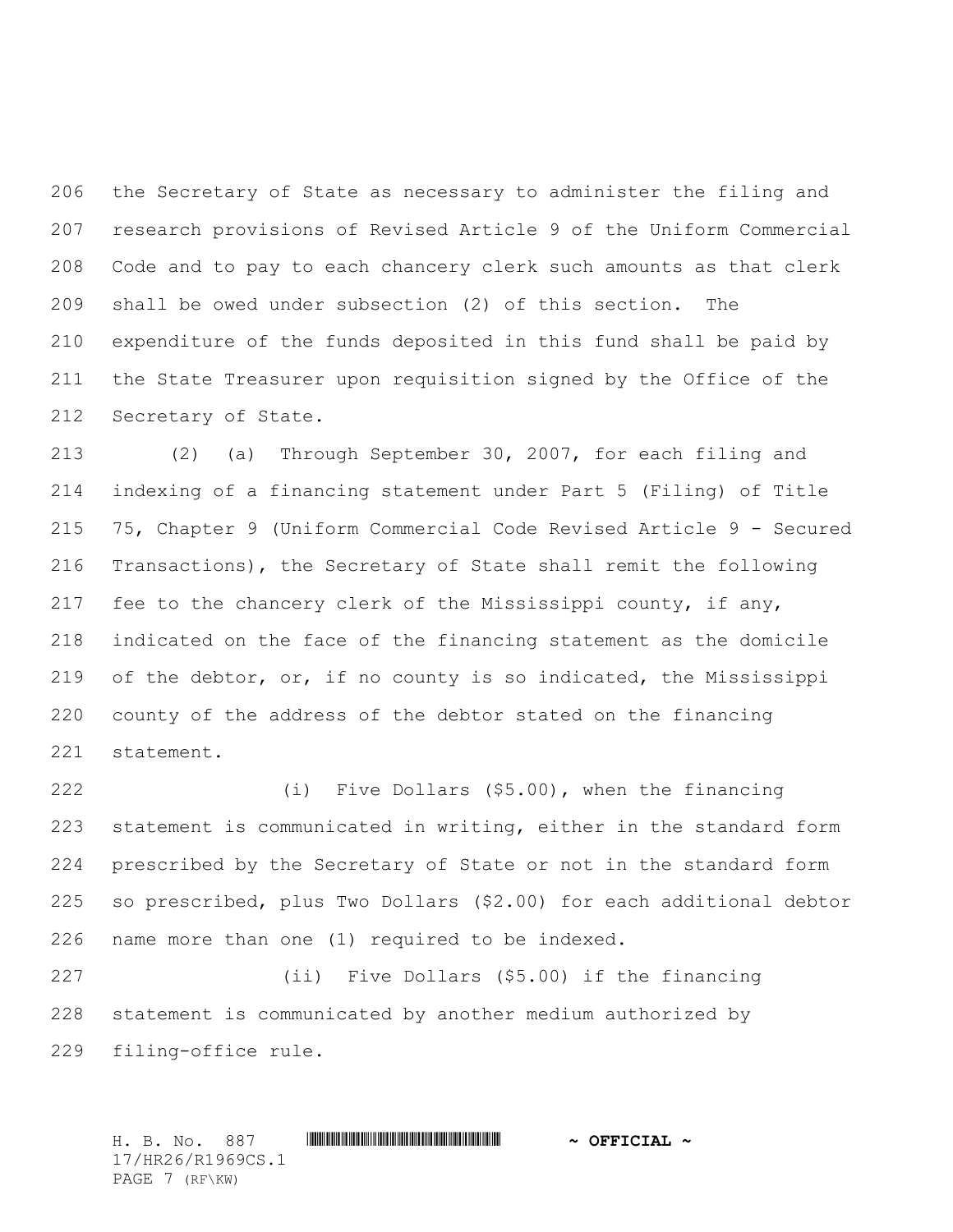the Secretary of State as necessary to administer the filing and research provisions of Revised Article 9 of the Uniform Commercial Code and to pay to each chancery clerk such amounts as that clerk shall be owed under subsection (2) of this section. The expenditure of the funds deposited in this fund shall be paid by the State Treasurer upon requisition signed by the Office of the Secretary of State.

(2) (a) Through September 30, 2007, for each filing and indexing of a financing statement under Part 5 (Filing) of Title 75, Chapter 9 (Uniform Commercial Code Revised Article 9 - Secured Transactions), the Secretary of State shall remit the following fee to the chancery clerk of the Mississippi county, if any, indicated on the face of the financing statement as the domicile of the debtor, or, if no county is so indicated, the Mississippi county of the address of the debtor stated on the financing statement.

(i) Five Dollars ($5.00), when the financing statement is communicated in writing, either in the standard form prescribed by the Secretary of State or not in the standard form so prescribed, plus Two Dollars ($2.00) for each additional debtor name more than one (1) required to be indexed.

(ii) Five Dollars ($5.00) if the financing statement is communicated by another medium authorized by filing-office rule.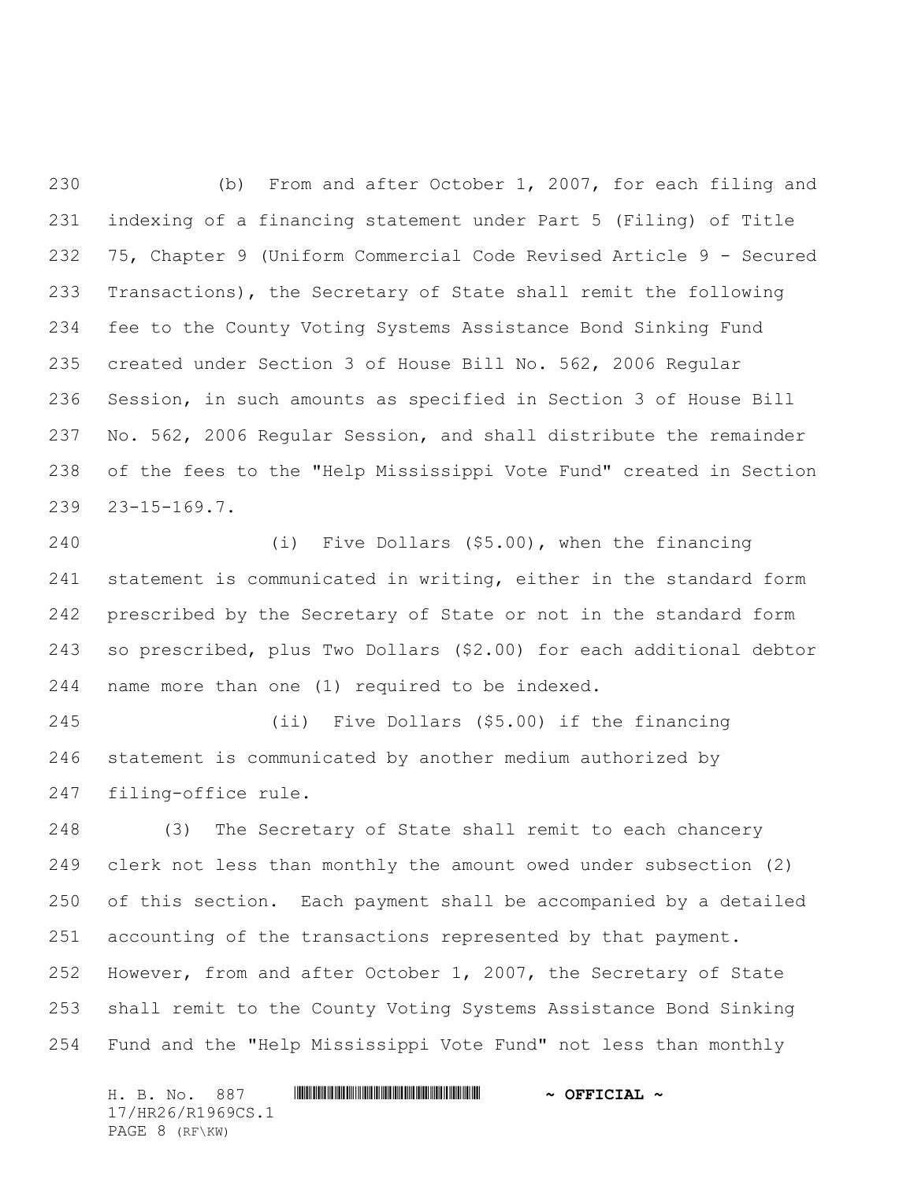(b) From and after October 1, 2007, for each filing and indexing of a financing statement under Part 5 (Filing) of Title 75, Chapter 9 (Uniform Commercial Code Revised Article 9 - Secured Transactions), the Secretary of State shall remit the following fee to the County Voting Systems Assistance Bond Sinking Fund created under Section 3 of House Bill No. 562, 2006 Regular Session, in such amounts as specified in Section 3 of House Bill No. 562, 2006 Regular Session, and shall distribute the remainder of the fees to the "Help Mississippi Vote Fund" created in Section 23-15-169.7.

(i) Five Dollars ($5.00), when the financing statement is communicated in writing, either in the standard form prescribed by the Secretary of State or not in the standard form so prescribed, plus Two Dollars ($2.00) for each additional debtor name more than one (1) required to be indexed.

(ii) Five Dollars ($5.00) if the financing statement is communicated by another medium authorized by filing-office rule.

(3) The Secretary of State shall remit to each chancery clerk not less than monthly the amount owed under subsection (2) of this section. Each payment shall be accompanied by a detailed accounting of the transactions represented by that payment. However, from and after October 1, 2007, the Secretary of State shall remit to the County Voting Systems Assistance Bond Sinking Fund and the "Help Mississippi Vote Fund" not less than monthly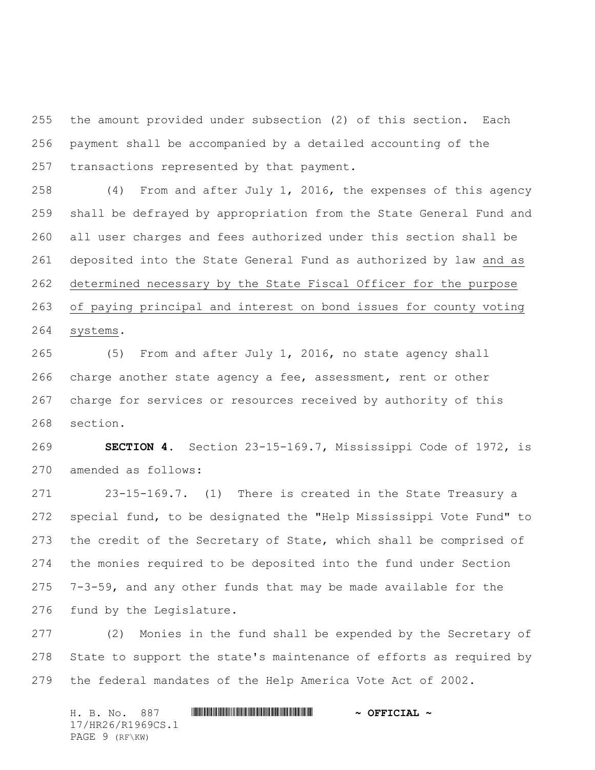the amount provided under subsection (2) of this section. Each payment shall be accompanied by a detailed accounting of the transactions represented by that payment.

(4) From and after July 1, 2016, the expenses of this agency shall be defrayed by appropriation from the State General Fund and all user charges and fees authorized under this section shall be deposited into the State General Fund as authorized by law <u>and as determined necessary by the State Fiscal Officer for the purpose of paying principal and interest on bond issues for county voting systems</u>.

(5) From and after July 1, 2016, no state agency shall charge another state agency a fee, assessment, rent or other charge for services or resources received by authority of this section.

**SECTION 4.** Section 23-15-169.7, Mississippi Code of 1972, is amended as follows:

23-15-169.7. (1) There is created in the State Treasury a special fund, to be designated the "Help Mississippi Vote Fund" to the credit of the Secretary of State, which shall be comprised of the monies required to be deposited into the fund under Section 7-3-59, and any other funds that may be made available for the fund by the Legislature.

(2) Monies in the fund shall be expended by the Secretary of State to support the state's maintenance of efforts as required by the federal mandates of the Help America Vote Act of 2002.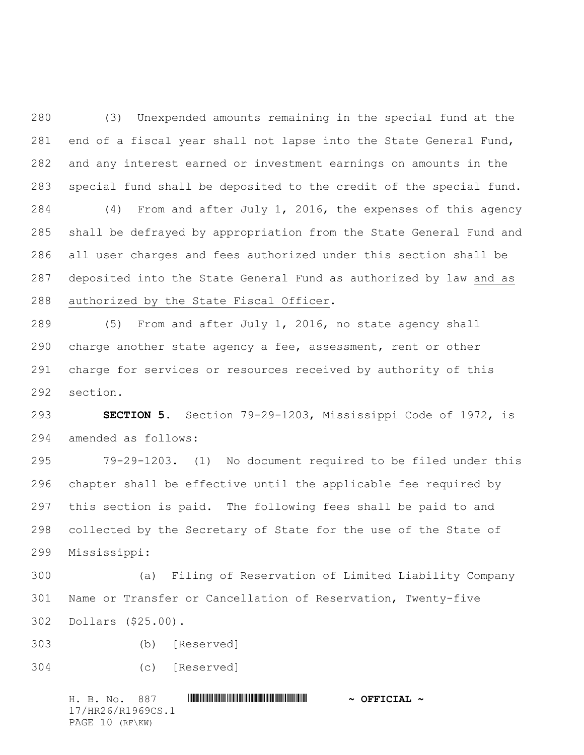(3) Unexpended amounts remaining in the special fund at the end of a fiscal year shall not lapse into the State General Fund, and any interest earned or investment earnings on amounts in the special fund shall be deposited to the credit of the special fund.

(4) From and after July 1, 2016, the expenses of this agency shall be defrayed by appropriation from the State General Fund and all user charges and fees authorized under this section shall be deposited into the State General Fund as authorized by law <u>and as authorized by the State Fiscal Officer</u>.

(5) From and after July 1, 2016, no state agency shall charge another state agency a fee, assessment, rent or other charge for services or resources received by authority of this section.

**SECTION 5.** Section 79-29-1203, Mississippi Code of 1972, is amended as follows:

79-29-1203. (1) No document required to be filed under this chapter shall be effective until the applicable fee required by this section is paid. The following fees shall be paid to and collected by the Secretary of State for the use of the State of Mississippi:

(a) Filing of Reservation of Limited Liability Company Name or Transfer or Cancellation of Reservation, Twenty-five Dollars ($25.00).

(b) [Reserved]

(c) [Reserved]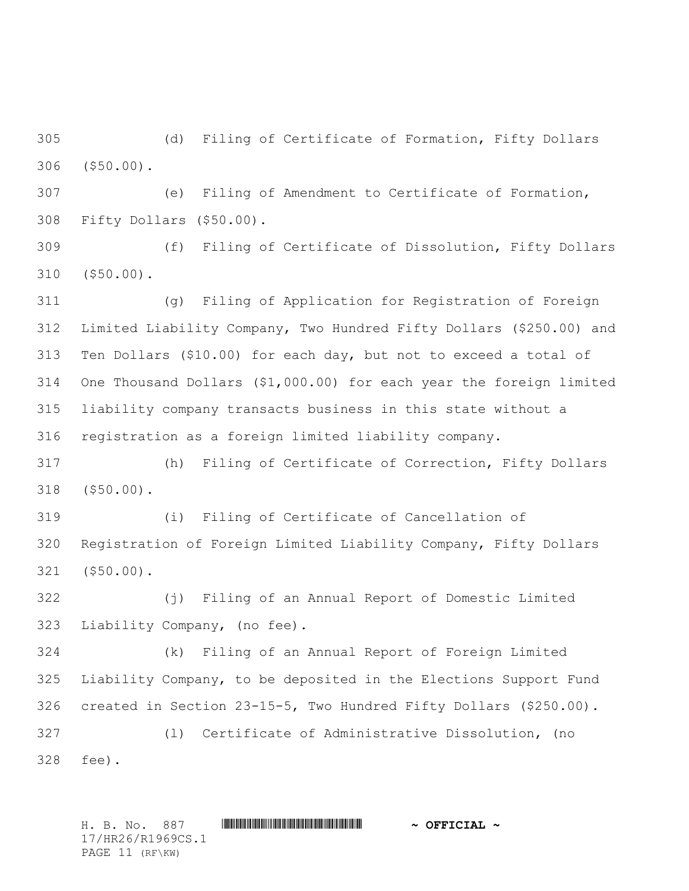(d) Filing of Certificate of Formation, Fifty Dollars ($50.00).

(e) Filing of Amendment to Certificate of Formation, Fifty Dollars ($50.00).

(f) Filing of Certificate of Dissolution, Fifty Dollars ($50.00).

(g) Filing of Application for Registration of Foreign Limited Liability Company, Two Hundred Fifty Dollars ($250.00) and Ten Dollars ($10.00) for each day, but not to exceed a total of One Thousand Dollars ($1,000.00) for each year the foreign limited liability company transacts business in this state without a registration as a foreign limited liability company.

(h) Filing of Certificate of Correction, Fifty Dollars ($50.00).

(i) Filing of Certificate of Cancellation of Registration of Foreign Limited Liability Company, Fifty Dollars ($50.00).

(j) Filing of an Annual Report of Domestic Limited Liability Company, (no fee).

(k) Filing of an Annual Report of Foreign Limited Liability Company, to be deposited in the Elections Support Fund created in Section 23-15-5, Two Hundred Fifty Dollars ($250.00).

(l) Certificate of Administrative Dissolution, (no fee).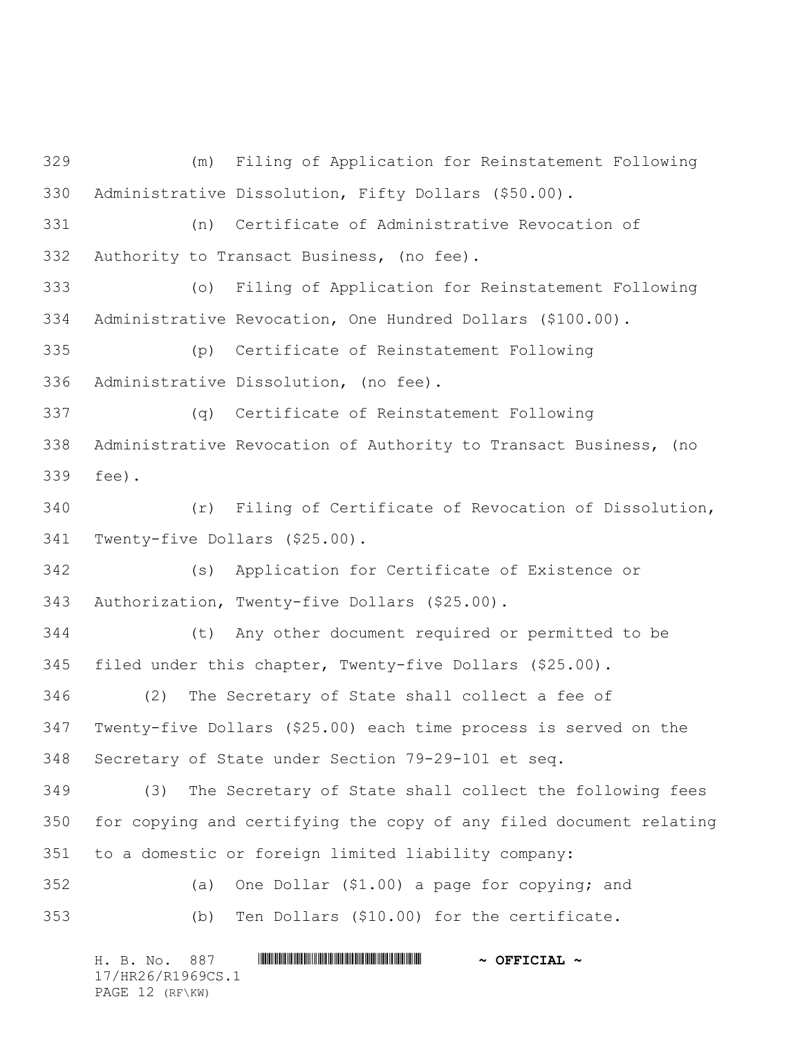(m) Filing of Application for Reinstatement Following Administrative Dissolution, Fifty Dollars ($50.00).

(n) Certificate of Administrative Revocation of Authority to Transact Business, (no fee).

(o) Filing of Application for Reinstatement Following Administrative Revocation, One Hundred Dollars ($100.00).

(p) Certificate of Reinstatement Following Administrative Dissolution, (no fee).

(q) Certificate of Reinstatement Following Administrative Revocation of Authority to Transact Business, (no fee).

(r) Filing of Certificate of Revocation of Dissolution, Twenty-five Dollars ($25.00).

(s) Application for Certificate of Existence or Authorization, Twenty-five Dollars ($25.00).

(t) Any other document required or permitted to be filed under this chapter, Twenty-five Dollars ($25.00).

(2) The Secretary of State shall collect a fee of Twenty-five Dollars ($25.00) each time process is served on the Secretary of State under Section 79-29-101 et seq.

(3) The Secretary of State shall collect the following fees for copying and certifying the copy of any filed document relating to a domestic or foreign limited liability company:

(a) One Dollar ($1.00) a page for copying; and

(b) Ten Dollars ($10.00) for the certificate.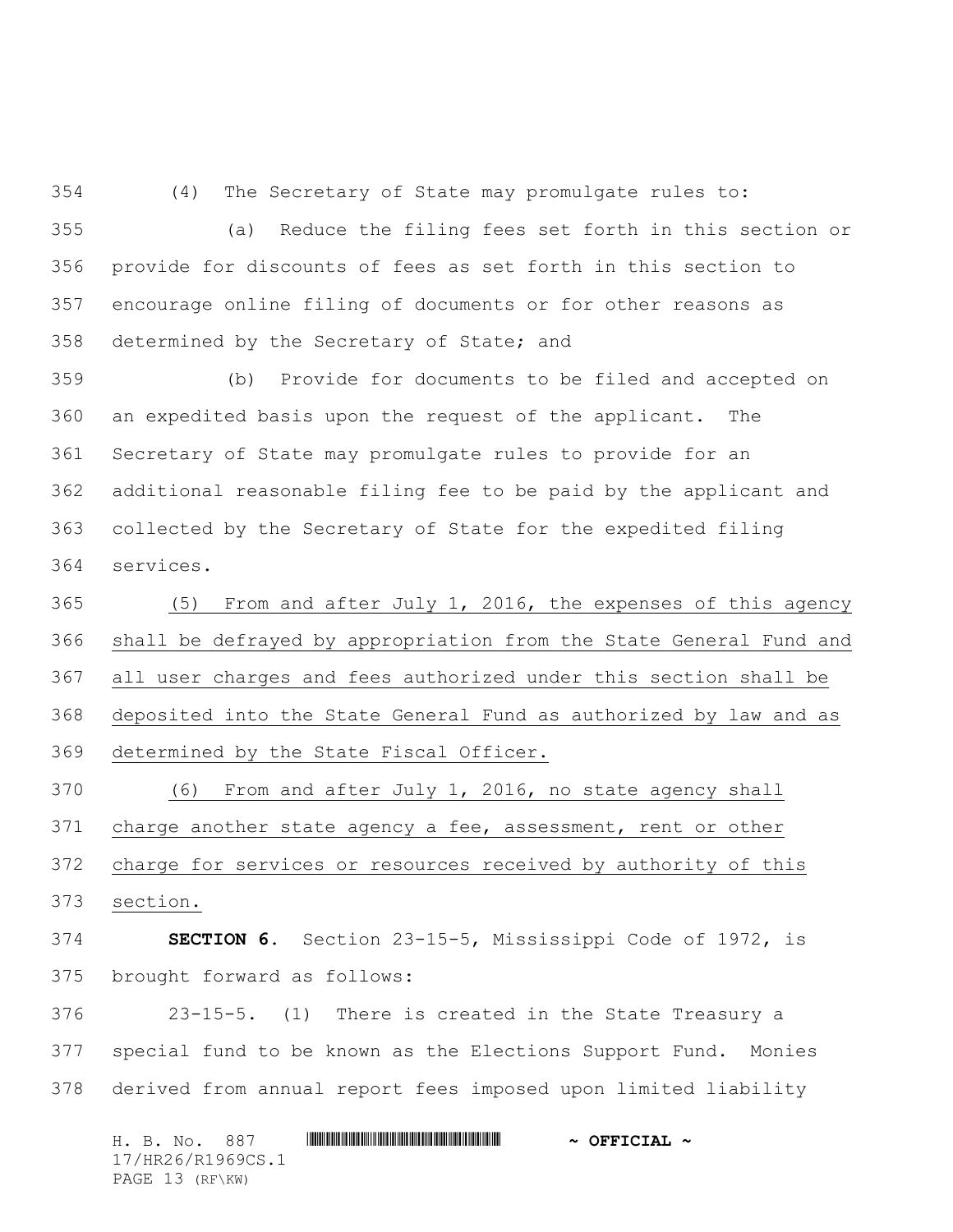(4) The Secretary of State may promulgate rules to:

(a) Reduce the filing fees set forth in this section or provide for discounts of fees as set forth in this section to encourage online filing of documents or for other reasons as determined by the Secretary of State; and

(b) Provide for documents to be filed and accepted on an expedited basis upon the request of the applicant. The Secretary of State may promulgate rules to provide for an additional reasonable filing fee to be paid by the applicant and collected by the Secretary of State for the expedited filing services.

(5) From and after July 1, 2016, the expenses of this agency shall be defrayed by appropriation from the State General Fund and all user charges and fees authorized under this section shall be deposited into the State General Fund as authorized by law and as determined by the State Fiscal Officer.

(6) From and after July 1, 2016, no state agency shall charge another state agency a fee, assessment, rent or other charge for services or resources received by authority of this section.

**SECTION 6.** Section 23-15-5, Mississippi Code of 1972, is brought forward as follows:

23-15-5. (1) There is created in the State Treasury a special fund to be known as the Elections Support Fund. Monies derived from annual report fees imposed upon limited liability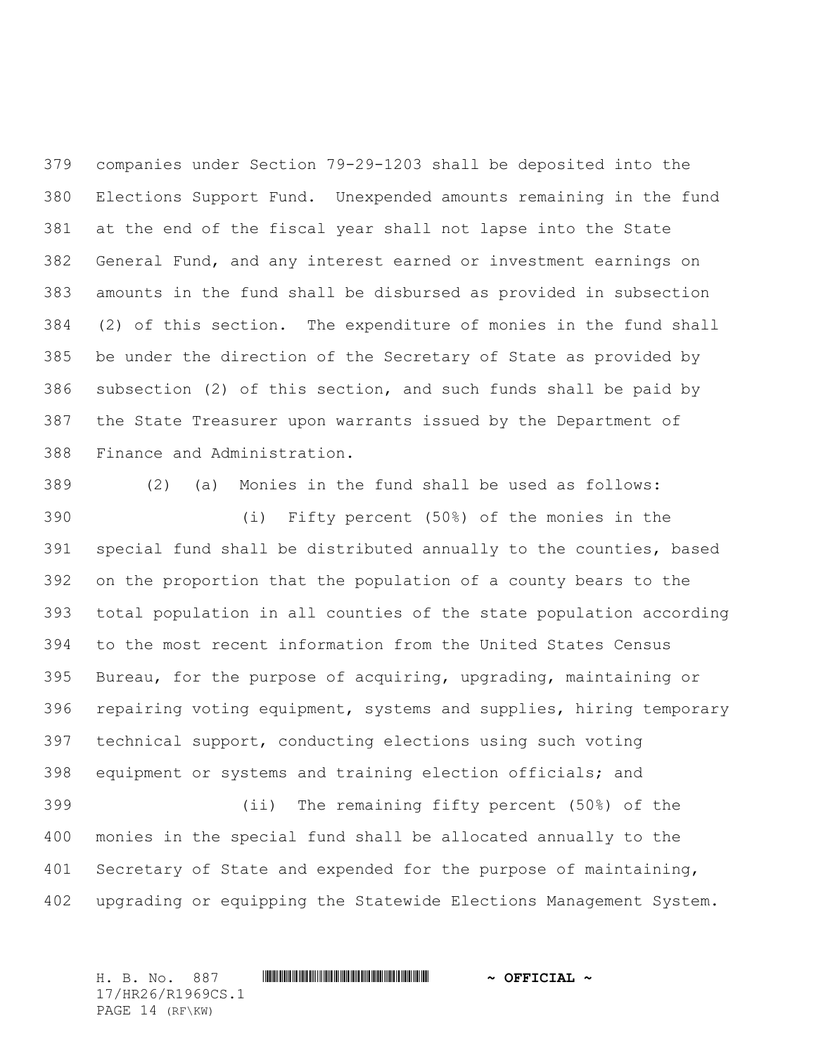companies under Section 79-29-1203 shall be deposited into the Elections Support Fund. Unexpended amounts remaining in the fund at the end of the fiscal year shall not lapse into the State General Fund, and any interest earned or investment earnings on amounts in the fund shall be disbursed as provided in subsection (2) of this section. The expenditure of monies in the fund shall be under the direction of the Secretary of State as provided by subsection (2) of this section, and such funds shall be paid by the State Treasurer upon warrants issued by the Department of Finance and Administration.

(2) (a) Monies in the fund shall be used as follows:

(i) Fifty percent (50%) of the monies in the special fund shall be distributed annually to the counties, based on the proportion that the population of a county bears to the total population in all counties of the state population according to the most recent information from the United States Census Bureau, for the purpose of acquiring, upgrading, maintaining or repairing voting equipment, systems and supplies, hiring temporary technical support, conducting elections using such voting equipment or systems and training election officials; and

(ii) The remaining fifty percent (50%) of the monies in the special fund shall be allocated annually to the Secretary of State and expended for the purpose of maintaining, upgrading or equipping the Statewide Elections Management System.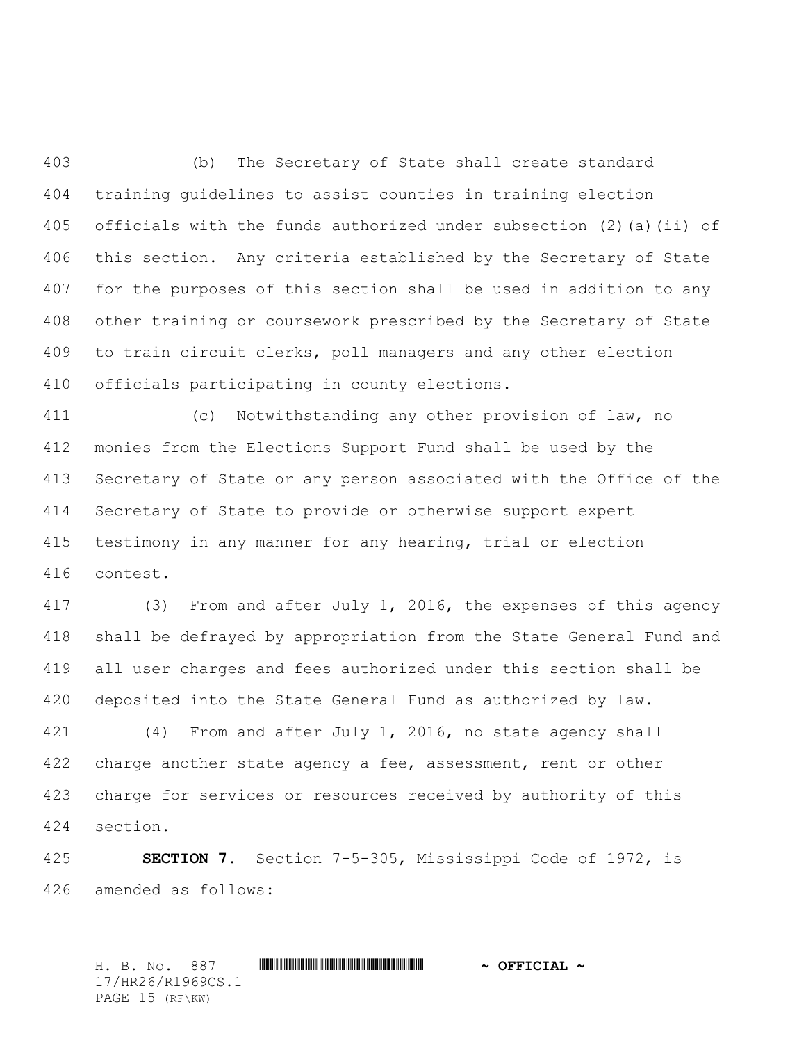(b) The Secretary of State shall create standard training guidelines to assist counties in training election officials with the funds authorized under subsection (2)(a)(ii) of this section. Any criteria established by the Secretary of State for the purposes of this section shall be used in addition to any other training or coursework prescribed by the Secretary of State to train circuit clerks, poll managers and any other election officials participating in county elections.

(c) Notwithstanding any other provision of law, no monies from the Elections Support Fund shall be used by the Secretary of State or any person associated with the Office of the Secretary of State to provide or otherwise support expert testimony in any manner for any hearing, trial or election contest.

(3) From and after July 1, 2016, the expenses of this agency shall be defrayed by appropriation from the State General Fund and all user charges and fees authorized under this section shall be deposited into the State General Fund as authorized by law.

(4) From and after July 1, 2016, no state agency shall charge another state agency a fee, assessment, rent or other charge for services or resources received by authority of this section.

**SECTION 7.** Section 7-5-305, Mississippi Code of 1972, is amended as follows: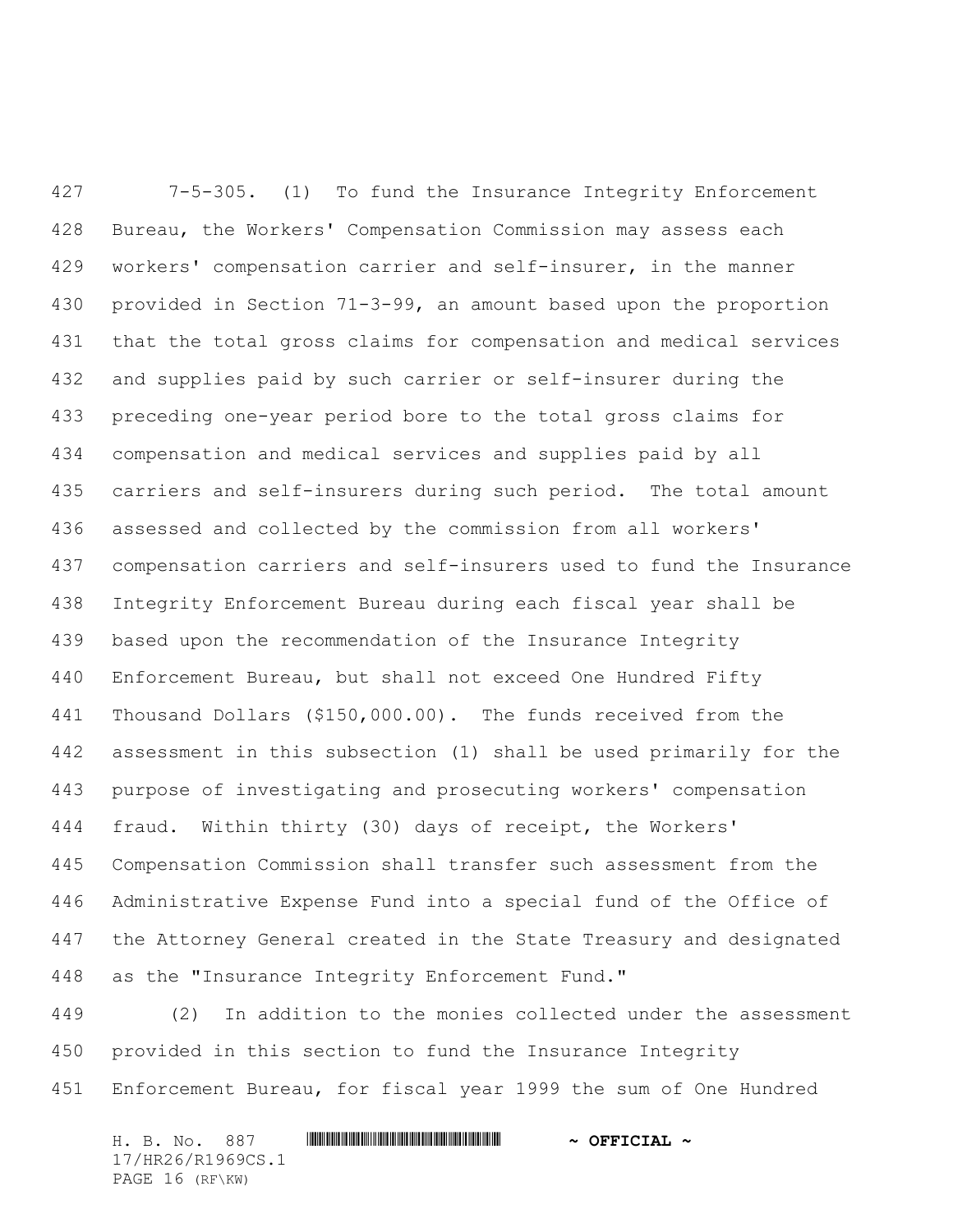7-5-305. (1) To fund the Insurance Integrity Enforcement Bureau, the Workers' Compensation Commission may assess each workers' compensation carrier and self-insurer, in the manner provided in Section 71-3-99, an amount based upon the proportion that the total gross claims for compensation and medical services and supplies paid by such carrier or self-insurer during the preceding one-year period bore to the total gross claims for compensation and medical services and supplies paid by all carriers and self-insurers during such period. The total amount assessed and collected by the commission from all workers' compensation carriers and self-insurers used to fund the Insurance Integrity Enforcement Bureau during each fiscal year shall be based upon the recommendation of the Insurance Integrity Enforcement Bureau, but shall not exceed One Hundred Fifty Thousand Dollars ($150,000.00). The funds received from the assessment in this subsection (1) shall be used primarily for the purpose of investigating and prosecuting workers' compensation fraud. Within thirty (30) days of receipt, the Workers' Compensation Commission shall transfer such assessment from the Administrative Expense Fund into a special fund of the Office of the Attorney General created in the State Treasury and designated as the "Insurance Integrity Enforcement Fund."

(2) In addition to the monies collected under the assessment provided in this section to fund the Insurance Integrity Enforcement Bureau, for fiscal year 1999 the sum of One Hundred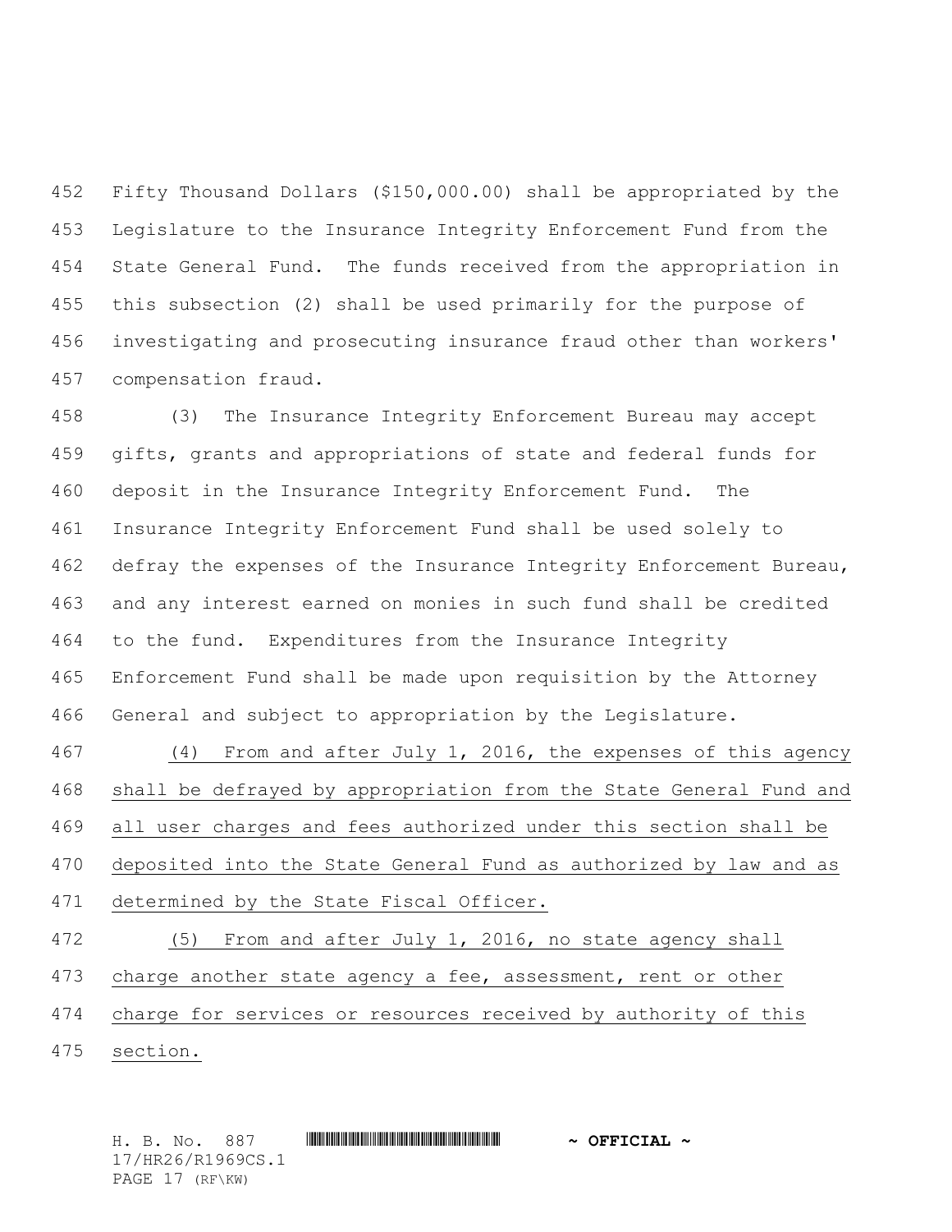Fifty Thousand Dollars ($150,000.00) shall be appropriated by the Legislature to the Insurance Integrity Enforcement Fund from the State General Fund. The funds received from the appropriation in this subsection (2) shall be used primarily for the purpose of investigating and prosecuting insurance fraud other than workers' compensation fraud.

(3) The Insurance Integrity Enforcement Bureau may accept gifts, grants and appropriations of state and federal funds for deposit in the Insurance Integrity Enforcement Fund. The Insurance Integrity Enforcement Fund shall be used solely to defray the expenses of the Insurance Integrity Enforcement Bureau, and any interest earned on monies in such fund shall be credited to the fund. Expenditures from the Insurance Integrity Enforcement Fund shall be made upon requisition by the Attorney General and subject to appropriation by the Legislature.

(4) From and after July 1, 2016, the expenses of this agency shall be defrayed by appropriation from the State General Fund and all user charges and fees authorized under this section shall be deposited into the State General Fund as authorized by law and as determined by the State Fiscal Officer.

(5) From and after July 1, 2016, no state agency shall charge another state agency a fee, assessment, rent or other charge for services or resources received by authority of this section.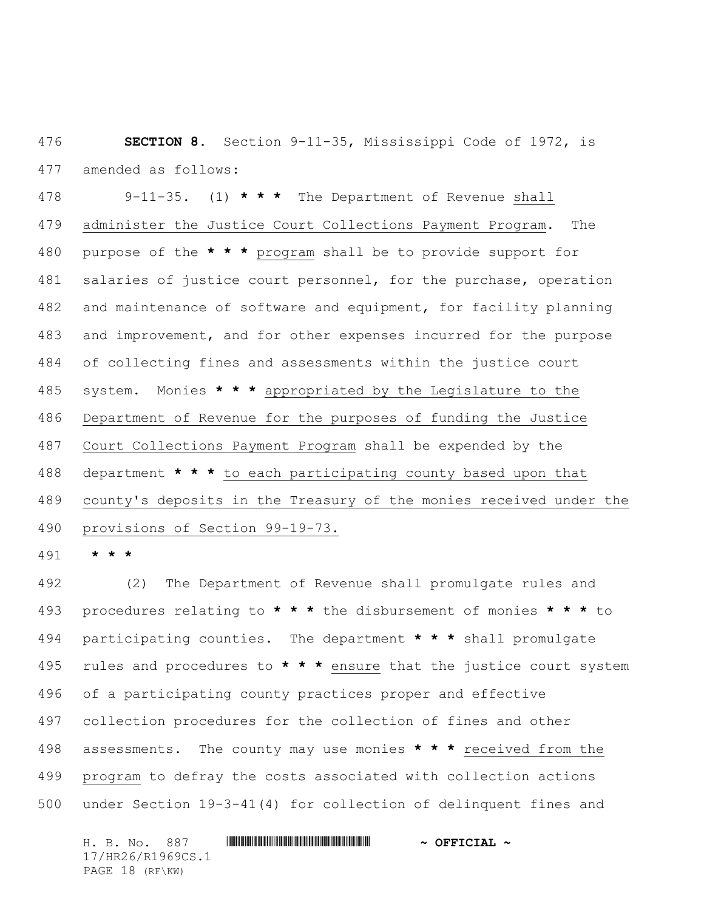**SECTION 8.** Section 9-11-35, Mississippi Code of 1972, is amended as follows:

9-11-35. (1) * * * The Department of Revenue shall administer the Justice Court Collections Payment Program. The purpose of the * * * program shall be to provide support for salaries of justice court personnel, for the purchase, operation and maintenance of software and equipment, for facility planning and improvement, and for other expenses incurred for the purpose of collecting fines and assessments within the justice court system. Monies * * * appropriated by the Legislature to the Department of Revenue for the purposes of funding the Justice Court Collections Payment Program shall be expended by the department * * * to each participating county based upon that county's deposits in the Treasury of the monies received under the provisions of Section 99-19-73.

* * *

(2) The Department of Revenue shall promulgate rules and procedures relating to * * * the disbursement of monies * * * to participating counties. The department * * * shall promulgate rules and procedures to * * * ensure that the justice court system of a participating county practices proper and effective collection procedures for the collection of fines and other assessments. The county may use monies * * * received from the program to defray the costs associated with collection actions under Section 19-3-41(4) for collection of delinquent fines and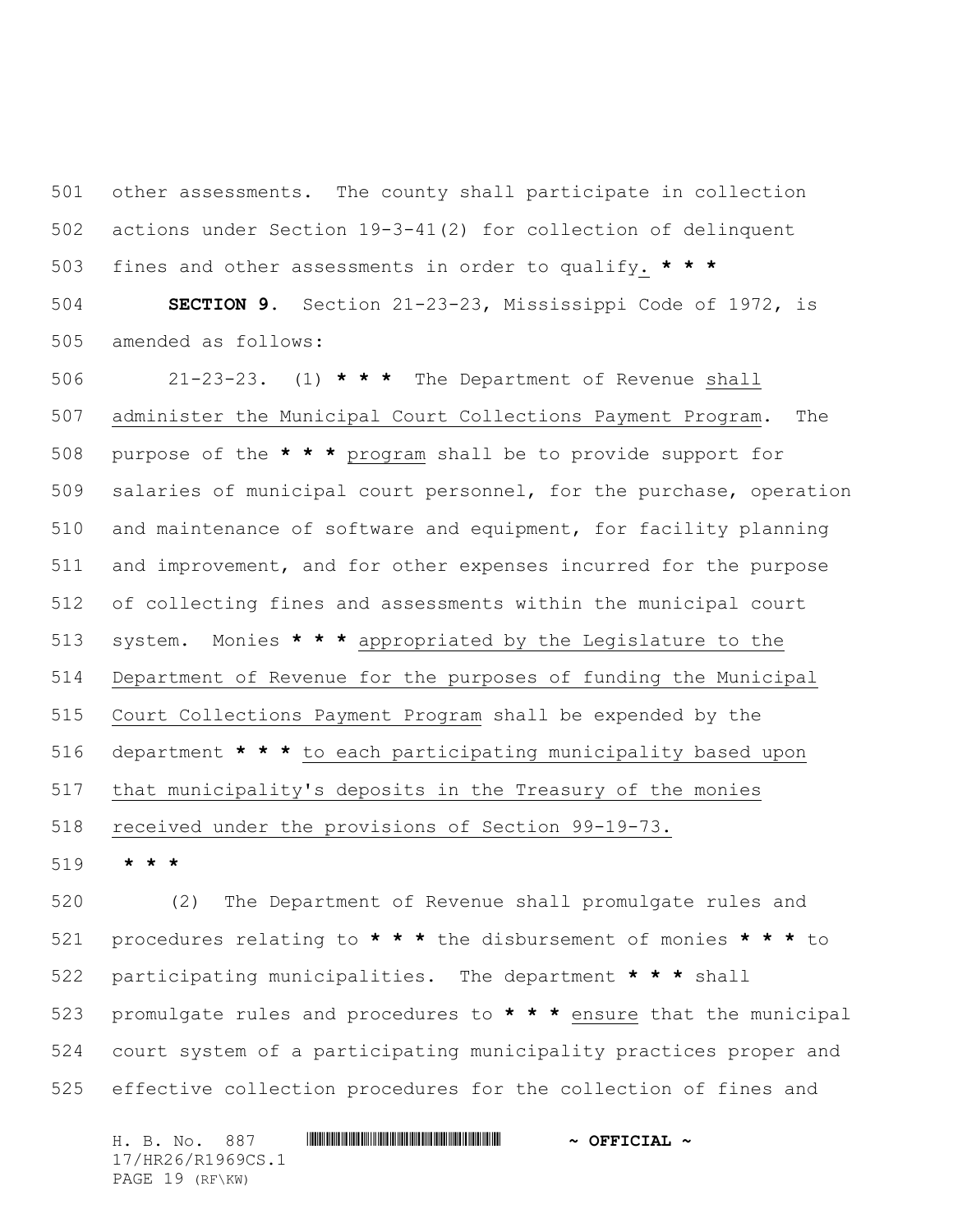other assessments. The county shall participate in collection actions under Section 19-3-41(2) for collection of delinquent fines and other assessments in order to qualify. *** 

**SECTION 9.** Section 21-23-23, Mississippi Code of 1972, is amended as follows:

21-23-23. (1) *** The Department of Revenue shall administer the Municipal Court Collections Payment Program. The purpose of the *** program shall be to provide support for salaries of municipal court personnel, for the purchase, operation and maintenance of software and equipment, for facility planning and improvement, and for other expenses incurred for the purpose of collecting fines and assessments within the municipal court system. Monies *** appropriated by the Legislature to the Department of Revenue for the purposes of funding the Municipal Court Collections Payment Program shall be expended by the department *** to each participating municipality based upon that municipality's deposits in the Treasury of the monies received under the provisions of Section 99-19-73.

***

(2) The Department of Revenue shall promulgate rules and procedures relating to *** the disbursement of monies *** to participating municipalities. The department *** shall promulgate rules and procedures to *** ensure that the municipal court system of a participating municipality practices proper and effective collection procedures for the collection of fines and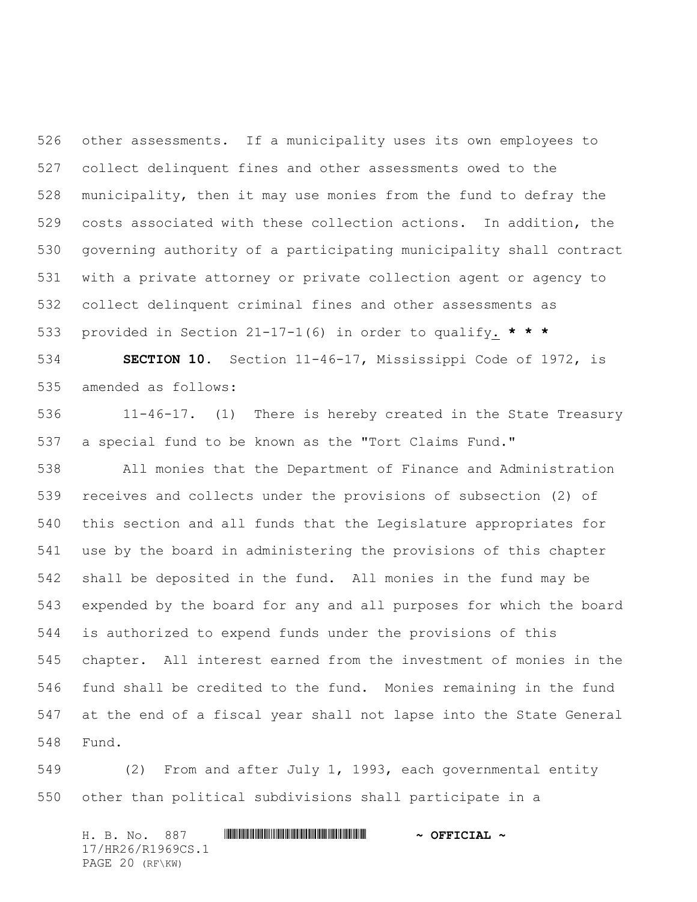other assessments. If a municipality uses its own employees to collect delinquent fines and other assessments owed to the municipality, then it may use monies from the fund to defray the costs associated with these collection actions. In addition, the governing authority of a participating municipality shall contract with a private attorney or private collection agent or agency to collect delinquent criminal fines and other assessments as provided in Section 21-17-1(6) in order to qualify. *** * ***

**SECTION 10.** Section 11-46-17, Mississippi Code of 1972, is amended as follows:

11-46-17. (1) There is hereby created in the State Treasury a special fund to be known as the "Tort Claims Fund."

All monies that the Department of Finance and Administration receives and collects under the provisions of subsection (2) of this section and all funds that the Legislature appropriates for use by the board in administering the provisions of this chapter shall be deposited in the fund. All monies in the fund may be expended by the board for any and all purposes for which the board is authorized to expend funds under the provisions of this chapter. All interest earned from the investment of monies in the fund shall be credited to the fund. Monies remaining in the fund at the end of a fiscal year shall not lapse into the State General Fund.

(2) From and after July 1, 1993, each governmental entity other than political subdivisions shall participate in a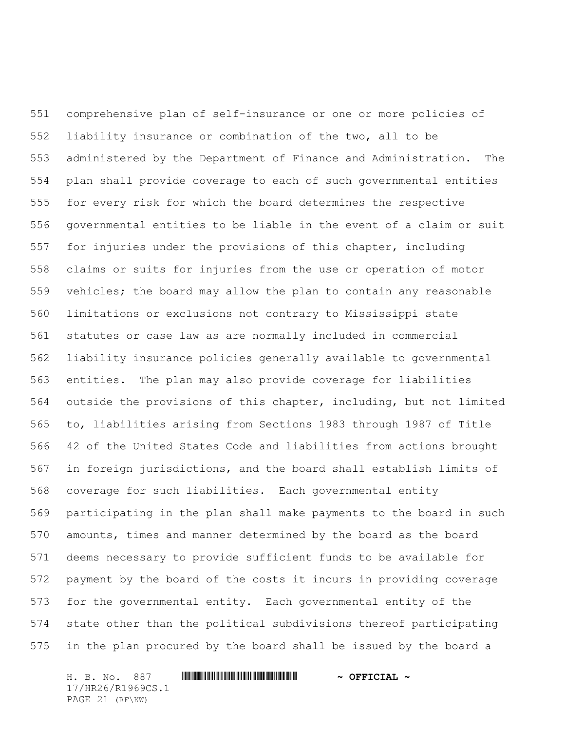comprehensive plan of self-insurance or one or more policies of liability insurance or combination of the two, all to be administered by the Department of Finance and Administration. The plan shall provide coverage to each of such governmental entities for every risk for which the board determines the respective governmental entities to be liable in the event of a claim or suit for injuries under the provisions of this chapter, including claims or suits for injuries from the use or operation of motor vehicles; the board may allow the plan to contain any reasonable limitations or exclusions not contrary to Mississippi state statutes or case law as are normally included in commercial liability insurance policies generally available to governmental entities. The plan may also provide coverage for liabilities outside the provisions of this chapter, including, but not limited to, liabilities arising from Sections 1983 through 1987 of Title 42 of the United States Code and liabilities from actions brought in foreign jurisdictions, and the board shall establish limits of coverage for such liabilities. Each governmental entity participating in the plan shall make payments to the board in such amounts, times and manner determined by the board as the board deems necessary to provide sufficient funds to be available for payment by the board of the costs it incurs in providing coverage for the governmental entity. Each governmental entity of the state other than the political subdivisions thereof participating in the plan procured by the board shall be issued by the board a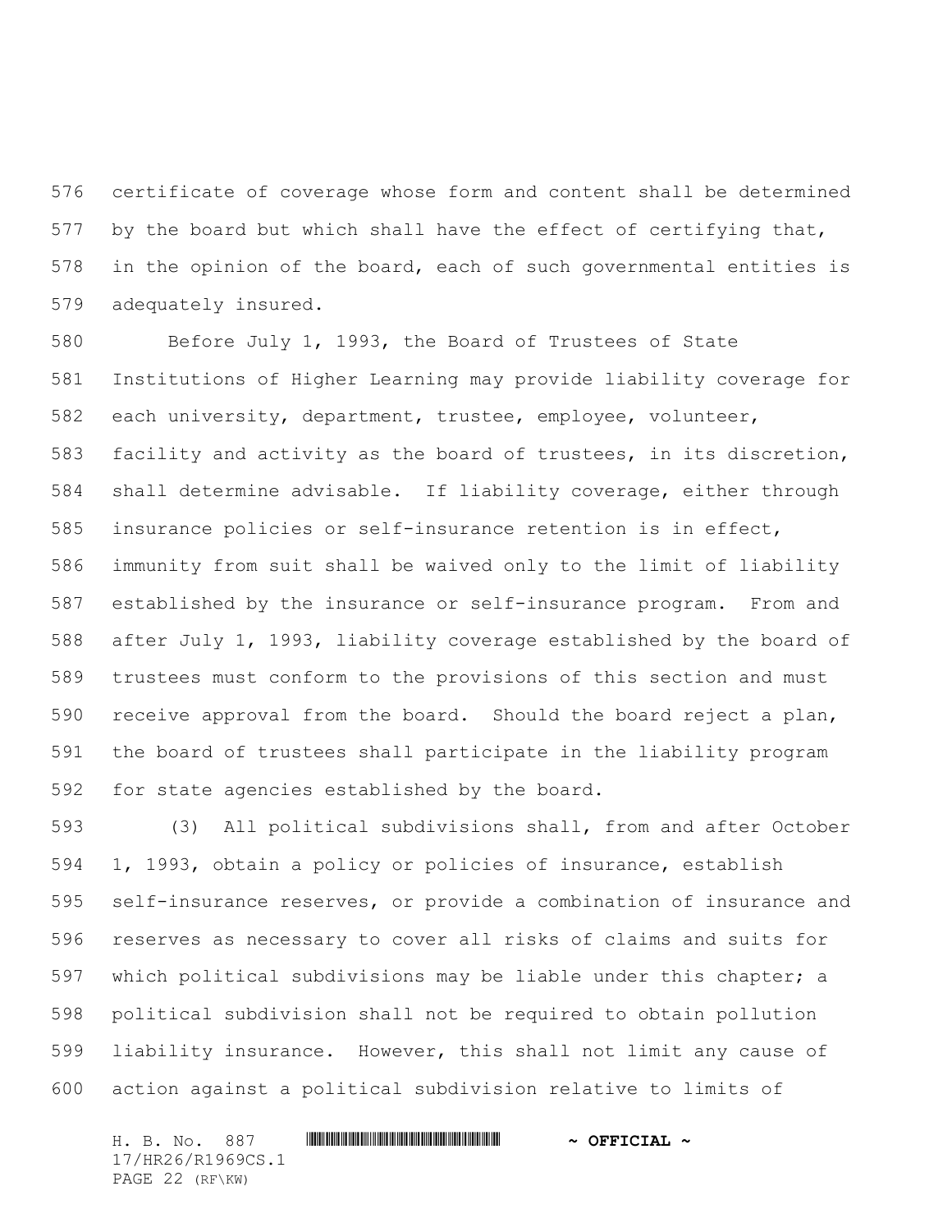certificate of coverage whose form and content shall be determined by the board but which shall have the effect of certifying that, in the opinion of the board, each of such governmental entities is adequately insured.

Before July 1, 1993, the Board of Trustees of State Institutions of Higher Learning may provide liability coverage for each university, department, trustee, employee, volunteer, facility and activity as the board of trustees, in its discretion, shall determine advisable. If liability coverage, either through insurance policies or self-insurance retention is in effect, immunity from suit shall be waived only to the limit of liability established by the insurance or self-insurance program. From and after July 1, 1993, liability coverage established by the board of trustees must conform to the provisions of this section and must receive approval from the board. Should the board reject a plan, the board of trustees shall participate in the liability program for state agencies established by the board.

(3) All political subdivisions shall, from and after October 1, 1993, obtain a policy or policies of insurance, establish self-insurance reserves, or provide a combination of insurance and reserves as necessary to cover all risks of claims and suits for which political subdivisions may be liable under this chapter; a political subdivision shall not be required to obtain pollution liability insurance. However, this shall not limit any cause of action against a political subdivision relative to limits of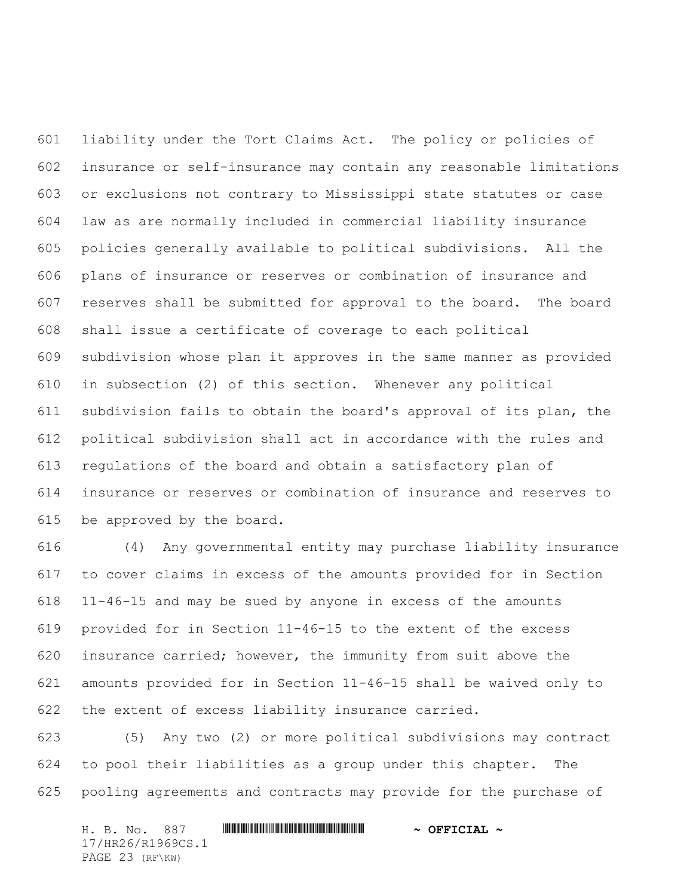liability under the Tort Claims Act. The policy or policies of insurance or self-insurance may contain any reasonable limitations or exclusions not contrary to Mississippi state statutes or case law as are normally included in commercial liability insurance policies generally available to political subdivisions. All the plans of insurance or reserves or combination of insurance and reserves shall be submitted for approval to the board. The board shall issue a certificate of coverage to each political subdivision whose plan it approves in the same manner as provided in subsection (2) of this section. Whenever any political subdivision fails to obtain the board's approval of its plan, the political subdivision shall act in accordance with the rules and regulations of the board and obtain a satisfactory plan of insurance or reserves or combination of insurance and reserves to be approved by the board.

(4) Any governmental entity may purchase liability insurance to cover claims in excess of the amounts provided for in Section 11-46-15 and may be sued by anyone in excess of the amounts provided for in Section 11-46-15 to the extent of the excess insurance carried; however, the immunity from suit above the amounts provided for in Section 11-46-15 shall be waived only to the extent of excess liability insurance carried.

(5) Any two (2) or more political subdivisions may contract to pool their liabilities as a group under this chapter. The pooling agreements and contracts may provide for the purchase of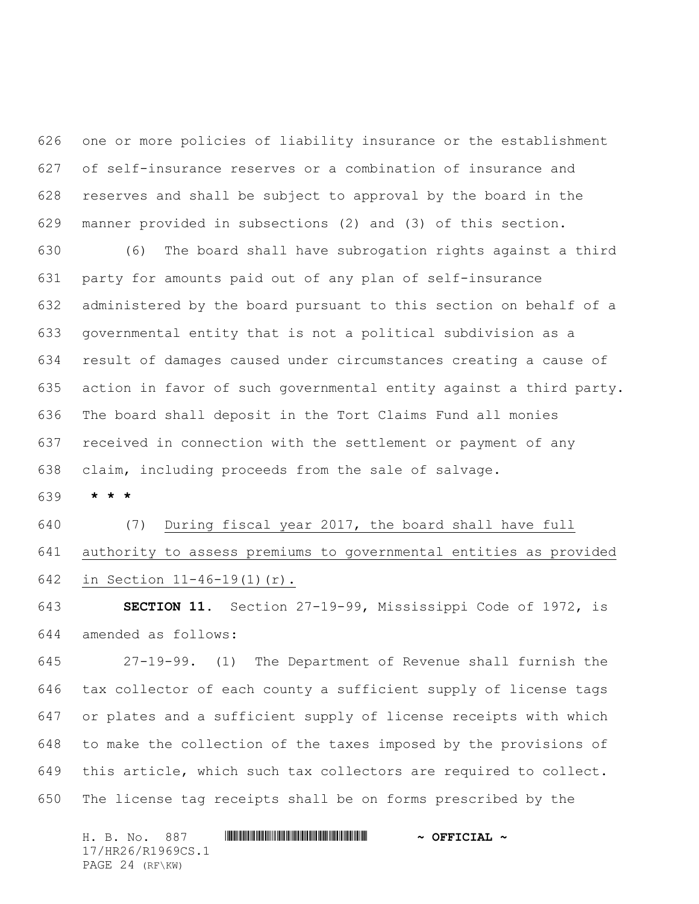one or more policies of liability insurance or the establishment of self-insurance reserves or a combination of insurance and reserves and shall be subject to approval by the board in the manner provided in subsections (2) and (3) of this section.

(6) The board shall have subrogation rights against a third party for amounts paid out of any plan of self-insurance administered by the board pursuant to this section on behalf of a governmental entity that is not a political subdivision as a result of damages caused under circumstances creating a cause of action in favor of such governmental entity against a third party. The board shall deposit in the Tort Claims Fund all monies received in connection with the settlement or payment of any claim, including proceeds from the sale of salvage.

**\* \* \***

(7) <u>During fiscal year 2017, the board shall have full authority to assess premiums to governmental entities as provided in Section 11-46-19(1)(r).</u>

**SECTION 11.** Section 27-19-99, Mississippi Code of 1972, is amended as follows:

27-19-99. (1) The Department of Revenue shall furnish the tax collector of each county a sufficient supply of license tags or plates and a sufficient supply of license receipts with which to make the collection of the taxes imposed by the provisions of this article, which such tax collectors are required to collect. The license tag receipts shall be on forms prescribed by the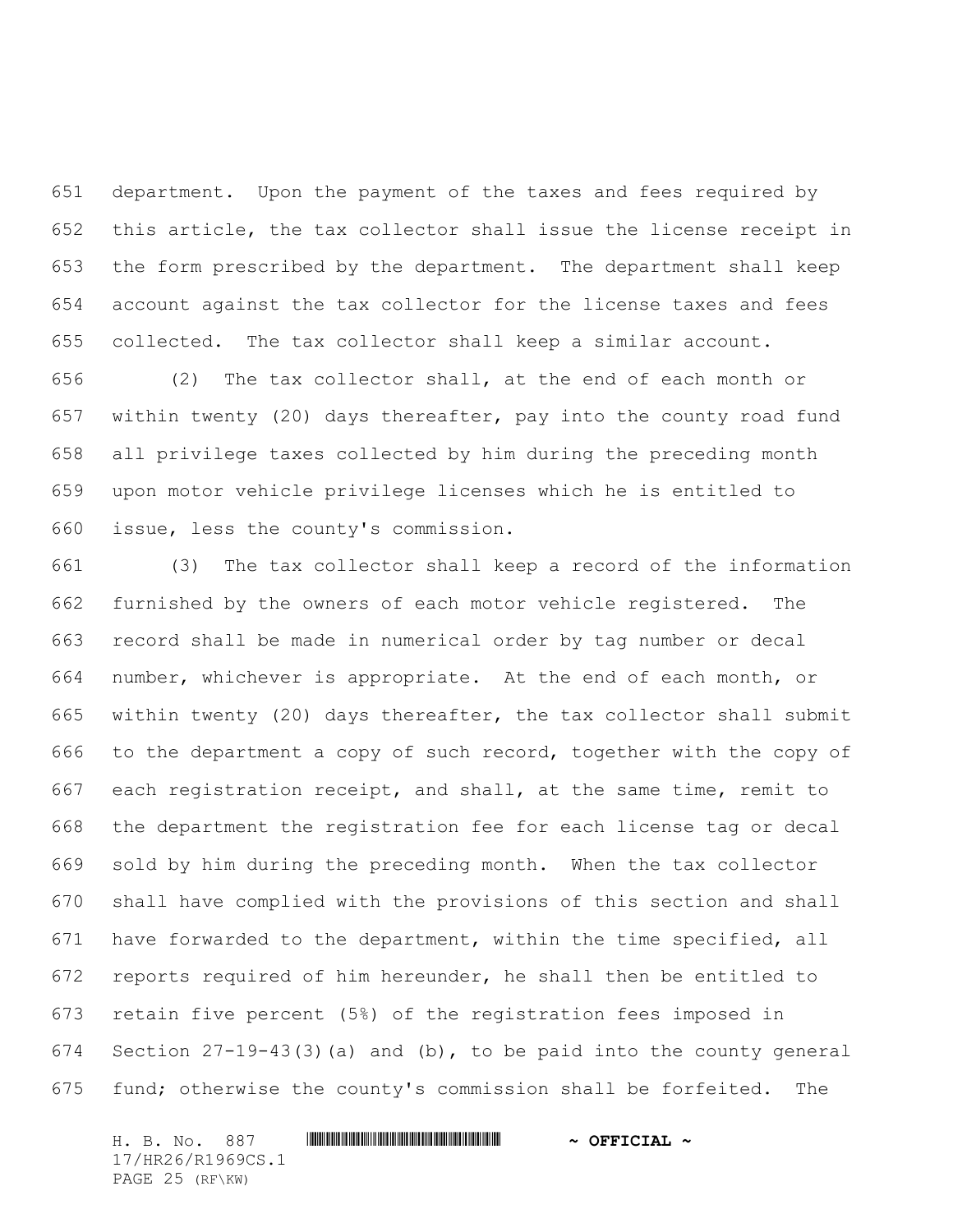department. Upon the payment of the taxes and fees required by this article, the tax collector shall issue the license receipt in the form prescribed by the department. The department shall keep account against the tax collector for the license taxes and fees collected. The tax collector shall keep a similar account.

(2) The tax collector shall, at the end of each month or within twenty (20) days thereafter, pay into the county road fund all privilege taxes collected by him during the preceding month upon motor vehicle privilege licenses which he is entitled to issue, less the county's commission.

(3) The tax collector shall keep a record of the information furnished by the owners of each motor vehicle registered. The record shall be made in numerical order by tag number or decal number, whichever is appropriate. At the end of each month, or within twenty (20) days thereafter, the tax collector shall submit to the department a copy of such record, together with the copy of each registration receipt, and shall, at the same time, remit to the department the registration fee for each license tag or decal sold by him during the preceding month. When the tax collector shall have complied with the provisions of this section and shall have forwarded to the department, within the time specified, all reports required of him hereunder, he shall then be entitled to retain five percent (5%) of the registration fees imposed in Section 27-19-43(3)(a) and (b), to be paid into the county general fund; otherwise the county's commission shall be forfeited. The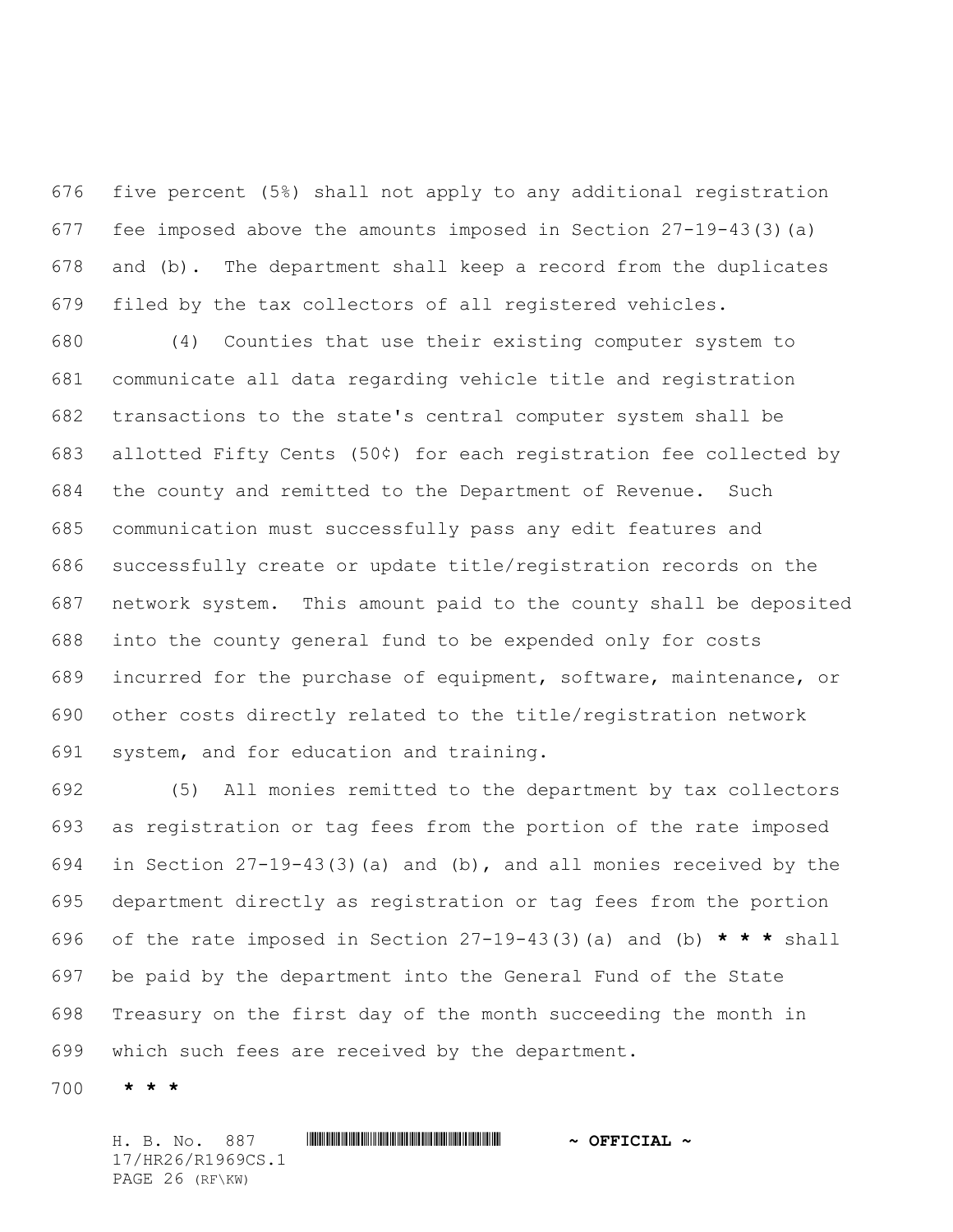five percent (5%) shall not apply to any additional registration fee imposed above the amounts imposed in Section 27-19-43(3)(a) and (b). The department shall keep a record from the duplicates filed by the tax collectors of all registered vehicles.

(4) Counties that use their existing computer system to communicate all data regarding vehicle title and registration transactions to the state's central computer system shall be allotted Fifty Cents (50¢) for each registration fee collected by the county and remitted to the Department of Revenue. Such communication must successfully pass any edit features and successfully create or update title/registration records on the network system. This amount paid to the county shall be deposited into the county general fund to be expended only for costs incurred for the purchase of equipment, software, maintenance, or other costs directly related to the title/registration network system, and for education and training.

(5) All monies remitted to the department by tax collectors as registration or tag fees from the portion of the rate imposed in Section 27-19-43(3)(a) and (b), and all monies received by the department directly as registration or tag fees from the portion of the rate imposed in Section 27-19-43(3)(a) and (b) *** shall be paid by the department into the General Fund of the State Treasury on the first day of the month succeeding the month in which such fees are received by the department.

***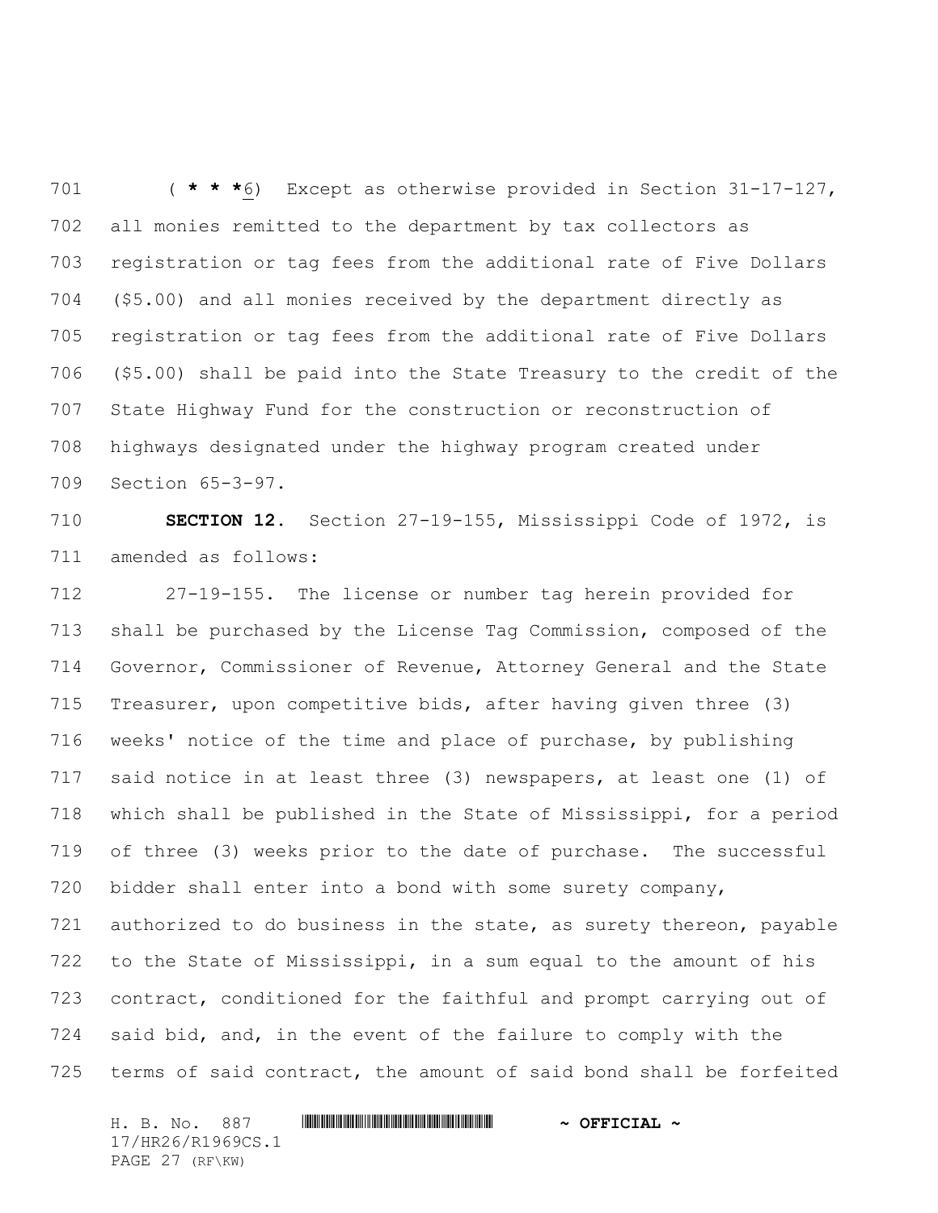( *** 6) Except as otherwise provided in Section 31-17-127, all monies remitted to the department by tax collectors as registration or tag fees from the additional rate of Five Dollars ($5.00) and all monies received by the department directly as registration or tag fees from the additional rate of Five Dollars ($5.00) shall be paid into the State Treasury to the credit of the State Highway Fund for the construction or reconstruction of highways designated under the highway program created under Section 65-3-97.

**SECTION 12.** Section 27-19-155, Mississippi Code of 1972, is amended as follows:

27-19-155. The license or number tag herein provided for shall be purchased by the License Tag Commission, composed of the Governor, Commissioner of Revenue, Attorney General and the State Treasurer, upon competitive bids, after having given three (3) weeks' notice of the time and place of purchase, by publishing said notice in at least three (3) newspapers, at least one (1) of which shall be published in the State of Mississippi, for a period of three (3) weeks prior to the date of purchase. The successful bidder shall enter into a bond with some surety company, authorized to do business in the state, as surety thereon, payable to the State of Mississippi, in a sum equal to the amount of his contract, conditioned for the faithful and prompt carrying out of said bid, and, in the event of the failure to comply with the terms of said contract, the amount of said bond shall be forfeited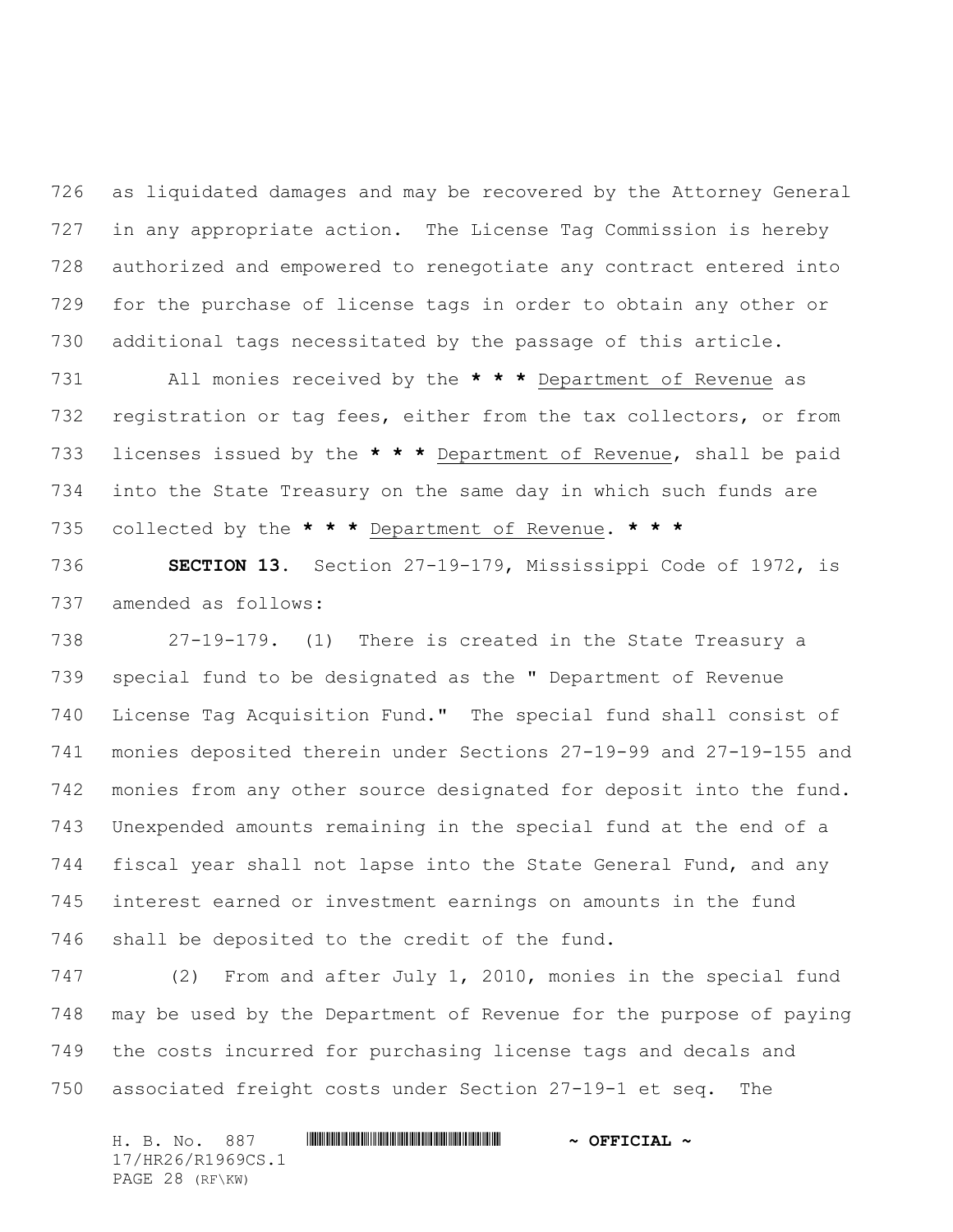as liquidated damages and may be recovered by the Attorney General in any appropriate action. The License Tag Commission is hereby authorized and empowered to renegotiate any contract entered into for the purchase of license tags in order to obtain any other or additional tags necessitated by the passage of this article.

All monies received by the **\* \* \*** Department of Revenue as registration or tag fees, either from the tax collectors, or from licenses issued by the **\* \* \*** Department of Revenue, shall be paid into the State Treasury on the same day in which such funds are collected by the **\* \* \*** Department of Revenue. **\* \* \***

**SECTION 13.** Section 27-19-179, Mississippi Code of 1972, is amended as follows:

27-19-179. (1) There is created in the State Treasury a special fund to be designated as the " Department of Revenue License Tag Acquisition Fund." The special fund shall consist of monies deposited therein under Sections 27-19-99 and 27-19-155 and monies from any other source designated for deposit into the fund. Unexpended amounts remaining in the special fund at the end of a fiscal year shall not lapse into the State General Fund, and any interest earned or investment earnings on amounts in the fund shall be deposited to the credit of the fund.

(2) From and after July 1, 2010, monies in the special fund may be used by the Department of Revenue for the purpose of paying the costs incurred for purchasing license tags and decals and associated freight costs under Section 27-19-1 et seq. The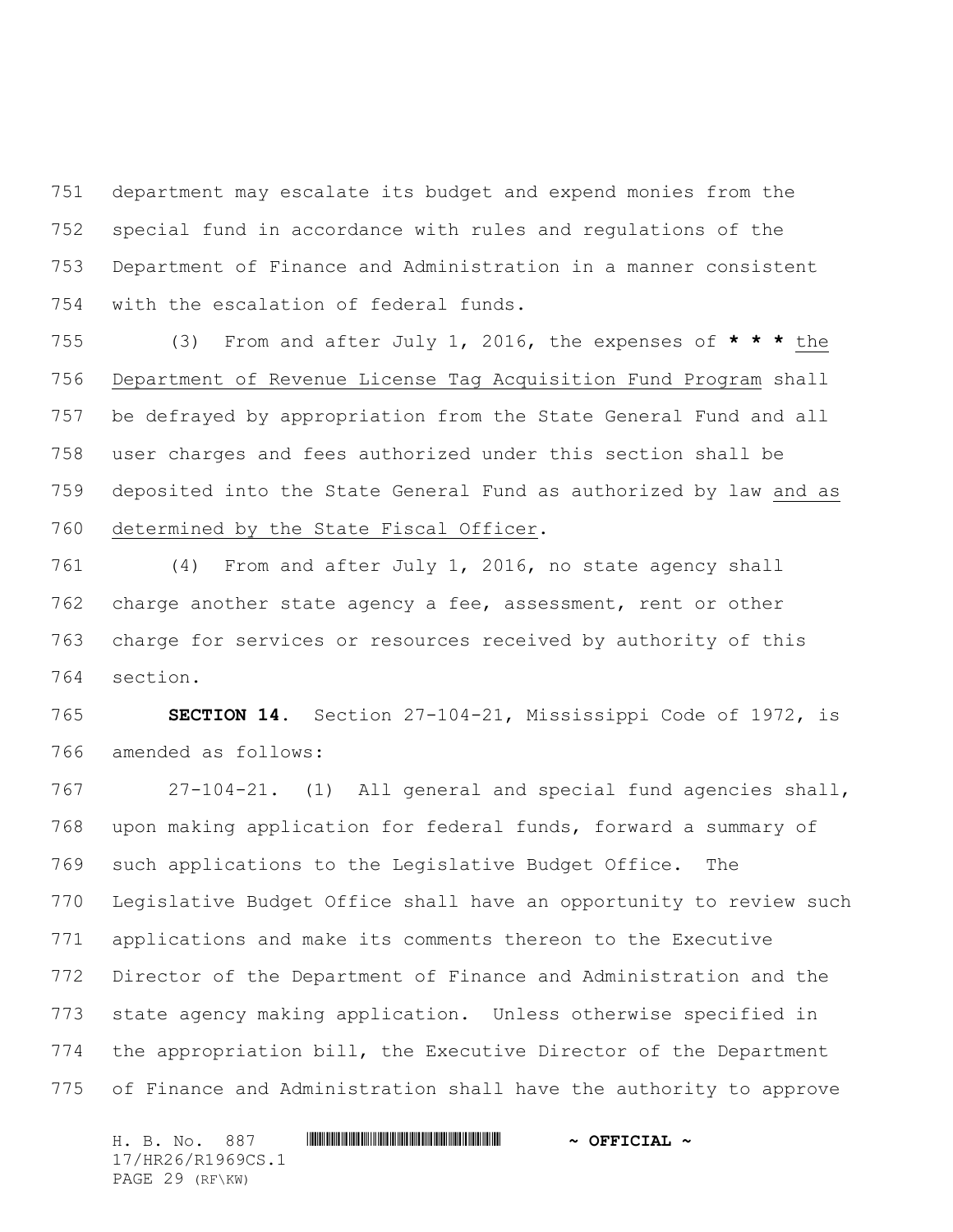department may escalate its budget and expend monies from the special fund in accordance with rules and regulations of the Department of Finance and Administration in a manner consistent with the escalation of federal funds.

(3) From and after July 1, 2016, the expenses of *** the Department of Revenue License Tag Acquisition Fund Program shall be defrayed by appropriation from the State General Fund and all user charges and fees authorized under this section shall be deposited into the State General Fund as authorized by law and as determined by the State Fiscal Officer.

(4) From and after July 1, 2016, no state agency shall charge another state agency a fee, assessment, rent or other charge for services or resources received by authority of this section.

**SECTION 14.** Section 27-104-21, Mississippi Code of 1972, is amended as follows:

27-104-21. (1) All general and special fund agencies shall, upon making application for federal funds, forward a summary of such applications to the Legislative Budget Office. The Legislative Budget Office shall have an opportunity to review such applications and make its comments thereon to the Executive Director of the Department of Finance and Administration and the state agency making application. Unless otherwise specified in the appropriation bill, the Executive Director of the Department of Finance and Administration shall have the authority to approve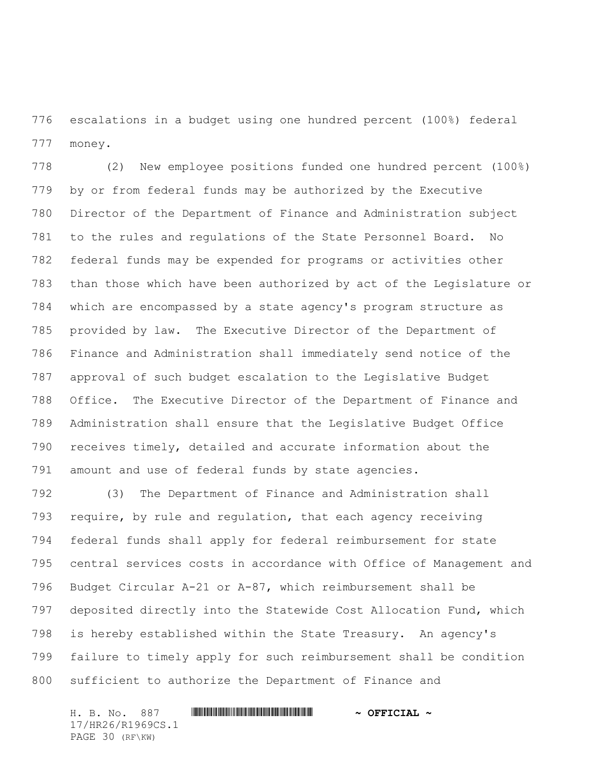escalations in a budget using one hundred percent (100%) federal money.

(2) New employee positions funded one hundred percent (100%) by or from federal funds may be authorized by the Executive Director of the Department of Finance and Administration subject to the rules and regulations of the State Personnel Board. No federal funds may be expended for programs or activities other than those which have been authorized by act of the Legislature or which are encompassed by a state agency's program structure as provided by law. The Executive Director of the Department of Finance and Administration shall immediately send notice of the approval of such budget escalation to the Legislative Budget Office. The Executive Director of the Department of Finance and Administration shall ensure that the Legislative Budget Office receives timely, detailed and accurate information about the amount and use of federal funds by state agencies.

(3) The Department of Finance and Administration shall require, by rule and regulation, that each agency receiving federal funds shall apply for federal reimbursement for state central services costs in accordance with Office of Management and Budget Circular A-21 or A-87, which reimbursement shall be deposited directly into the Statewide Cost Allocation Fund, which is hereby established within the State Treasury. An agency's failure to timely apply for such reimbursement shall be condition sufficient to authorize the Department of Finance and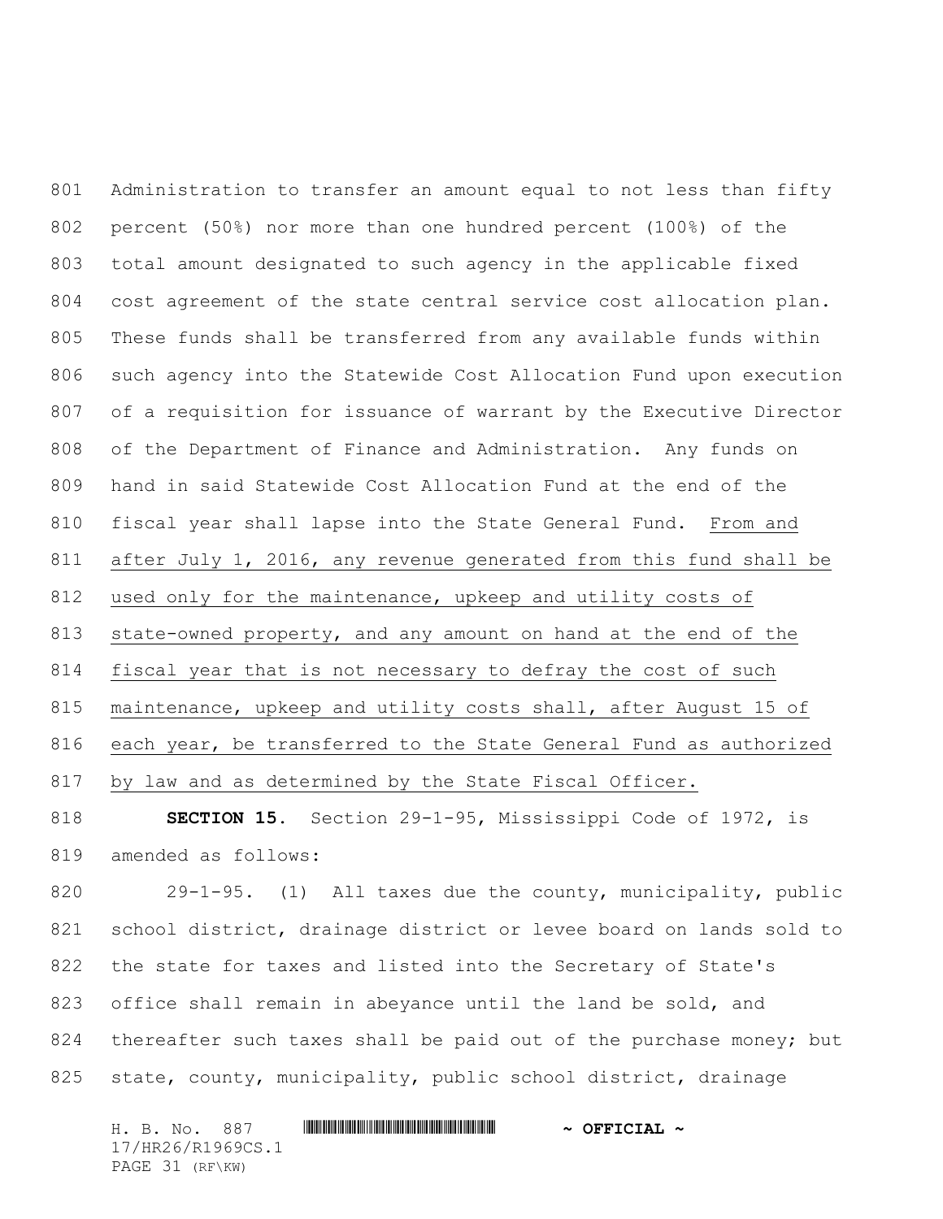801 Administration to transfer an amount equal to not less than fifty 802 percent (50%) nor more than one hundred percent (100%) of the 803 total amount designated to such agency in the applicable fixed 804 cost agreement of the state central service cost allocation plan. 805 These funds shall be transferred from any available funds within 806 such agency into the Statewide Cost Allocation Fund upon execution 807 of a requisition for issuance of warrant by the Executive Director 808 of the Department of Finance and Administration. Any funds on 809 hand in said Statewide Cost Allocation Fund at the end of the 810 fiscal year shall lapse into the State General Fund. <u>From and 811 after July 1, 2016, any revenue generated from this fund shall be 812 used only for the maintenance, upkeep and utility costs of 813 state-owned property, and any amount on hand at the end of the 814 fiscal year that is not necessary to defray the cost of such 815 maintenance, upkeep and utility costs shall, after August 15 of 816 each year, be transferred to the State General Fund as authorized 817 by law and as determined by the State Fiscal Officer.</u>

818 **SECTION 15.** Section 29-1-95, Mississippi Code of 1972, is 819 amended as follows:

820 29-1-95. (1) All taxes due the county, municipality, public 821 school district, drainage district or levee board on lands sold to 822 the state for taxes and listed into the Secretary of State's 823 office shall remain in abeyance until the land be sold, and 824 thereafter such taxes shall be paid out of the purchase money; but 825 state, county, municipality, public school district, drainage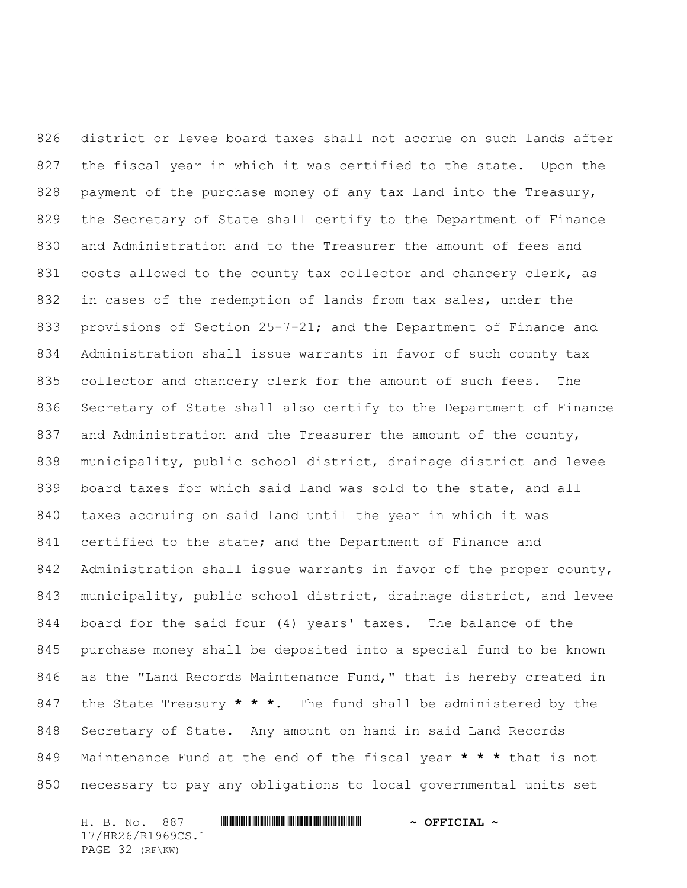district or levee board taxes shall not accrue on such lands after the fiscal year in which it was certified to the state. Upon the payment of the purchase money of any tax land into the Treasury, the Secretary of State shall certify to the Department of Finance and Administration and to the Treasurer the amount of fees and costs allowed to the county tax collector and chancery clerk, as in cases of the redemption of lands from tax sales, under the provisions of Section 25-7-21; and the Department of Finance and Administration shall issue warrants in favor of such county tax collector and chancery clerk for the amount of such fees. The Secretary of State shall also certify to the Department of Finance and Administration and the Treasurer the amount of the county, municipality, public school district, drainage district and levee board taxes for which said land was sold to the state, and all taxes accruing on said land until the year in which it was certified to the state; and the Department of Finance and Administration shall issue warrants in favor of the proper county, municipality, public school district, drainage district, and levee board for the said four (4) years' taxes. The balance of the purchase money shall be deposited into a special fund to be known as the "Land Records Maintenance Fund," that is hereby created in the State Treasury **\* \* \***. The fund shall be administered by the Secretary of State. Any amount on hand in said Land Records Maintenance Fund at the end of the fiscal year **\* \* \*** <u>that is not necessary to pay any obligations to local governmental units set</u>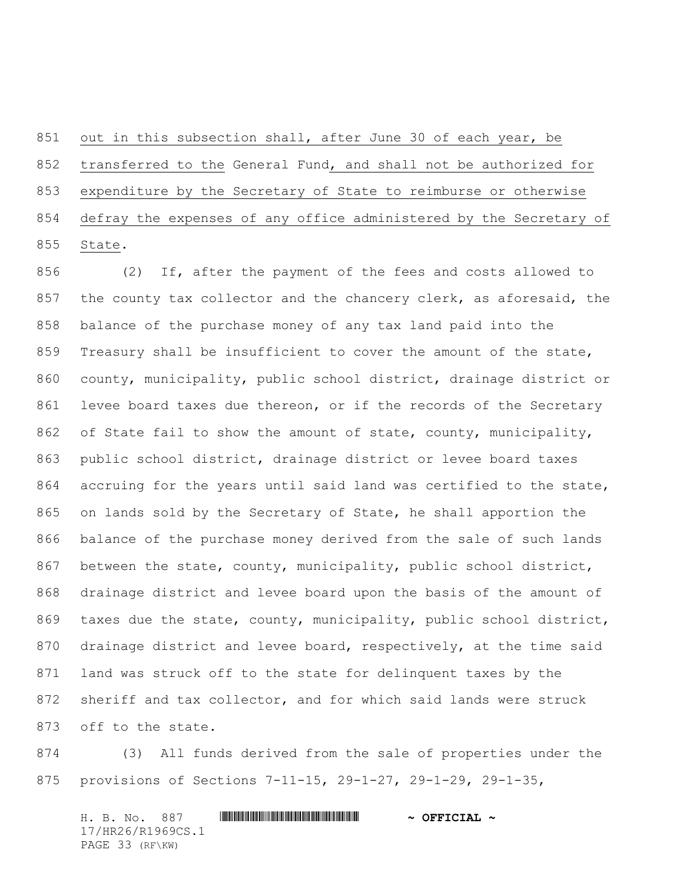out in this subsection shall, after June 30 of each year, be transferred to the General Fund, and shall not be authorized for expenditure by the Secretary of State to reimburse or otherwise defray the expenses of any office administered by the Secretary of State.

(2) If, after the payment of the fees and costs allowed to the county tax collector and the chancery clerk, as aforesaid, the balance of the purchase money of any tax land paid into the Treasury shall be insufficient to cover the amount of the state, county, municipality, public school district, drainage district or levee board taxes due thereon, or if the records of the Secretary of State fail to show the amount of state, county, municipality, public school district, drainage district or levee board taxes accruing for the years until said land was certified to the state, on lands sold by the Secretary of State, he shall apportion the balance of the purchase money derived from the sale of such lands between the state, county, municipality, public school district, drainage district and levee board upon the basis of the amount of taxes due the state, county, municipality, public school district, drainage district and levee board, respectively, at the time said land was struck off to the state for delinquent taxes by the sheriff and tax collector, and for which said lands were struck off to the state.

(3) All funds derived from the sale of properties under the provisions of Sections 7-11-15, 29-1-27, 29-1-29, 29-1-35,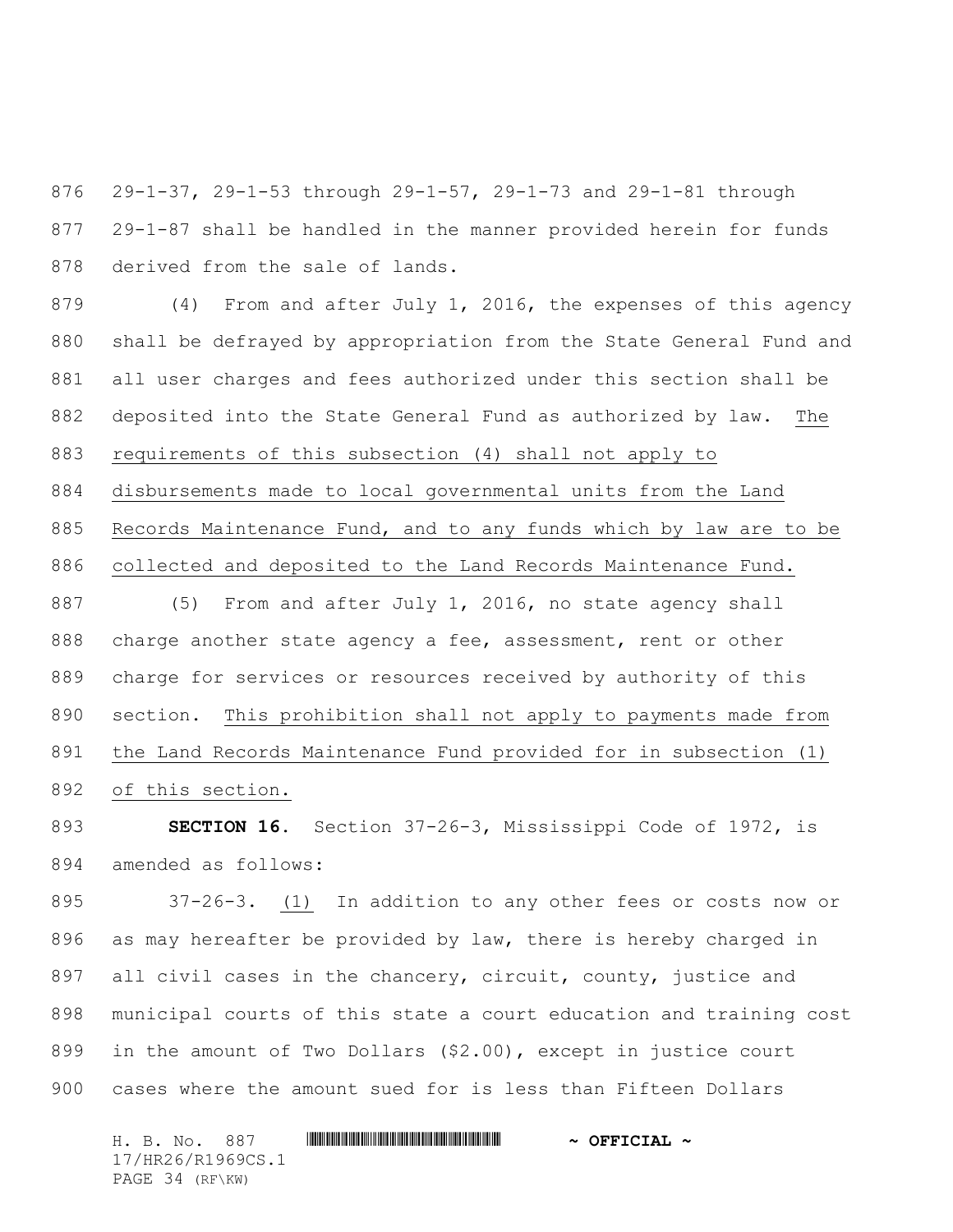29-1-37, 29-1-53 through 29-1-57, 29-1-73 and 29-1-81 through 29-1-87 shall be handled in the manner provided herein for funds derived from the sale of lands.

(4) From and after July 1, 2016, the expenses of this agency shall be defrayed by appropriation from the State General Fund and all user charges and fees authorized under this section shall be deposited into the State General Fund as authorized by law. The requirements of this subsection (4) shall not apply to disbursements made to local governmental units from the Land Records Maintenance Fund, and to any funds which by law are to be collected and deposited to the Land Records Maintenance Fund.

(5) From and after July 1, 2016, no state agency shall charge another state agency a fee, assessment, rent or other charge for services or resources received by authority of this section. This prohibition shall not apply to payments made from the Land Records Maintenance Fund provided for in subsection (1) of this section.

**SECTION 16.** Section 37-26-3, Mississippi Code of 1972, is amended as follows:

37-26-3. (1) In addition to any other fees or costs now or as may hereafter be provided by law, there is hereby charged in all civil cases in the chancery, circuit, county, justice and municipal courts of this state a court education and training cost in the amount of Two Dollars ($2.00), except in justice court cases where the amount sued for is less than Fifteen Dollars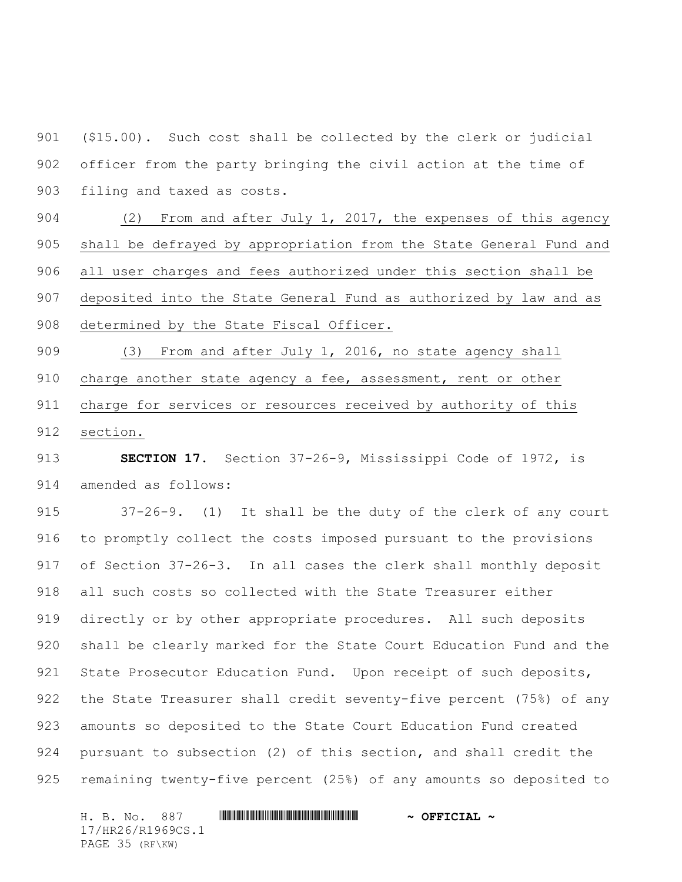($15.00). Such cost shall be collected by the clerk or judicial officer from the party bringing the civil action at the time of filing and taxed as costs.

(2) From and after July 1, 2017, the expenses of this agency shall be defrayed by appropriation from the State General Fund and all user charges and fees authorized under this section shall be deposited into the State General Fund as authorized by law and as determined by the State Fiscal Officer.

(3) From and after July 1, 2016, no state agency shall charge another state agency a fee, assessment, rent or other charge for services or resources received by authority of this section.

**SECTION 17.** Section 37-26-9, Mississippi Code of 1972, is amended as follows:

37-26-9. (1) It shall be the duty of the clerk of any court to promptly collect the costs imposed pursuant to the provisions of Section 37-26-3. In all cases the clerk shall monthly deposit all such costs so collected with the State Treasurer either directly or by other appropriate procedures. All such deposits shall be clearly marked for the State Court Education Fund and the State Prosecutor Education Fund. Upon receipt of such deposits, the State Treasurer shall credit seventy-five percent (75%) of any amounts so deposited to the State Court Education Fund created pursuant to subsection (2) of this section, and shall credit the remaining twenty-five percent (25%) of any amounts so deposited to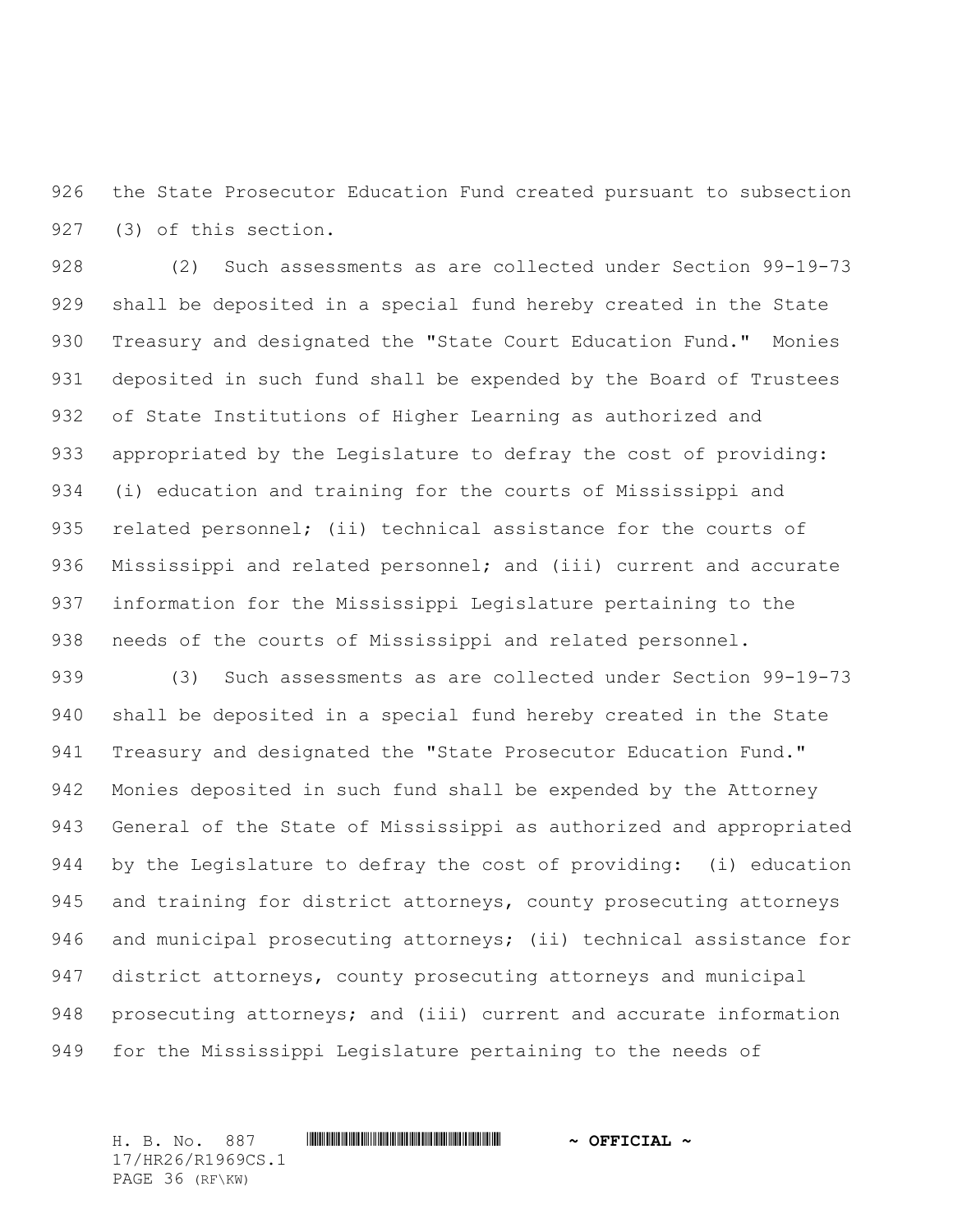the State Prosecutor Education Fund created pursuant to subsection (3) of this section.

(2) Such assessments as are collected under Section 99-19-73 shall be deposited in a special fund hereby created in the State Treasury and designated the "State Court Education Fund." Monies deposited in such fund shall be expended by the Board of Trustees of State Institutions of Higher Learning as authorized and appropriated by the Legislature to defray the cost of providing: (i) education and training for the courts of Mississippi and related personnel; (ii) technical assistance for the courts of Mississippi and related personnel; and (iii) current and accurate information for the Mississippi Legislature pertaining to the needs of the courts of Mississippi and related personnel.

(3) Such assessments as are collected under Section 99-19-73 shall be deposited in a special fund hereby created in the State Treasury and designated the "State Prosecutor Education Fund." Monies deposited in such fund shall be expended by the Attorney General of the State of Mississippi as authorized and appropriated by the Legislature to defray the cost of providing: (i) education and training for district attorneys, county prosecuting attorneys and municipal prosecuting attorneys; (ii) technical assistance for district attorneys, county prosecuting attorneys and municipal prosecuting attorneys; and (iii) current and accurate information for the Mississippi Legislature pertaining to the needs of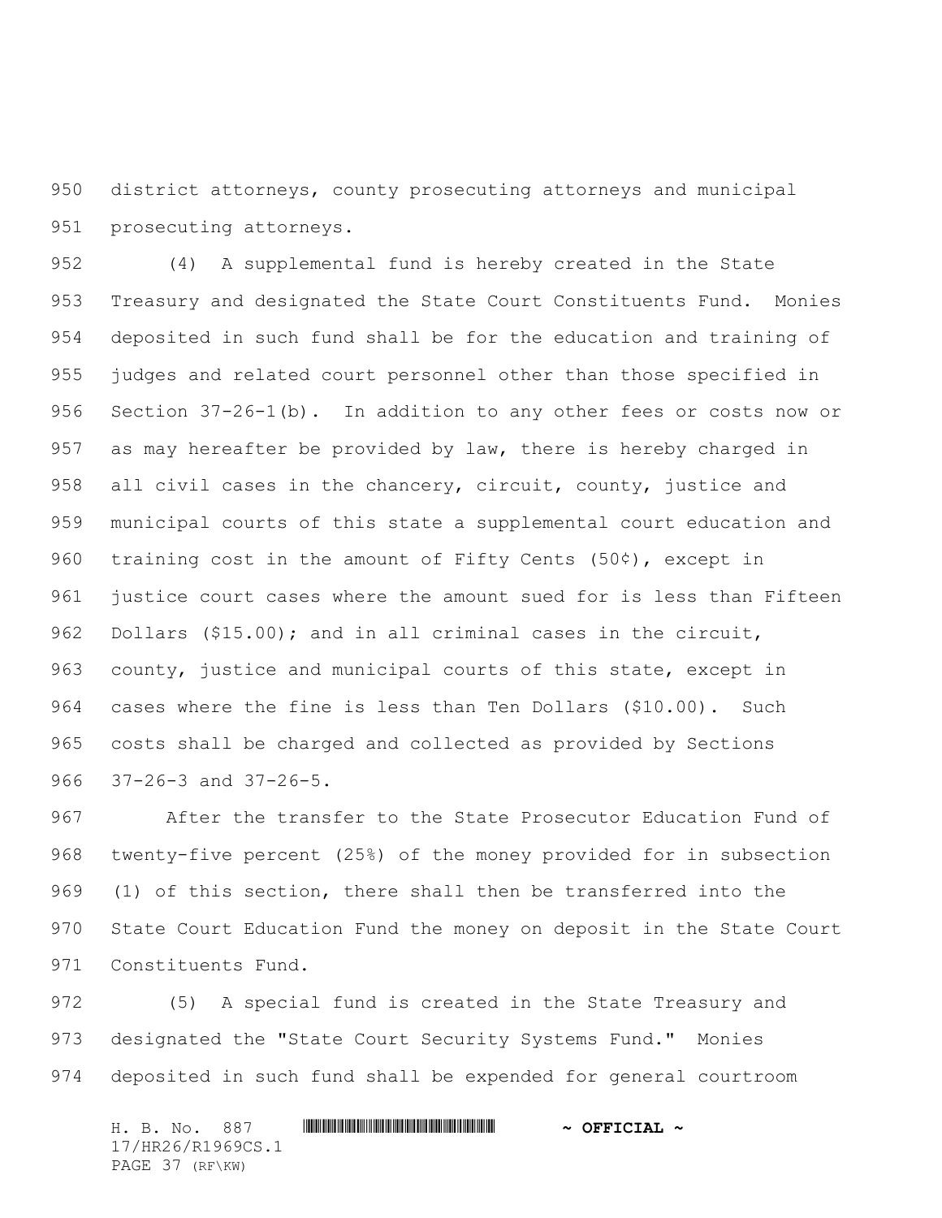district attorneys, county prosecuting attorneys and municipal prosecuting attorneys.

(4) A supplemental fund is hereby created in the State Treasury and designated the State Court Constituents Fund. Monies deposited in such fund shall be for the education and training of judges and related court personnel other than those specified in Section 37-26-1(b). In addition to any other fees or costs now or as may hereafter be provided by law, there is hereby charged in all civil cases in the chancery, circuit, county, justice and municipal courts of this state a supplemental court education and training cost in the amount of Fifty Cents (50¢), except in justice court cases where the amount sued for is less than Fifteen Dollars ($15.00); and in all criminal cases in the circuit, county, justice and municipal courts of this state, except in cases where the fine is less than Ten Dollars ($10.00). Such costs shall be charged and collected as provided by Sections 37-26-3 and 37-26-5.

After the transfer to the State Prosecutor Education Fund of twenty-five percent (25%) of the money provided for in subsection (1) of this section, there shall then be transferred into the State Court Education Fund the money on deposit in the State Court Constituents Fund.

(5) A special fund is created in the State Treasury and designated the "State Court Security Systems Fund." Monies deposited in such fund shall be expended for general courtroom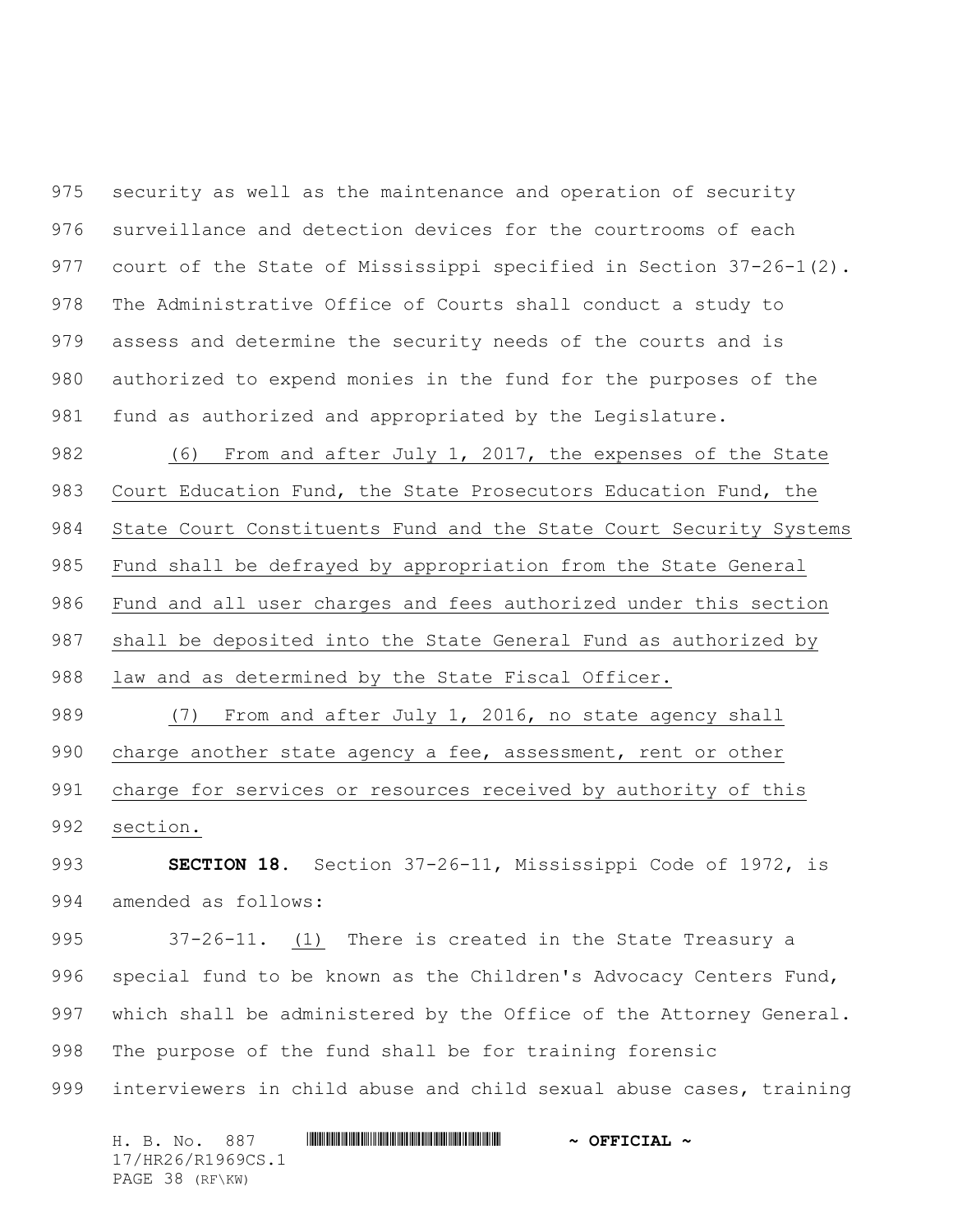security as well as the maintenance and operation of security surveillance and detection devices for the courtrooms of each court of the State of Mississippi specified in Section 37-26-1(2). The Administrative Office of Courts shall conduct a study to assess and determine the security needs of the courts and is authorized to expend monies in the fund for the purposes of the fund as authorized and appropriated by the Legislature.

(6) From and after July 1, 2017, the expenses of the State Court Education Fund, the State Prosecutors Education Fund, the State Court Constituents Fund and the State Court Security Systems Fund shall be defrayed by appropriation from the State General Fund and all user charges and fees authorized under this section shall be deposited into the State General Fund as authorized by law and as determined by the State Fiscal Officer.

(7) From and after July 1, 2016, no state agency shall charge another state agency a fee, assessment, rent or other charge for services or resources received by authority of this section.

**SECTION 18.** Section 37-26-11, Mississippi Code of 1972, is amended as follows:

37-26-11. (1) There is created in the State Treasury a special fund to be known as the Children's Advocacy Centers Fund, which shall be administered by the Office of the Attorney General. The purpose of the fund shall be for training forensic interviewers in child abuse and child sexual abuse cases, training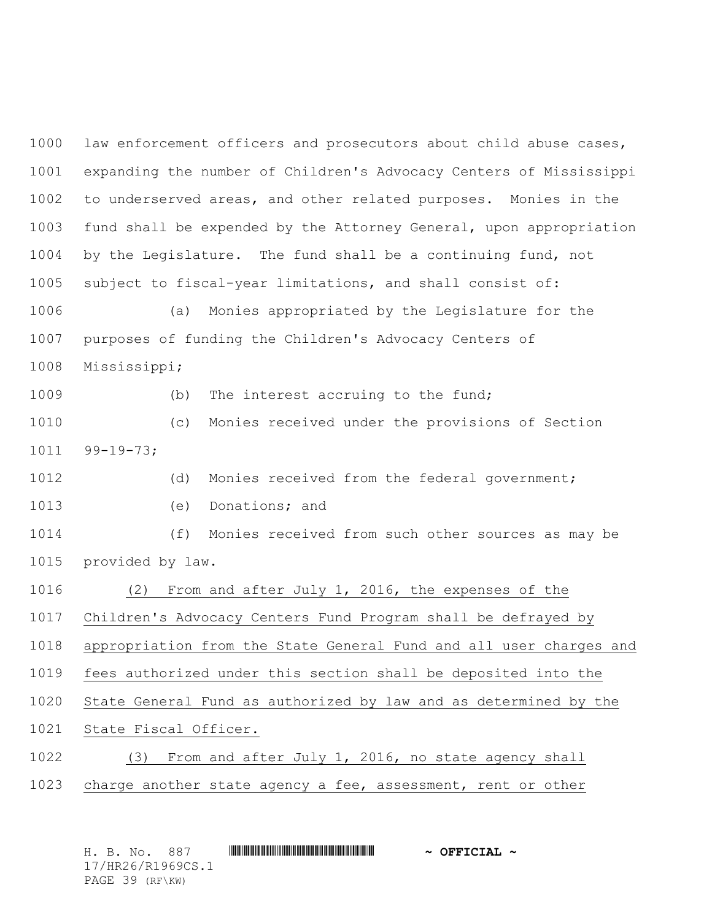law enforcement officers and prosecutors about child abuse cases, expanding the number of Children's Advocacy Centers of Mississippi to underserved areas, and other related purposes. Monies in the fund shall be expended by the Attorney General, upon appropriation by the Legislature. The fund shall be a continuing fund, not subject to fiscal-year limitations, and shall consist of:

(a) Monies appropriated by the Legislature for the purposes of funding the Children's Advocacy Centers of Mississippi;

(b) The interest accruing to the fund;

(c) Monies received under the provisions of Section 99-19-73;

(d) Monies received from the federal government;

(e) Donations; and

(f) Monies received from such other sources as may be provided by law.

(2) From and after July 1, 2016, the expenses of the Children's Advocacy Centers Fund Program shall be defrayed by appropriation from the State General Fund and all user charges and fees authorized under this section shall be deposited into the State General Fund as authorized by law and as determined by the State Fiscal Officer.

(3) From and after July 1, 2016, no state agency shall charge another state agency a fee, assessment, rent or other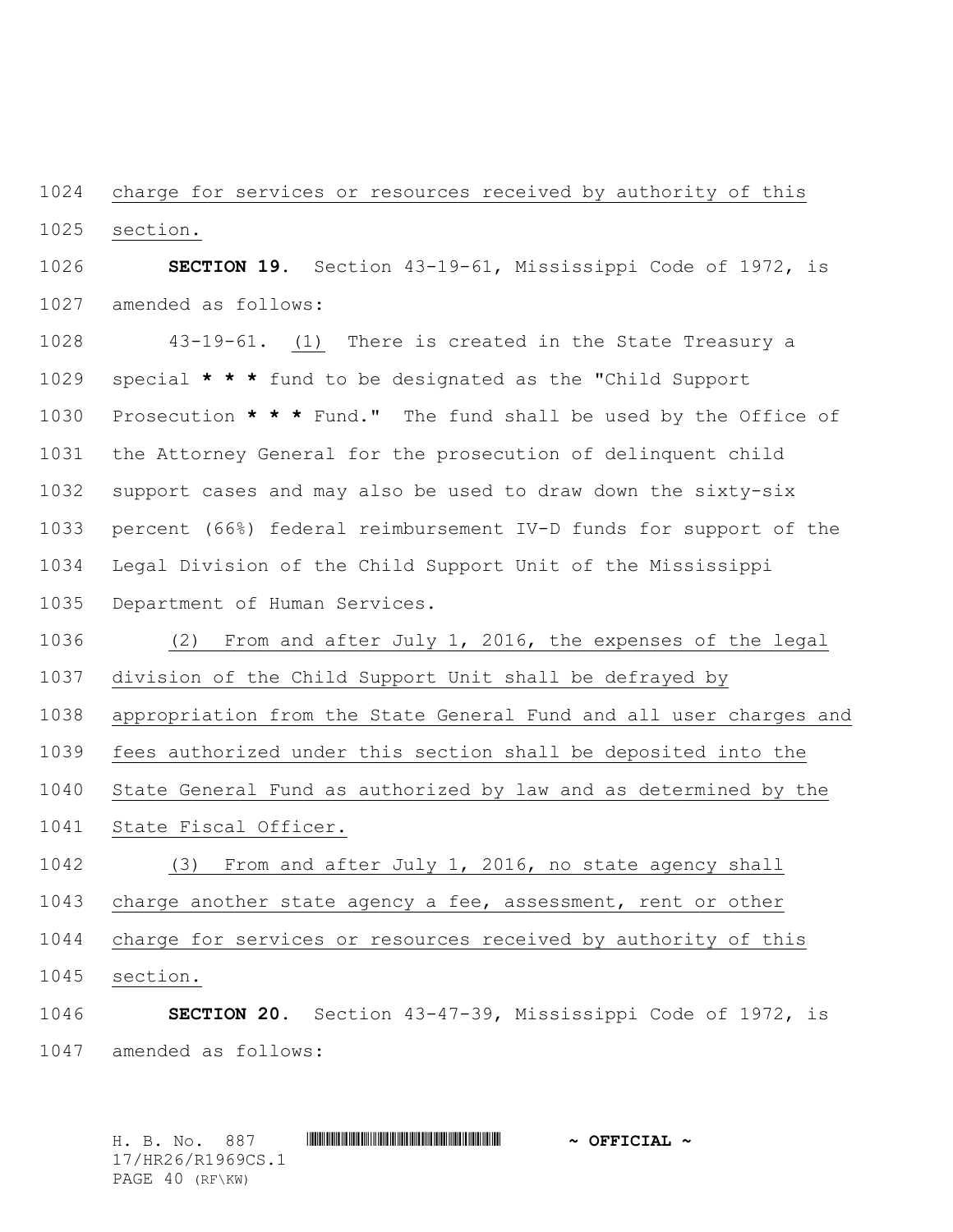charge for services or resources received by authority of this section.

**SECTION 19.** Section 43-19-61, Mississippi Code of 1972, is amended as follows:

43-19-61. (1) There is created in the State Treasury a special **\* \* \*** fund to be designated as the "Child Support Prosecution **\* \* \*** Fund." The fund shall be used by the Office of the Attorney General for the prosecution of delinquent child support cases and may also be used to draw down the sixty-six percent (66%) federal reimbursement IV-D funds for support of the Legal Division of the Child Support Unit of the Mississippi Department of Human Services.

(2) From and after July 1, 2016, the expenses of the legal division of the Child Support Unit shall be defrayed by appropriation from the State General Fund and all user charges and fees authorized under this section shall be deposited into the State General Fund as authorized by law and as determined by the State Fiscal Officer.

(3) From and after July 1, 2016, no state agency shall charge another state agency a fee, assessment, rent or other charge for services or resources received by authority of this section.

**SECTION 20.** Section 43-47-39, Mississippi Code of 1972, is amended as follows: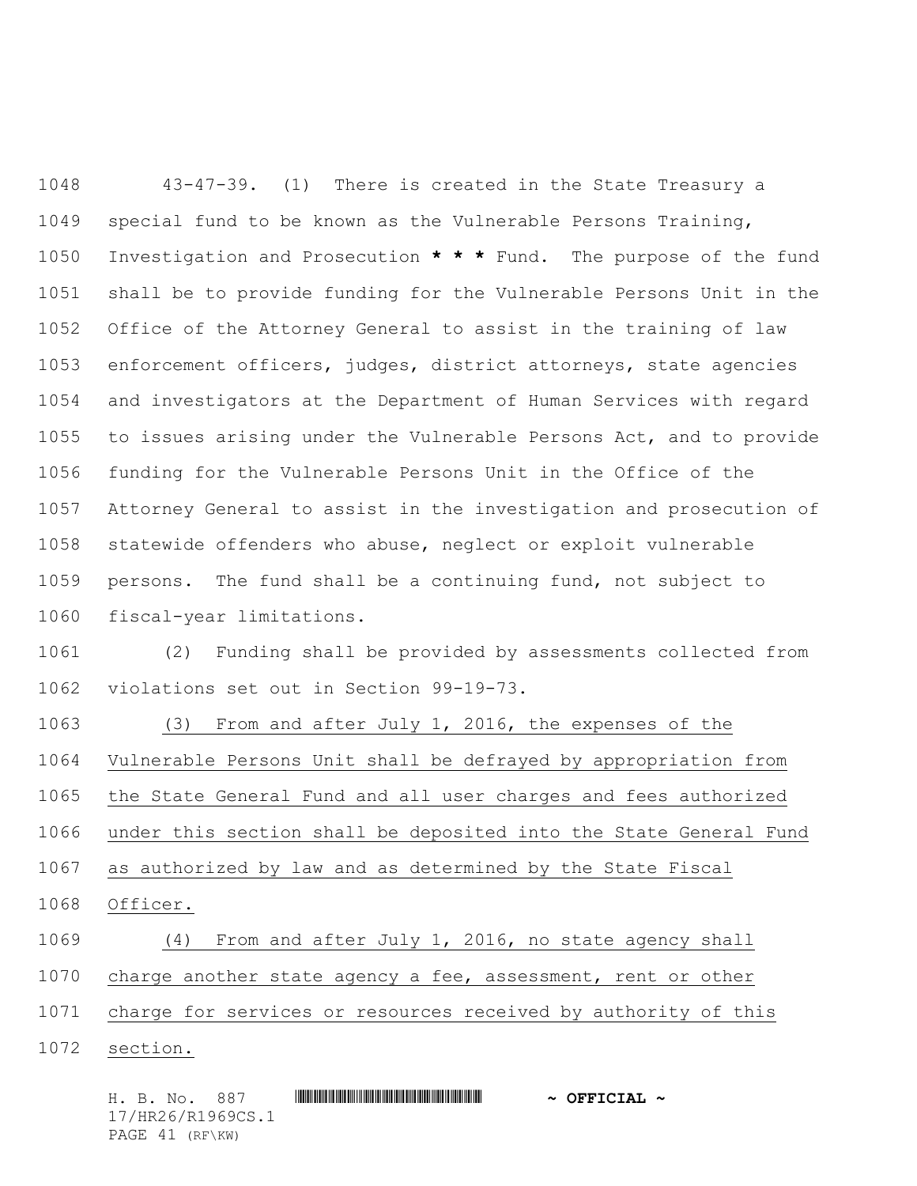43-47-39. (1) There is created in the State Treasury a special fund to be known as the Vulnerable Persons Training, Investigation and Prosecution **\* \* \*** Fund. The purpose of the fund shall be to provide funding for the Vulnerable Persons Unit in the Office of the Attorney General to assist in the training of law enforcement officers, judges, district attorneys, state agencies and investigators at the Department of Human Services with regard to issues arising under the Vulnerable Persons Act, and to provide funding for the Vulnerable Persons Unit in the Office of the Attorney General to assist in the investigation and prosecution of statewide offenders who abuse, neglect or exploit vulnerable persons. The fund shall be a continuing fund, not subject to fiscal-year limitations.

(2) Funding shall be provided by assessments collected from violations set out in Section 99-19-73.

<u>(3) From and after July 1, 2016, the expenses of the Vulnerable Persons Unit shall be defrayed by appropriation from the State General Fund and all user charges and fees authorized under this section shall be deposited into the State General Fund as authorized by law and as determined by the State Fiscal Officer.</u>

<u>(4) From and after July 1, 2016, no state agency shall charge another state agency a fee, assessment, rent or other charge for services or resources received by authority of this section.</u>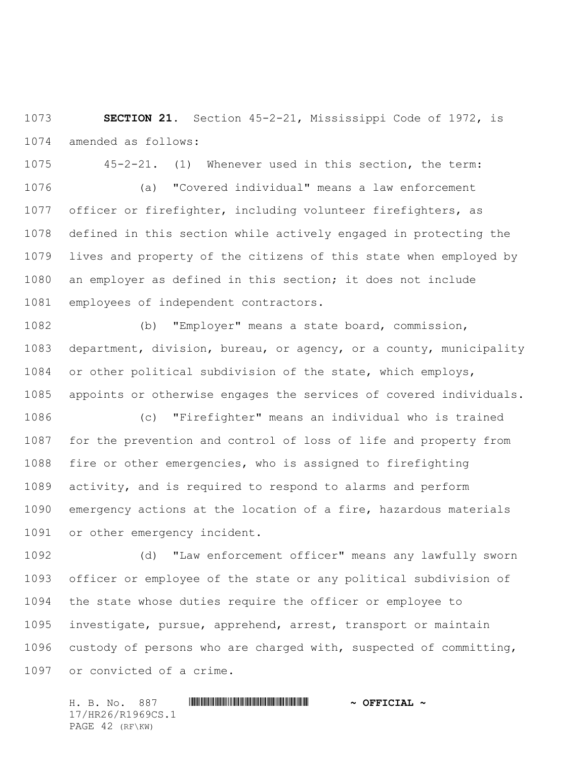**SECTION 21.** Section 45-2-21, Mississippi Code of 1972, is amended as follows:

45-2-21. (1) Whenever used in this section, the term:

(a) "Covered individual" means a law enforcement officer or firefighter, including volunteer firefighters, as defined in this section while actively engaged in protecting the lives and property of the citizens of this state when employed by an employer as defined in this section; it does not include employees of independent contractors.

(b) "Employer" means a state board, commission, department, division, bureau, or agency, or a county, municipality or other political subdivision of the state, which employs, appoints or otherwise engages the services of covered individuals.

(c) "Firefighter" means an individual who is trained for the prevention and control of loss of life and property from fire or other emergencies, who is assigned to firefighting activity, and is required to respond to alarms and perform emergency actions at the location of a fire, hazardous materials or other emergency incident.

(d) "Law enforcement officer" means any lawfully sworn officer or employee of the state or any political subdivision of the state whose duties require the officer or employee to investigate, pursue, apprehend, arrest, transport or maintain custody of persons who are charged with, suspected of committing, or convicted of a crime.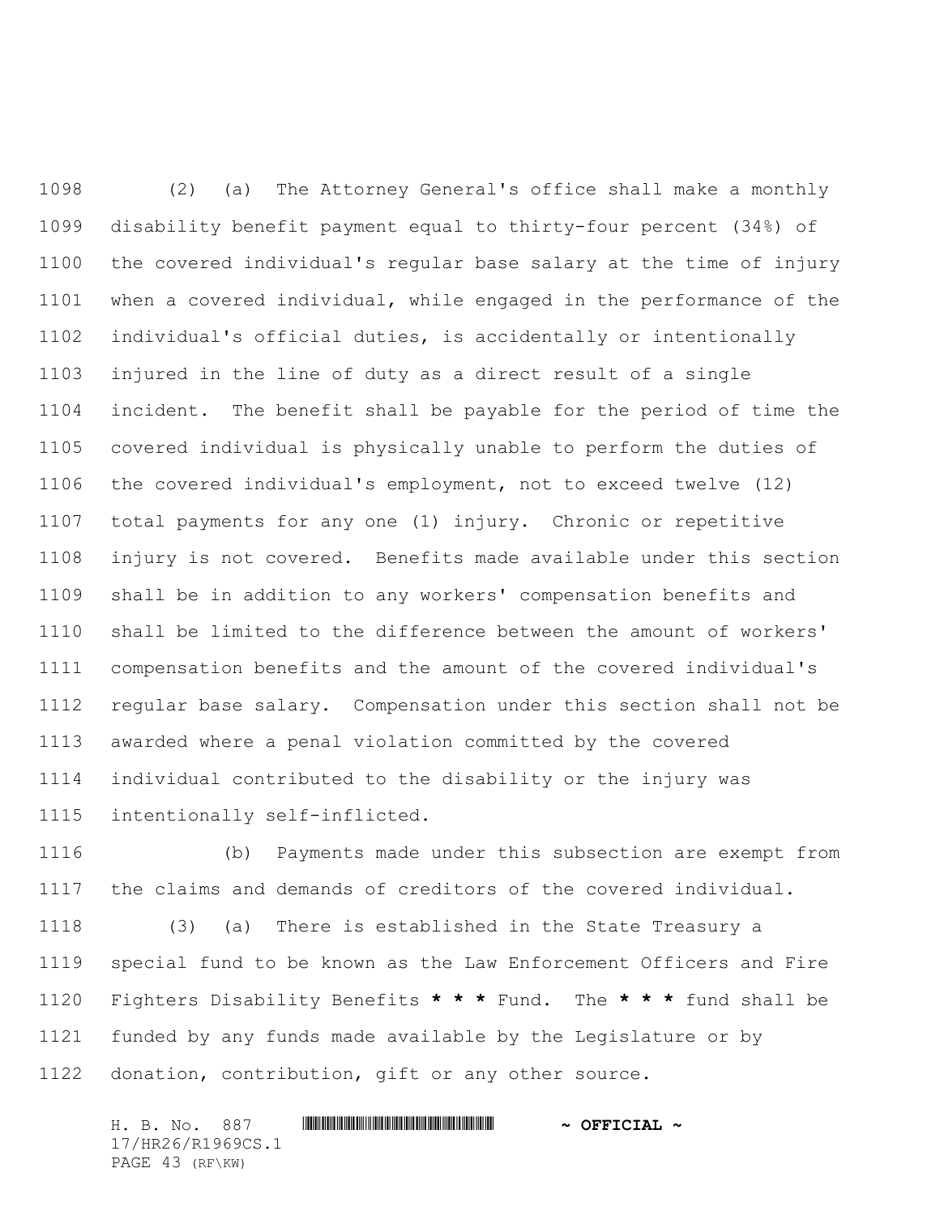(2) (a) The Attorney General's office shall make a monthly disability benefit payment equal to thirty-four percent (34%) of the covered individual's regular base salary at the time of injury when a covered individual, while engaged in the performance of the individual's official duties, is accidentally or intentionally injured in the line of duty as a direct result of a single incident. The benefit shall be payable for the period of time the covered individual is physically unable to perform the duties of the covered individual's employment, not to exceed twelve (12) total payments for any one (1) injury. Chronic or repetitive injury is not covered. Benefits made available under this section shall be in addition to any workers' compensation benefits and shall be limited to the difference between the amount of workers' compensation benefits and the amount of the covered individual's regular base salary. Compensation under this section shall not be awarded where a penal violation committed by the covered individual contributed to the disability or the injury was intentionally self-inflicted.

(b) Payments made under this subsection are exempt from the claims and demands of creditors of the covered individual.

(3) (a) There is established in the State Treasury a special fund to be known as the Law Enforcement Officers and Fire Fighters Disability Benefits **\* \* \*** Fund. The **\* \* \*** fund shall be funded by any funds made available by the Legislature or by donation, contribution, gift or any other source.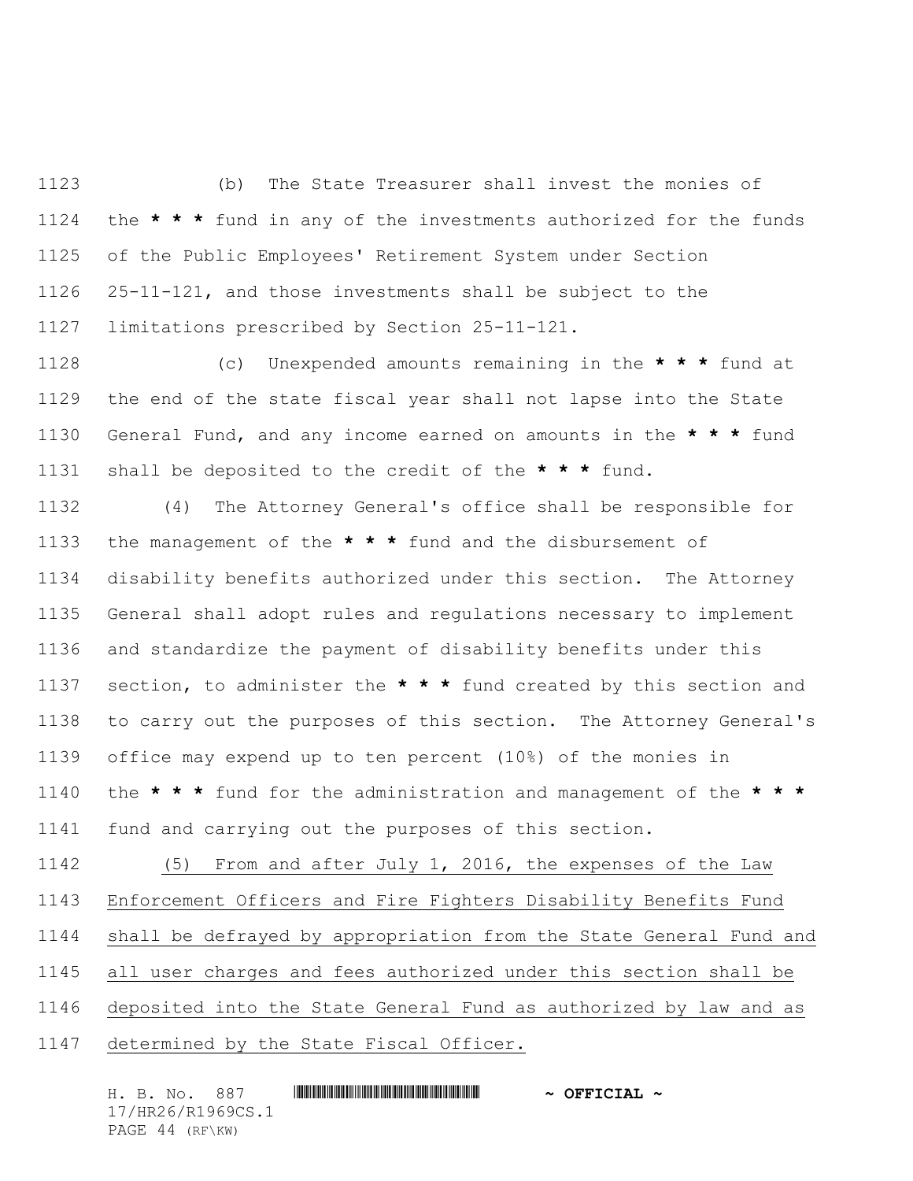(b) The State Treasurer shall invest the monies of the *** fund in any of the investments authorized for the funds of the Public Employees' Retirement System under Section 25-11-121, and those investments shall be subject to the limitations prescribed by Section 25-11-121.

(c) Unexpended amounts remaining in the *** fund at the end of the state fiscal year shall not lapse into the State General Fund, and any income earned on amounts in the *** fund shall be deposited to the credit of the *** fund.

(4) The Attorney General's office shall be responsible for the management of the *** fund and the disbursement of disability benefits authorized under this section. The Attorney General shall adopt rules and regulations necessary to implement and standardize the payment of disability benefits under this section, to administer the *** fund created by this section and to carry out the purposes of this section. The Attorney General's office may expend up to ten percent (10%) of the monies in the *** fund for the administration and management of the *** fund and carrying out the purposes of this section.

<u>(5) From and after July 1, 2016, the expenses of the Law Enforcement Officers and Fire Fighters Disability Benefits Fund shall be defrayed by appropriation from the State General Fund and all user charges and fees authorized under this section shall be deposited into the State General Fund as authorized by law and as determined by the State Fiscal Officer.</u>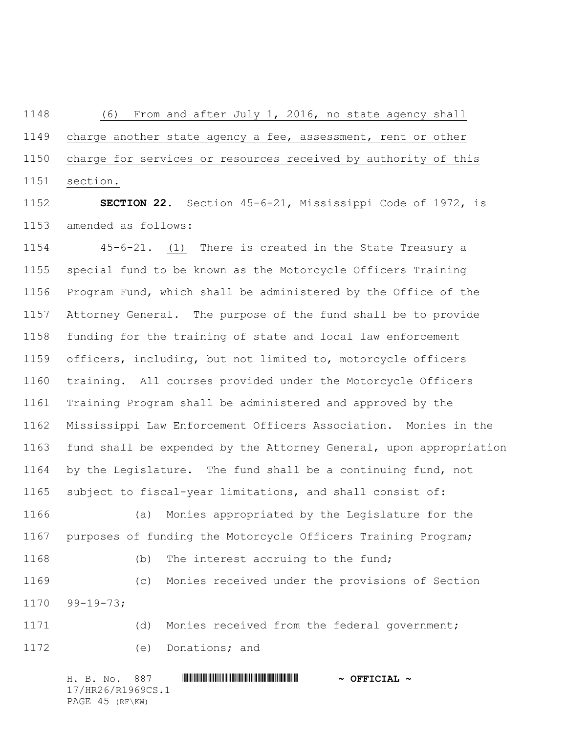(6) From and after July 1, 2016, no state agency shall charge another state agency a fee, assessment, rent or other charge for services or resources received by authority of this section.

**SECTION 22.** Section 45-6-21, Mississippi Code of 1972, is amended as follows:

45-6-21. (1) There is created in the State Treasury a special fund to be known as the Motorcycle Officers Training Program Fund, which shall be administered by the Office of the Attorney General. The purpose of the fund shall be to provide funding for the training of state and local law enforcement officers, including, but not limited to, motorcycle officers training. All courses provided under the Motorcycle Officers Training Program shall be administered and approved by the Mississippi Law Enforcement Officers Association. Monies in the fund shall be expended by the Attorney General, upon appropriation by the Legislature. The fund shall be a continuing fund, not subject to fiscal-year limitations, and shall consist of:

(a) Monies appropriated by the Legislature for the purposes of funding the Motorcycle Officers Training Program;

(b) The interest accruing to the fund;

(c) Monies received under the provisions of Section 99-19-73;

(d) Monies received from the federal government;

(e) Donations; and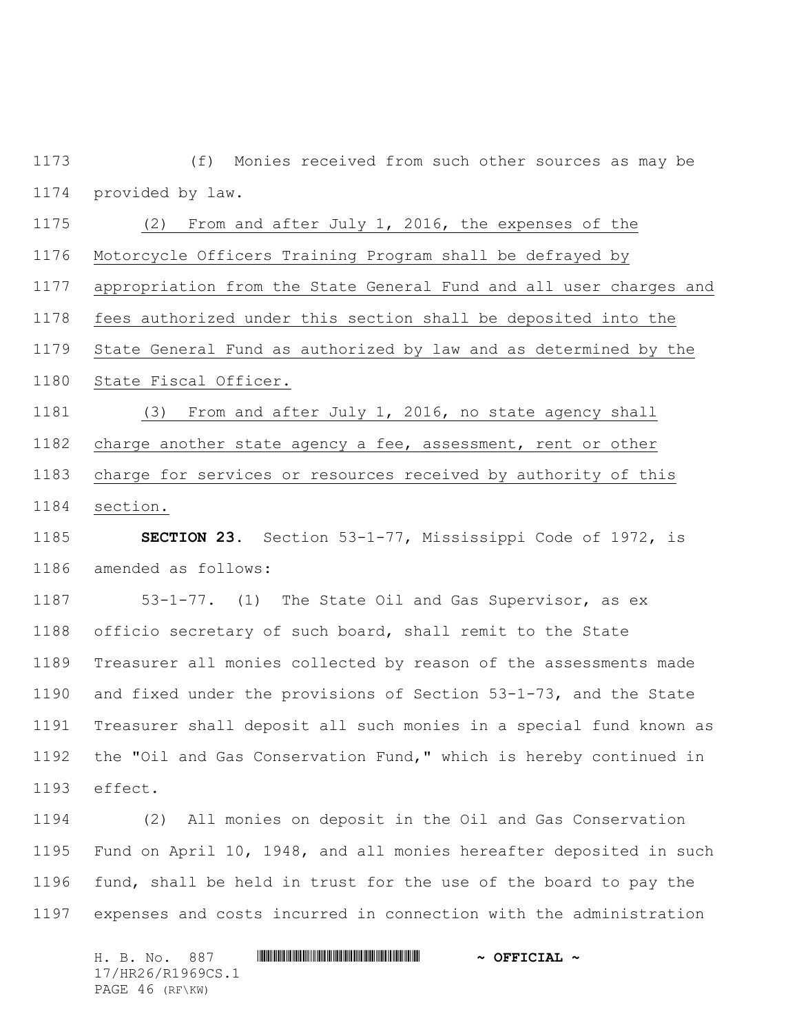(f) Monies received from such other sources as may be provided by law.

(2) From and after July 1, 2016, the expenses of the Motorcycle Officers Training Program shall be defrayed by appropriation from the State General Fund and all user charges and fees authorized under this section shall be deposited into the State General Fund as authorized by law and as determined by the State Fiscal Officer.

(3) From and after July 1, 2016, no state agency shall charge another state agency a fee, assessment, rent or other charge for services or resources received by authority of this section.

**SECTION 23.** Section 53-1-77, Mississippi Code of 1972, is amended as follows:

53-1-77. (1) The State Oil and Gas Supervisor, as ex officio secretary of such board, shall remit to the State Treasurer all monies collected by reason of the assessments made and fixed under the provisions of Section 53-1-73, and the State Treasurer shall deposit all such monies in a special fund known as the "Oil and Gas Conservation Fund," which is hereby continued in effect.

(2) All monies on deposit in the Oil and Gas Conservation Fund on April 10, 1948, and all monies hereafter deposited in such fund, shall be held in trust for the use of the board to pay the expenses and costs incurred in connection with the administration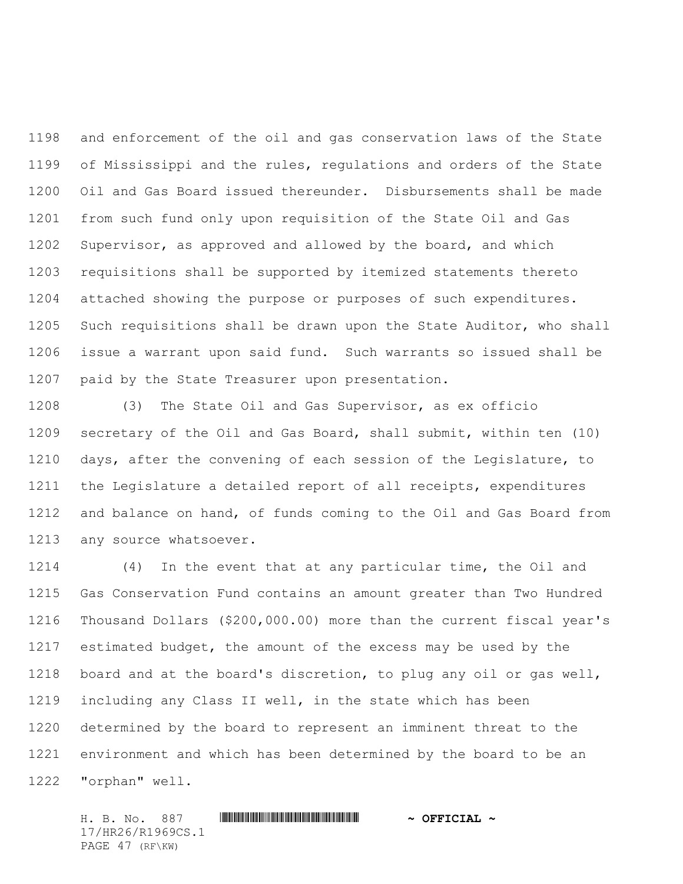and enforcement of the oil and gas conservation laws of the State of Mississippi and the rules, regulations and orders of the State Oil and Gas Board issued thereunder. Disbursements shall be made from such fund only upon requisition of the State Oil and Gas Supervisor, as approved and allowed by the board, and which requisitions shall be supported by itemized statements thereto attached showing the purpose or purposes of such expenditures. Such requisitions shall be drawn upon the State Auditor, who shall issue a warrant upon said fund. Such warrants so issued shall be paid by the State Treasurer upon presentation.

(3) The State Oil and Gas Supervisor, as ex officio secretary of the Oil and Gas Board, shall submit, within ten (10) days, after the convening of each session of the Legislature, to the Legislature a detailed report of all receipts, expenditures and balance on hand, of funds coming to the Oil and Gas Board from any source whatsoever.

(4) In the event that at any particular time, the Oil and Gas Conservation Fund contains an amount greater than Two Hundred Thousand Dollars ($200,000.00) more than the current fiscal year's estimated budget, the amount of the excess may be used by the board and at the board's discretion, to plug any oil or gas well, including any Class II well, in the state which has been determined by the board to represent an imminent threat to the environment and which has been determined by the board to be an "orphan" well.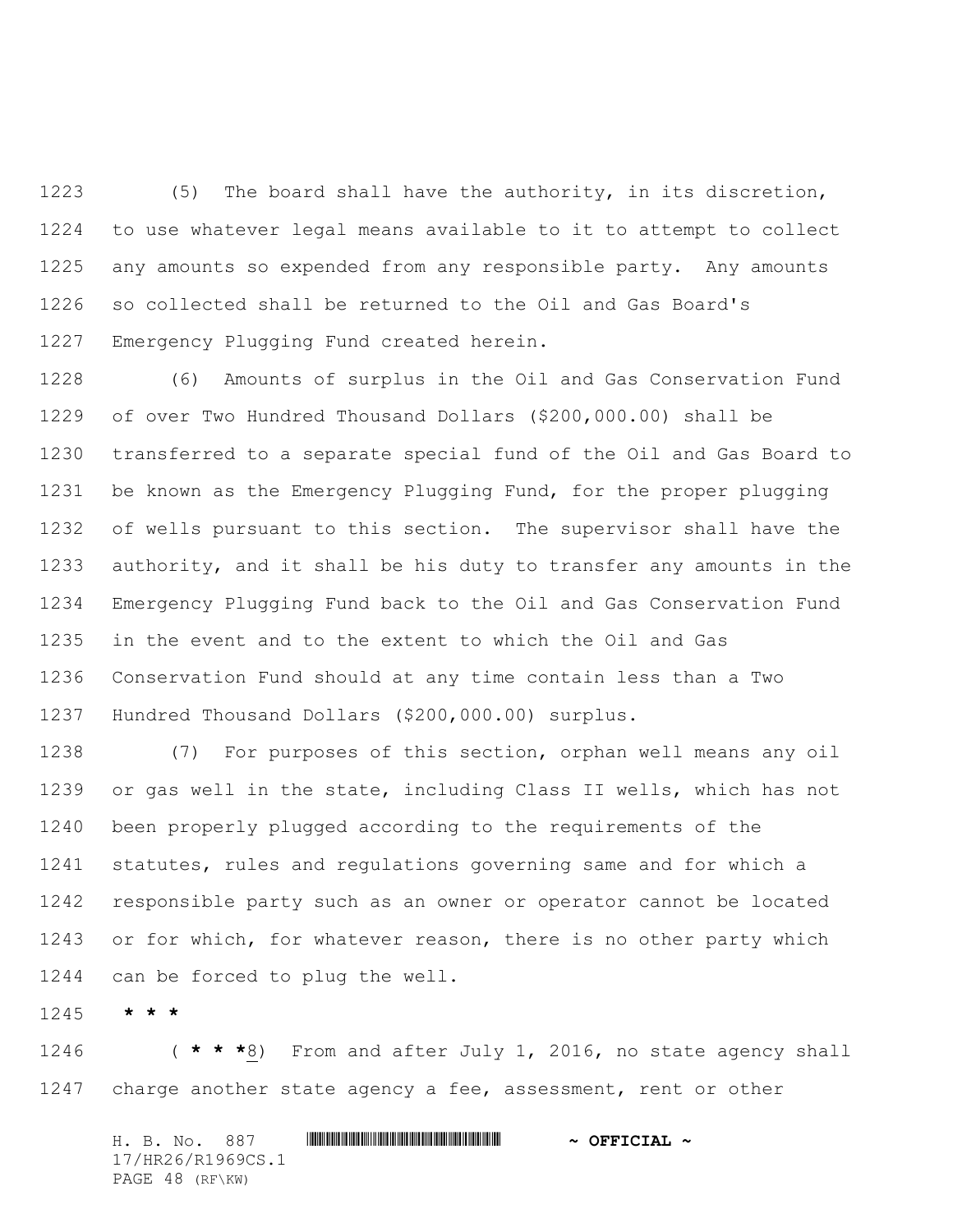(5) The board shall have the authority, in its discretion, to use whatever legal means available to it to attempt to collect any amounts so expended from any responsible party. Any amounts so collected shall be returned to the Oil and Gas Board's Emergency Plugging Fund created herein.

(6) Amounts of surplus in the Oil and Gas Conservation Fund of over Two Hundred Thousand Dollars ($200,000.00) shall be transferred to a separate special fund of the Oil and Gas Board to be known as the Emergency Plugging Fund, for the proper plugging of wells pursuant to this section. The supervisor shall have the authority, and it shall be his duty to transfer any amounts in the Emergency Plugging Fund back to the Oil and Gas Conservation Fund in the event and to the extent to which the Oil and Gas Conservation Fund should at any time contain less than a Two Hundred Thousand Dollars ($200,000.00) surplus.

(7) For purposes of this section, orphan well means any oil or gas well in the state, including Class II wells, which has not been properly plugged according to the requirements of the statutes, rules and regulations governing same and for which a responsible party such as an owner or operator cannot be located or for which, for whatever reason, there is no other party which can be forced to plug the well.

**\* \* \***

( **\* \* \***8) From and after July 1, 2016, no state agency shall charge another state agency a fee, assessment, rent or other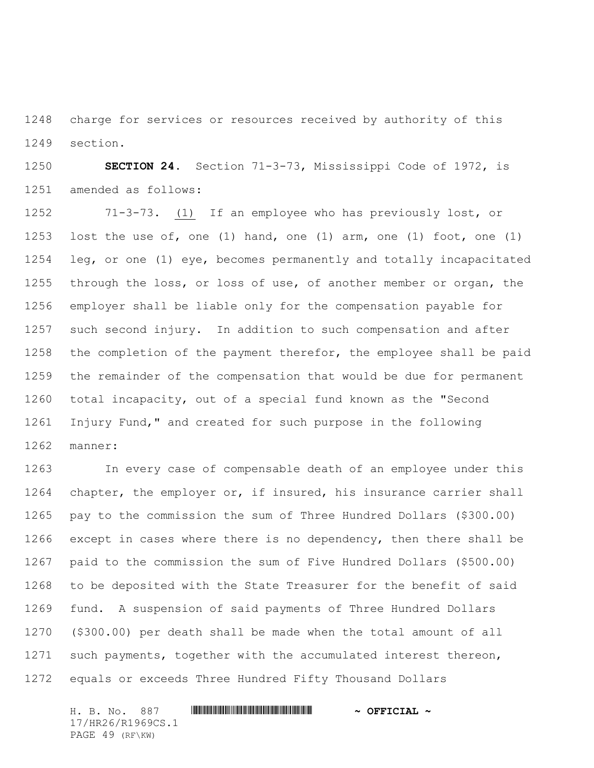charge for services or resources received by authority of this section.

**SECTION 24.** Section 71-3-73, Mississippi Code of 1972, is amended as follows:

71-3-73. (1) If an employee who has previously lost, or lost the use of, one (1) hand, one (1) arm, one (1) foot, one (1) leg, or one (1) eye, becomes permanently and totally incapacitated through the loss, or loss of use, of another member or organ, the employer shall be liable only for the compensation payable for such second injury. In addition to such compensation and after the completion of the payment therefor, the employee shall be paid the remainder of the compensation that would be due for permanent total incapacity, out of a special fund known as the "Second Injury Fund," and created for such purpose in the following manner:

In every case of compensable death of an employee under this chapter, the employer or, if insured, his insurance carrier shall pay to the commission the sum of Three Hundred Dollars ($300.00) except in cases where there is no dependency, then there shall be paid to the commission the sum of Five Hundred Dollars ($500.00) to be deposited with the State Treasurer for the benefit of said fund. A suspension of said payments of Three Hundred Dollars ($300.00) per death shall be made when the total amount of all such payments, together with the accumulated interest thereon, equals or exceeds Three Hundred Fifty Thousand Dollars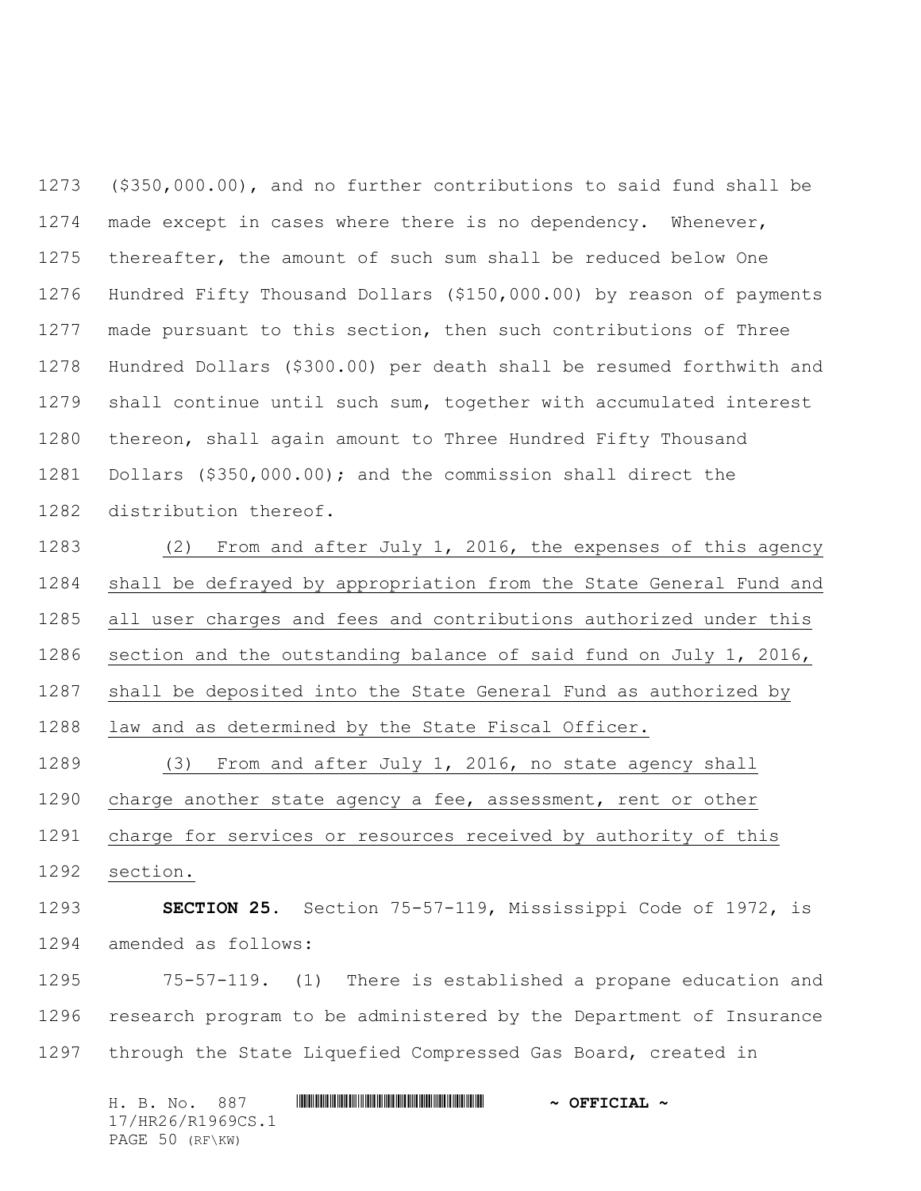($350,000.00), and no further contributions to said fund shall be made except in cases where there is no dependency. Whenever, thereafter, the amount of such sum shall be reduced below One Hundred Fifty Thousand Dollars ($150,000.00) by reason of payments made pursuant to this section, then such contributions of Three Hundred Dollars ($300.00) per death shall be resumed forthwith and shall continue until such sum, together with accumulated interest thereon, shall again amount to Three Hundred Fifty Thousand Dollars ($350,000.00); and the commission shall direct the distribution thereof.

(2) From and after July 1, 2016, the expenses of this agency shall be defrayed by appropriation from the State General Fund and all user charges and fees and contributions authorized under this section and the outstanding balance of said fund on July 1, 2016, shall be deposited into the State General Fund as authorized by law and as determined by the State Fiscal Officer.

(3) From and after July 1, 2016, no state agency shall charge another state agency a fee, assessment, rent or other charge for services or resources received by authority of this section.

**SECTION 25.** Section 75-57-119, Mississippi Code of 1972, is amended as follows:

75-57-119. (1) There is established a propane education and research program to be administered by the Department of Insurance through the State Liquefied Compressed Gas Board, created in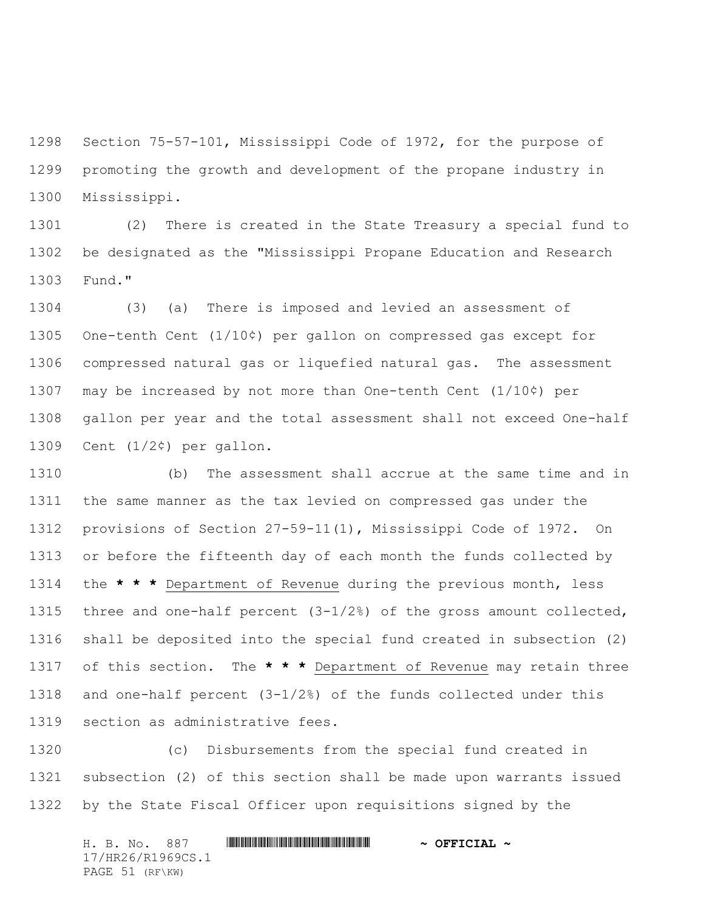Section 75-57-101, Mississippi Code of 1972, for the purpose of promoting the growth and development of the propane industry in Mississippi.

(2) There is created in the State Treasury a special fund to be designated as the "Mississippi Propane Education and Research Fund."

(3) (a) There is imposed and levied an assessment of One-tenth Cent (1/10¢) per gallon on compressed gas except for compressed natural gas or liquefied natural gas. The assessment may be increased by not more than One-tenth Cent (1/10¢) per gallon per year and the total assessment shall not exceed One-half Cent (1/2¢) per gallon.

(b) The assessment shall accrue at the same time and in the same manner as the tax levied on compressed gas under the provisions of Section 27-59-11(1), Mississippi Code of 1972. On or before the fifteenth day of each month the funds collected by the **\* \* \*** Department of Revenue during the previous month, less three and one-half percent (3-1/2%) of the gross amount collected, shall be deposited into the special fund created in subsection (2) of this section. The **\* \* \*** Department of Revenue may retain three and one-half percent (3-1/2%) of the funds collected under this section as administrative fees.

(c) Disbursements from the special fund created in subsection (2) of this section shall be made upon warrants issued by the State Fiscal Officer upon requisitions signed by the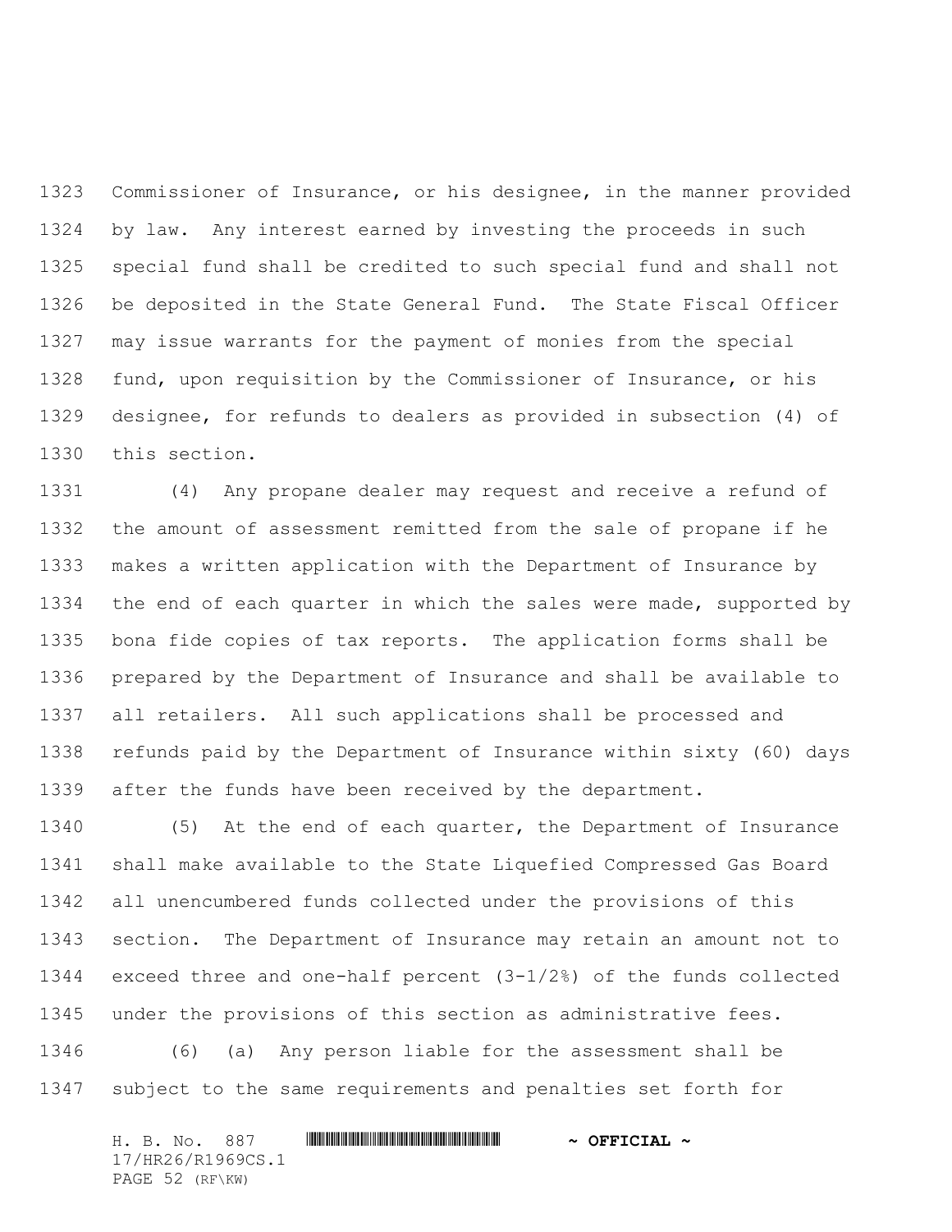Commissioner of Insurance, or his designee, in the manner provided by law. Any interest earned by investing the proceeds in such special fund shall be credited to such special fund and shall not be deposited in the State General Fund. The State Fiscal Officer may issue warrants for the payment of monies from the special fund, upon requisition by the Commissioner of Insurance, or his designee, for refunds to dealers as provided in subsection (4) of this section.

(4) Any propane dealer may request and receive a refund of the amount of assessment remitted from the sale of propane if he makes a written application with the Department of Insurance by the end of each quarter in which the sales were made, supported by bona fide copies of tax reports. The application forms shall be prepared by the Department of Insurance and shall be available to all retailers. All such applications shall be processed and refunds paid by the Department of Insurance within sixty (60) days after the funds have been received by the department.

(5) At the end of each quarter, the Department of Insurance shall make available to the State Liquefied Compressed Gas Board all unencumbered funds collected under the provisions of this section. The Department of Insurance may retain an amount not to exceed three and one-half percent (3-1/2%) of the funds collected under the provisions of this section as administrative fees.

(6) (a) Any person liable for the assessment shall be subject to the same requirements and penalties set forth for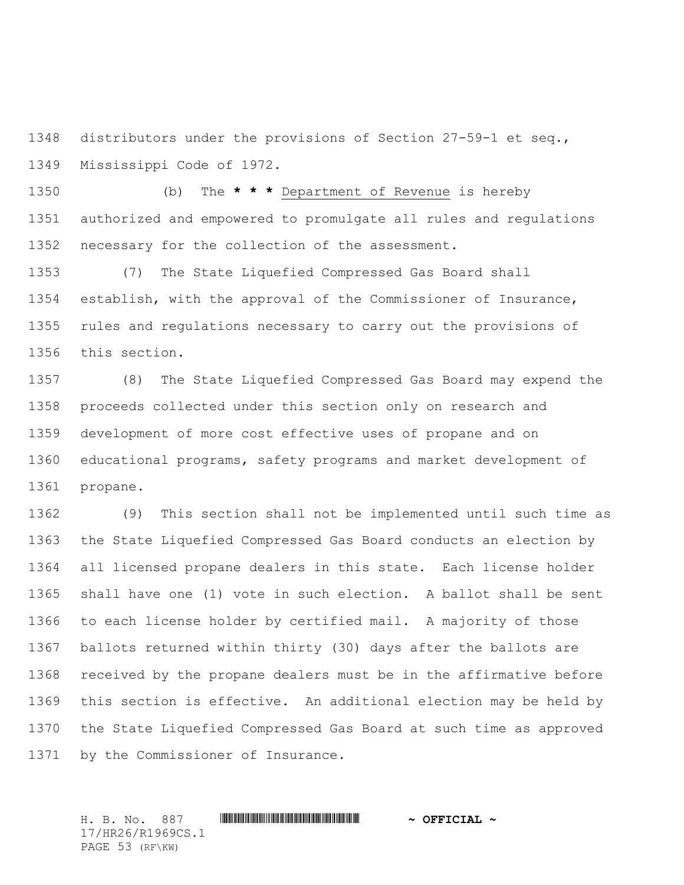distributors under the provisions of Section 27-59-1 et seq., Mississippi Code of 1972.

(b) The **\* \* \*** <u>Department of Revenue</u> is hereby authorized and empowered to promulgate all rules and regulations necessary for the collection of the assessment.

(7) The State Liquefied Compressed Gas Board shall establish, with the approval of the Commissioner of Insurance, rules and regulations necessary to carry out the provisions of this section.

(8) The State Liquefied Compressed Gas Board may expend the proceeds collected under this section only on research and development of more cost effective uses of propane and on educational programs, safety programs and market development of propane.

(9) This section shall not be implemented until such time as the State Liquefied Compressed Gas Board conducts an election by all licensed propane dealers in this state. Each license holder shall have one (1) vote in such election. A ballot shall be sent to each license holder by certified mail. A majority of those ballots returned within thirty (30) days after the ballots are received by the propane dealers must be in the affirmative before this section is effective. An additional election may be held by the State Liquefied Compressed Gas Board at such time as approved by the Commissioner of Insurance.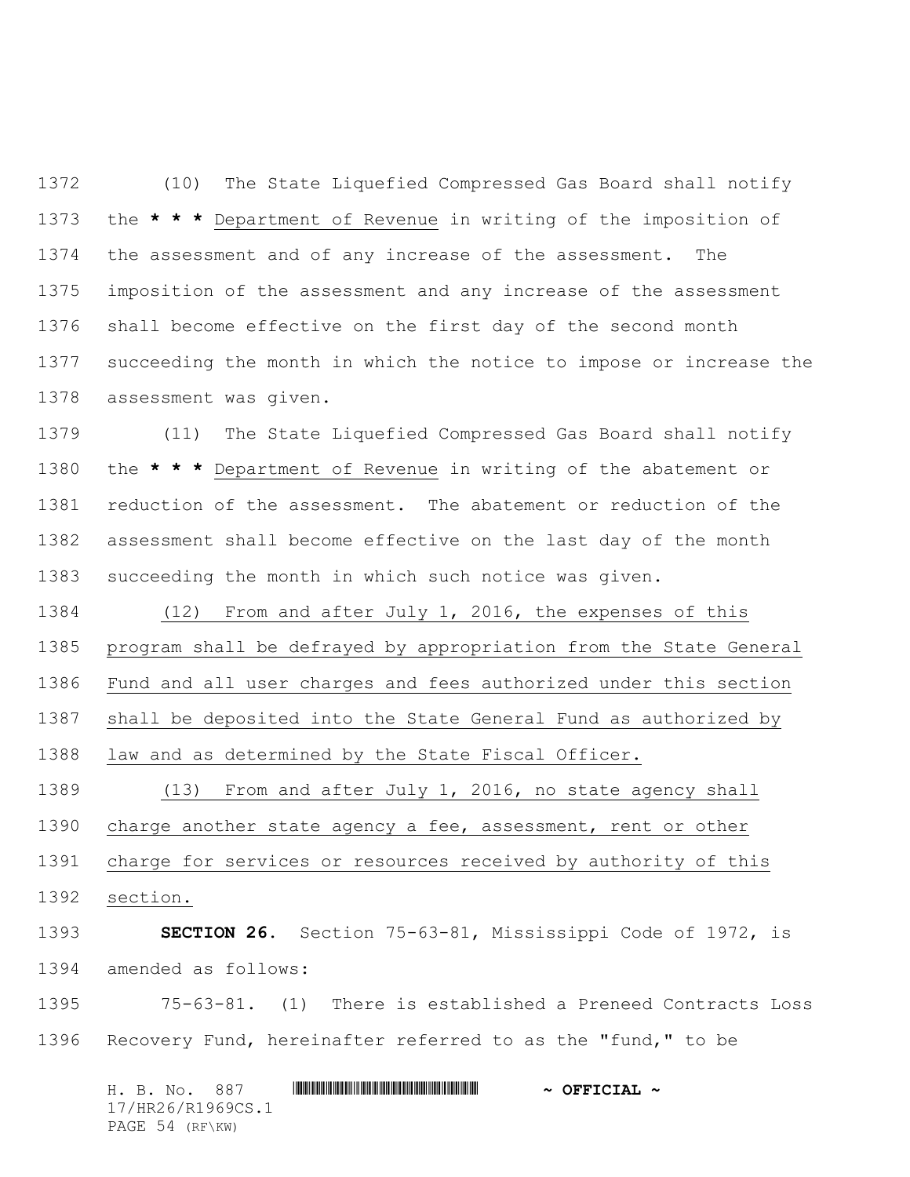(10) The State Liquefied Compressed Gas Board shall notify the * * * Department of Revenue in writing of the imposition of the assessment and of any increase of the assessment. The imposition of the assessment and any increase of the assessment shall become effective on the first day of the second month succeeding the month in which the notice to impose or increase the assessment was given.

(11) The State Liquefied Compressed Gas Board shall notify the * * * Department of Revenue in writing of the abatement or reduction of the assessment. The abatement or reduction of the assessment shall become effective on the last day of the month succeeding the month in which such notice was given.

(12) From and after July 1, 2016, the expenses of this program shall be defrayed by appropriation from the State General Fund and all user charges and fees authorized under this section shall be deposited into the State General Fund as authorized by law and as determined by the State Fiscal Officer.

(13) From and after July 1, 2016, no state agency shall charge another state agency a fee, assessment, rent or other charge for services or resources received by authority of this section.

**SECTION 26.** Section 75-63-81, Mississippi Code of 1972, is amended as follows:

75-63-81. (1) There is established a Preneed Contracts Loss Recovery Fund, hereinafter referred to as the "fund," to be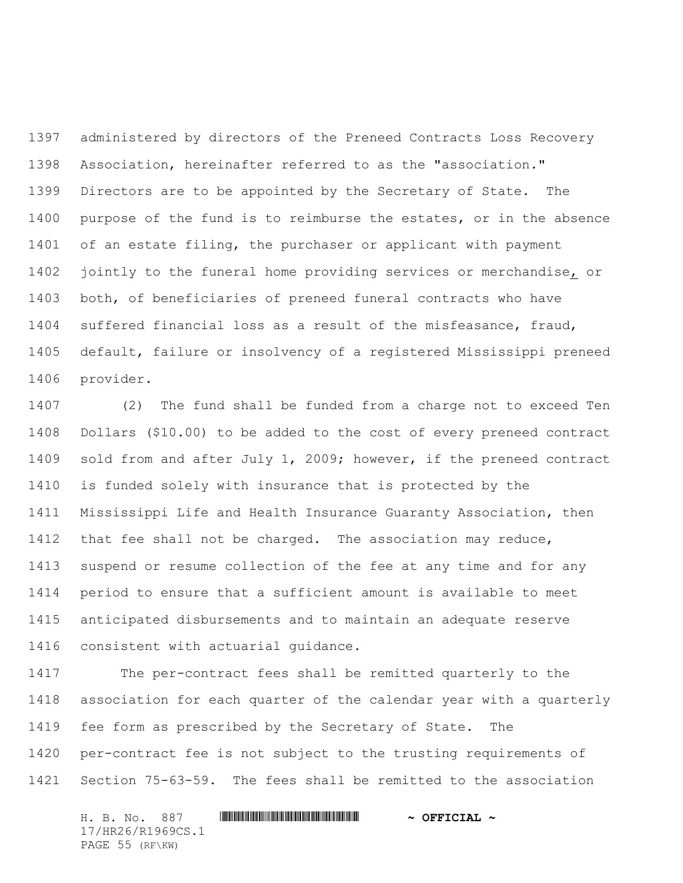administered by directors of the Preneed Contracts Loss Recovery Association, hereinafter referred to as the "association." Directors are to be appointed by the Secretary of State. The purpose of the fund is to reimburse the estates, or in the absence of an estate filing, the purchaser or applicant with payment jointly to the funeral home providing services or merchandise, or both, of beneficiaries of preneed funeral contracts who have suffered financial loss as a result of the misfeasance, fraud, default, failure or insolvency of a registered Mississippi preneed provider.

(2) The fund shall be funded from a charge not to exceed Ten Dollars ($10.00) to be added to the cost of every preneed contract sold from and after July 1, 2009; however, if the preneed contract is funded solely with insurance that is protected by the Mississippi Life and Health Insurance Guaranty Association, then that fee shall not be charged. The association may reduce, suspend or resume collection of the fee at any time and for any period to ensure that a sufficient amount is available to meet anticipated disbursements and to maintain an adequate reserve consistent with actuarial guidance.

The per-contract fees shall be remitted quarterly to the association for each quarter of the calendar year with a quarterly fee form as prescribed by the Secretary of State. The per-contract fee is not subject to the trusting requirements of Section 75-63-59. The fees shall be remitted to the association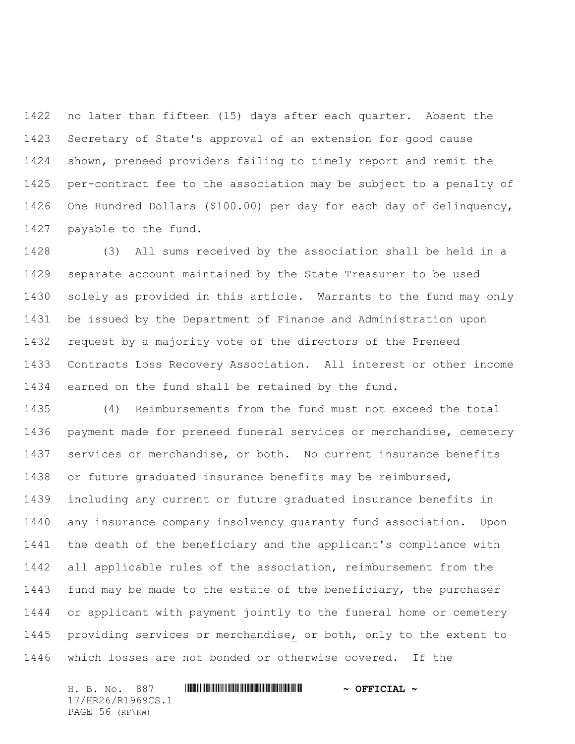no later than fifteen (15) days after each quarter. Absent the Secretary of State's approval of an extension for good cause shown, preneed providers failing to timely report and remit the per-contract fee to the association may be subject to a penalty of One Hundred Dollars ($100.00) per day for each day of delinquency, payable to the fund.

(3) All sums received by the association shall be held in a separate account maintained by the State Treasurer to be used solely as provided in this article. Warrants to the fund may only be issued by the Department of Finance and Administration upon request by a majority vote of the directors of the Preneed Contracts Loss Recovery Association. All interest or other income earned on the fund shall be retained by the fund.

(4) Reimbursements from the fund must not exceed the total payment made for preneed funeral services or merchandise, cemetery services or merchandise, or both. No current insurance benefits or future graduated insurance benefits may be reimbursed, including any current or future graduated insurance benefits in any insurance company insolvency guaranty fund association. Upon the death of the beneficiary and the applicant's compliance with all applicable rules of the association, reimbursement from the fund may be made to the estate of the beneficiary, the purchaser or applicant with payment jointly to the funeral home or cemetery providing services or merchandise, or both, only to the extent to which losses are not bonded or otherwise covered. If the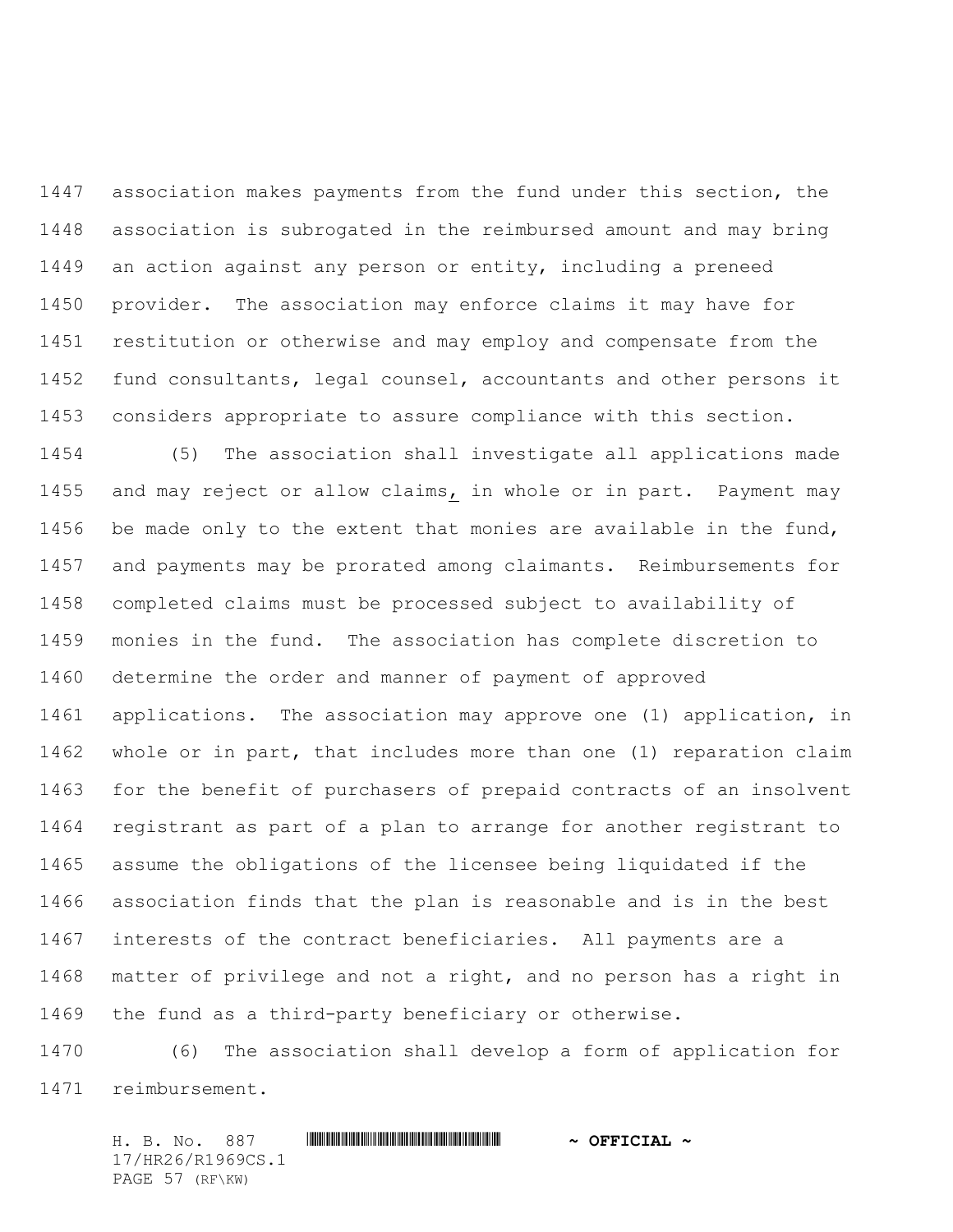association makes payments from the fund under this section, the association is subrogated in the reimbursed amount and may bring an action against any person or entity, including a preneed provider. The association may enforce claims it may have for restitution or otherwise and may employ and compensate from the fund consultants, legal counsel, accountants and other persons it considers appropriate to assure compliance with this section.

(5) The association shall investigate all applications made and may reject or allow claims, in whole or in part. Payment may be made only to the extent that monies are available in the fund, and payments may be prorated among claimants. Reimbursements for completed claims must be processed subject to availability of monies in the fund. The association has complete discretion to determine the order and manner of payment of approved applications. The association may approve one (1) application, in whole or in part, that includes more than one (1) reparation claim for the benefit of purchasers of prepaid contracts of an insolvent registrant as part of a plan to arrange for another registrant to assume the obligations of the licensee being liquidated if the association finds that the plan is reasonable and is in the best interests of the contract beneficiaries. All payments are a matter of privilege and not a right, and no person has a right in the fund as a third-party beneficiary or otherwise.

(6) The association shall develop a form of application for reimbursement.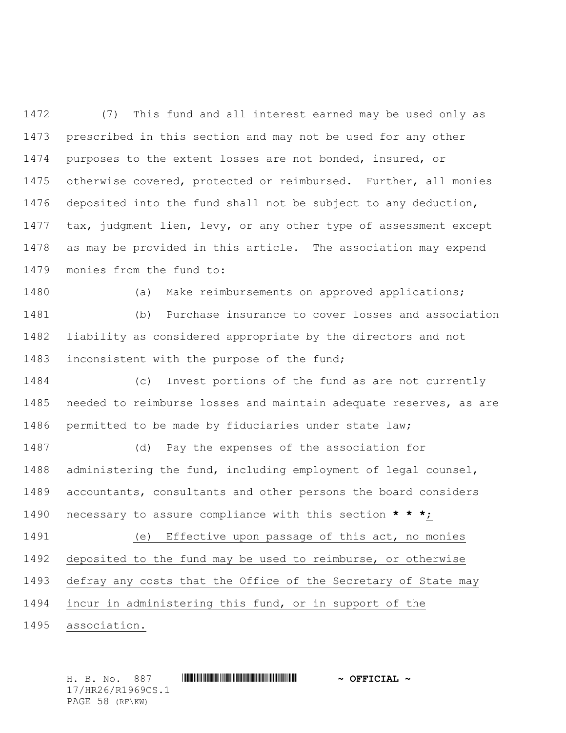(7) This fund and all interest earned may be used only as prescribed in this section and may not be used for any other purposes to the extent losses are not bonded, insured, or otherwise covered, protected or reimbursed. Further, all monies deposited into the fund shall not be subject to any deduction, tax, judgment lien, levy, or any other type of assessment except as may be provided in this article. The association may expend monies from the fund to:

(a) Make reimbursements on approved applications;

(b) Purchase insurance to cover losses and association liability as considered appropriate by the directors and not inconsistent with the purpose of the fund;

(c) Invest portions of the fund as are not currently needed to reimburse losses and maintain adequate reserves, as are permitted to be made by fiduciaries under state law;

(d) Pay the expenses of the association for administering the fund, including employment of legal counsel, accountants, consultants and other persons the board considers necessary to assure compliance with this section **\* \* \***;

(e) Effective upon passage of this act, no monies deposited to the fund may be used to reimburse, or otherwise defray any costs that the Office of the Secretary of State may incur in administering this fund, or in support of the association.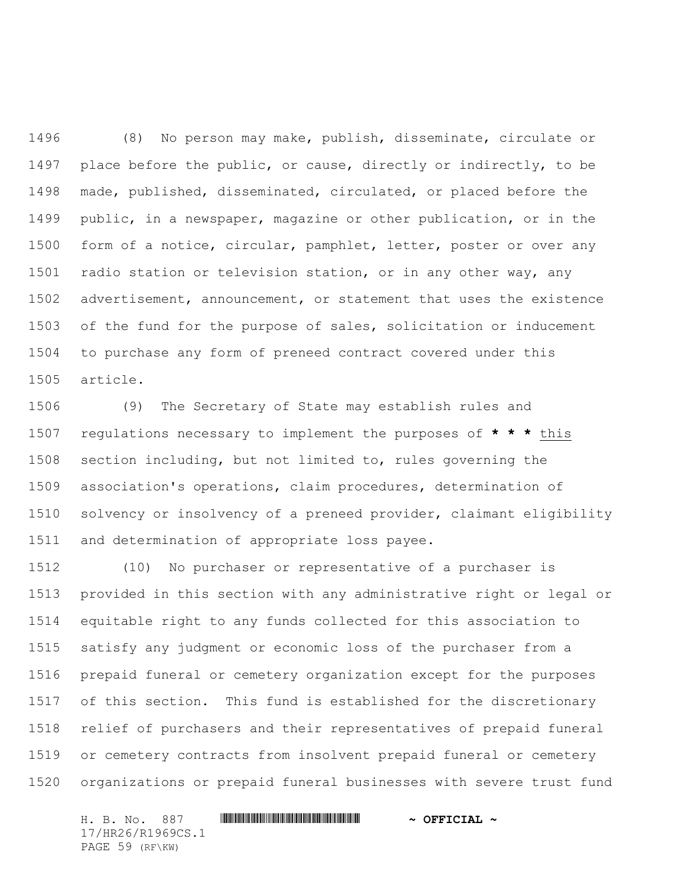(8) No person may make, publish, disseminate, circulate or place before the public, or cause, directly or indirectly, to be made, published, disseminated, circulated, or placed before the public, in a newspaper, magazine or other publication, or in the form of a notice, circular, pamphlet, letter, poster or over any radio station or television station, or in any other way, any advertisement, announcement, or statement that uses the existence of the fund for the purpose of sales, solicitation or inducement to purchase any form of preneed contract covered under this article.

(9) The Secretary of State may establish rules and regulations necessary to implement the purposes of **\* \* \*** <u>this</u> section including, but not limited to, rules governing the association's operations, claim procedures, determination of solvency or insolvency of a preneed provider, claimant eligibility and determination of appropriate loss payee.

(10) No purchaser or representative of a purchaser is provided in this section with any administrative right or legal or equitable right to any funds collected for this association to satisfy any judgment or economic loss of the purchaser from a prepaid funeral or cemetery organization except for the purposes of this section. This fund is established for the discretionary relief of purchasers and their representatives of prepaid funeral or cemetery contracts from insolvent prepaid funeral or cemetery organizations or prepaid funeral businesses with severe trust fund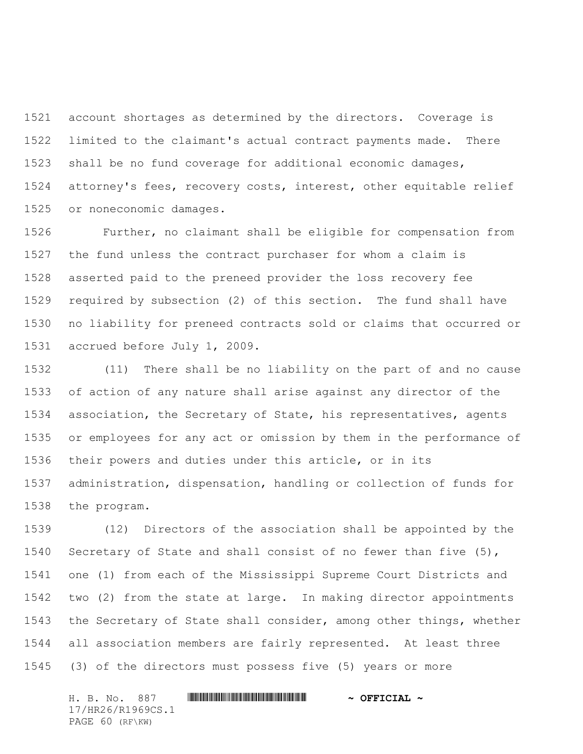account shortages as determined by the directors. Coverage is limited to the claimant's actual contract payments made. There shall be no fund coverage for additional economic damages, attorney's fees, recovery costs, interest, other equitable relief or noneconomic damages.

Further, no claimant shall be eligible for compensation from the fund unless the contract purchaser for whom a claim is asserted paid to the preneed provider the loss recovery fee required by subsection (2) of this section. The fund shall have no liability for preneed contracts sold or claims that occurred or accrued before July 1, 2009.

(11) There shall be no liability on the part of and no cause of action of any nature shall arise against any director of the association, the Secretary of State, his representatives, agents or employees for any act or omission by them in the performance of their powers and duties under this article, or in its administration, dispensation, handling or collection of funds for the program.

(12) Directors of the association shall be appointed by the Secretary of State and shall consist of no fewer than five (5), one (1) from each of the Mississippi Supreme Court Districts and two (2) from the state at large. In making director appointments the Secretary of State shall consider, among other things, whether all association members are fairly represented. At least three (3) of the directors must possess five (5) years or more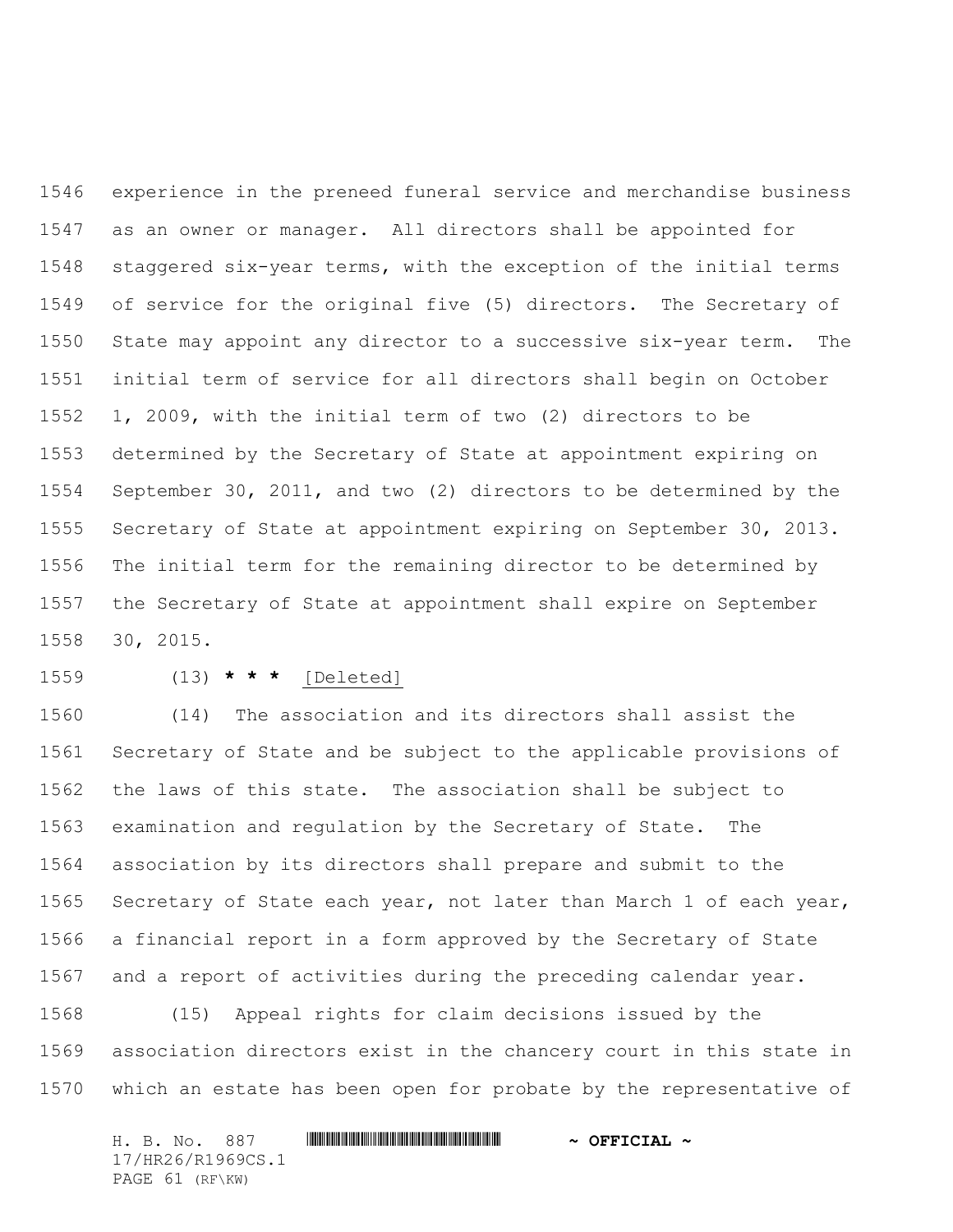experience in the preneed funeral service and merchandise business as an owner or manager. All directors shall be appointed for staggered six-year terms, with the exception of the initial terms of service for the original five (5) directors. The Secretary of State may appoint any director to a successive six-year term. The initial term of service for all directors shall begin on October 1, 2009, with the initial term of two (2) directors to be determined by the Secretary of State at appointment expiring on September 30, 2011, and two (2) directors to be determined by the Secretary of State at appointment expiring on September 30, 2013. The initial term for the remaining director to be determined by the Secretary of State at appointment shall expire on September 30, 2015.

(13) *** [Deleted]

(14) The association and its directors shall assist the Secretary of State and be subject to the applicable provisions of the laws of this state. The association shall be subject to examination and regulation by the Secretary of State. The association by its directors shall prepare and submit to the Secretary of State each year, not later than March 1 of each year, a financial report in a form approved by the Secretary of State and a report of activities during the preceding calendar year.

(15) Appeal rights for claim decisions issued by the association directors exist in the chancery court in this state in which an estate has been open for probate by the representative of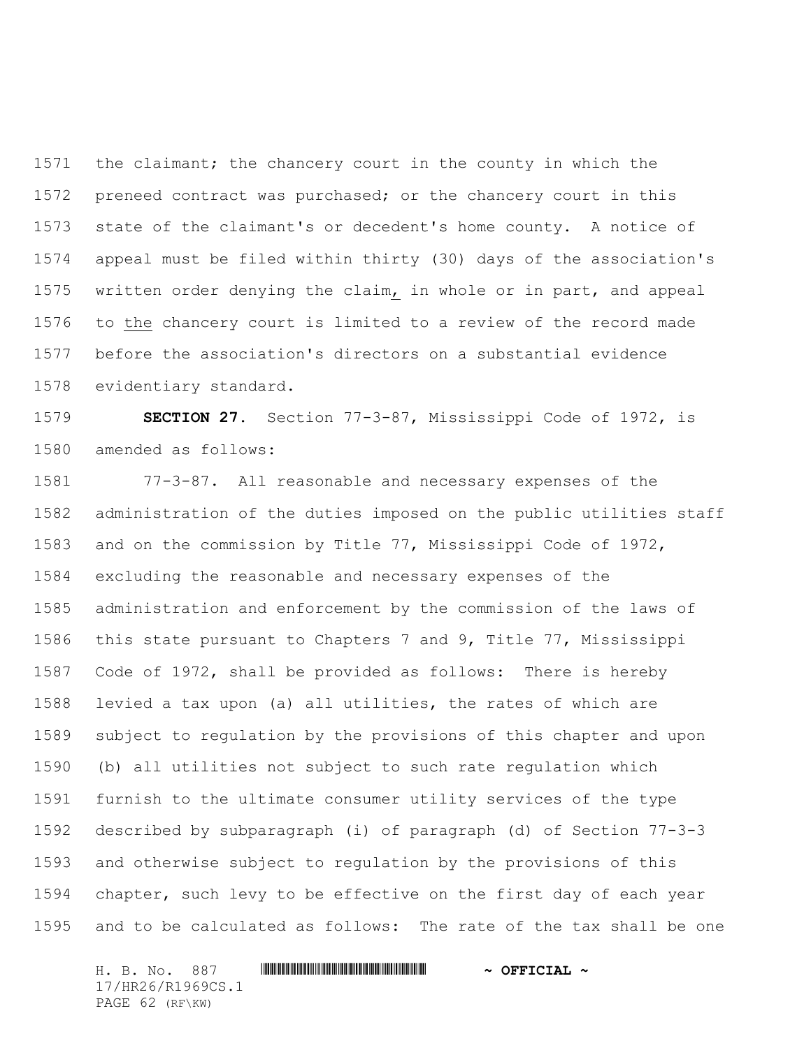the claimant; the chancery court in the county in which the preneed contract was purchased; or the chancery court in this state of the claimant's or decedent's home county. A notice of appeal must be filed within thirty (30) days of the association's written order denying the claim, in whole or in part, and appeal to the chancery court is limited to a review of the record made before the association's directors on a substantial evidence evidentiary standard.

**SECTION 27.** Section 77-3-87, Mississippi Code of 1972, is amended as follows:

77-3-87. All reasonable and necessary expenses of the administration of the duties imposed on the public utilities staff and on the commission by Title 77, Mississippi Code of 1972, excluding the reasonable and necessary expenses of the administration and enforcement by the commission of the laws of this state pursuant to Chapters 7 and 9, Title 77, Mississippi Code of 1972, shall be provided as follows: There is hereby levied a tax upon (a) all utilities, the rates of which are subject to regulation by the provisions of this chapter and upon (b) all utilities not subject to such rate regulation which furnish to the ultimate consumer utility services of the type described by subparagraph (i) of paragraph (d) of Section 77-3-3 and otherwise subject to regulation by the provisions of this chapter, such levy to be effective on the first day of each year and to be calculated as follows: The rate of the tax shall be one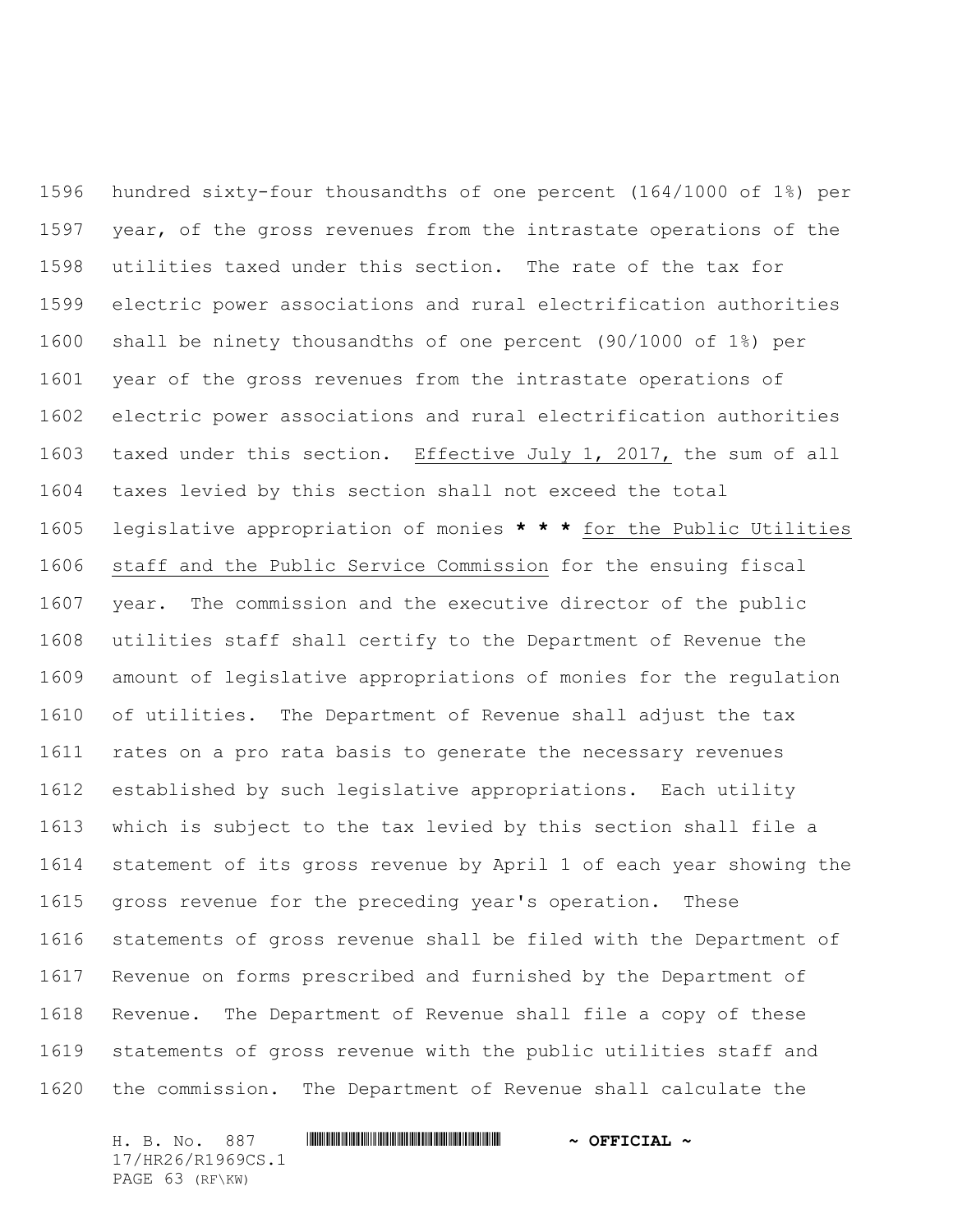hundred sixty-four thousandths of one percent (164/1000 of 1%) per year, of the gross revenues from the intrastate operations of the utilities taxed under this section. The rate of the tax for electric power associations and rural electrification authorities shall be ninety thousandths of one percent (90/1000 of 1%) per year of the gross revenues from the intrastate operations of electric power associations and rural electrification authorities taxed under this section. Effective July 1, 2017, the sum of all taxes levied by this section shall not exceed the total legislative appropriation of monies *** for the Public Utilities staff and the Public Service Commission for the ensuing fiscal year. The commission and the executive director of the public utilities staff shall certify to the Department of Revenue the amount of legislative appropriations of monies for the regulation of utilities. The Department of Revenue shall adjust the tax rates on a pro rata basis to generate the necessary revenues established by such legislative appropriations. Each utility which is subject to the tax levied by this section shall file a statement of its gross revenue by April 1 of each year showing the gross revenue for the preceding year's operation. These statements of gross revenue shall be filed with the Department of Revenue on forms prescribed and furnished by the Department of Revenue. The Department of Revenue shall file a copy of these statements of gross revenue with the public utilities staff and the commission. The Department of Revenue shall calculate the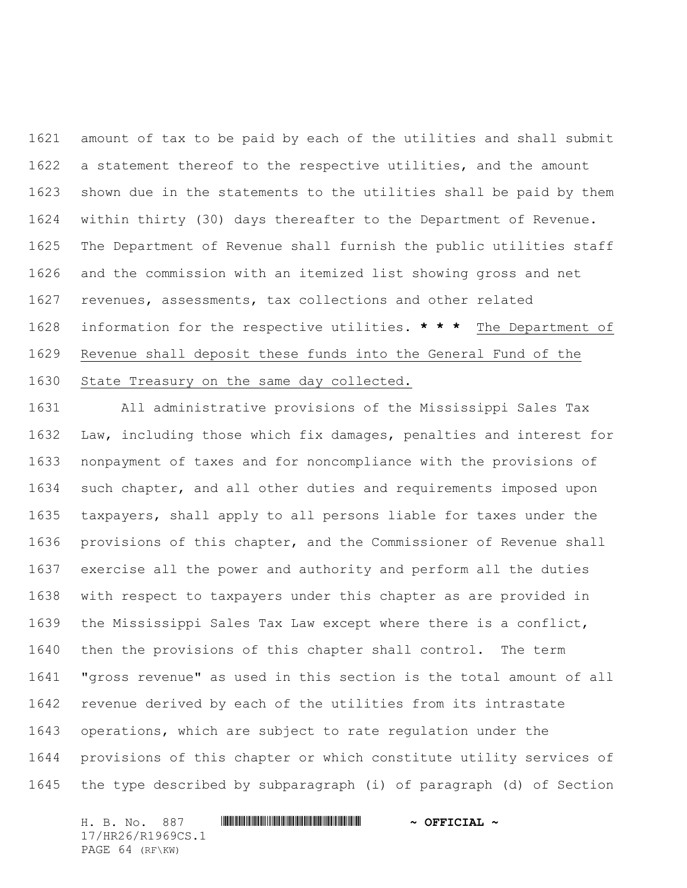amount of tax to be paid by each of the utilities and shall submit a statement thereof to the respective utilities, and the amount shown due in the statements to the utilities shall be paid by them within thirty (30) days thereafter to the Department of Revenue. The Department of Revenue shall furnish the public utilities staff and the commission with an itemized list showing gross and net revenues, assessments, tax collections and other related information for the respective utilities. *** The Department of Revenue shall deposit these funds into the General Fund of the State Treasury on the same day collected.

All administrative provisions of the Mississippi Sales Tax Law, including those which fix damages, penalties and interest for nonpayment of taxes and for noncompliance with the provisions of such chapter, and all other duties and requirements imposed upon taxpayers, shall apply to all persons liable for taxes under the provisions of this chapter, and the Commissioner of Revenue shall exercise all the power and authority and perform all the duties with respect to taxpayers under this chapter as are provided in the Mississippi Sales Tax Law except where there is a conflict, then the provisions of this chapter shall control. The term "gross revenue" as used in this section is the total amount of all revenue derived by each of the utilities from its intrastate operations, which are subject to rate regulation under the provisions of this chapter or which constitute utility services of the type described by subparagraph (i) of paragraph (d) of Section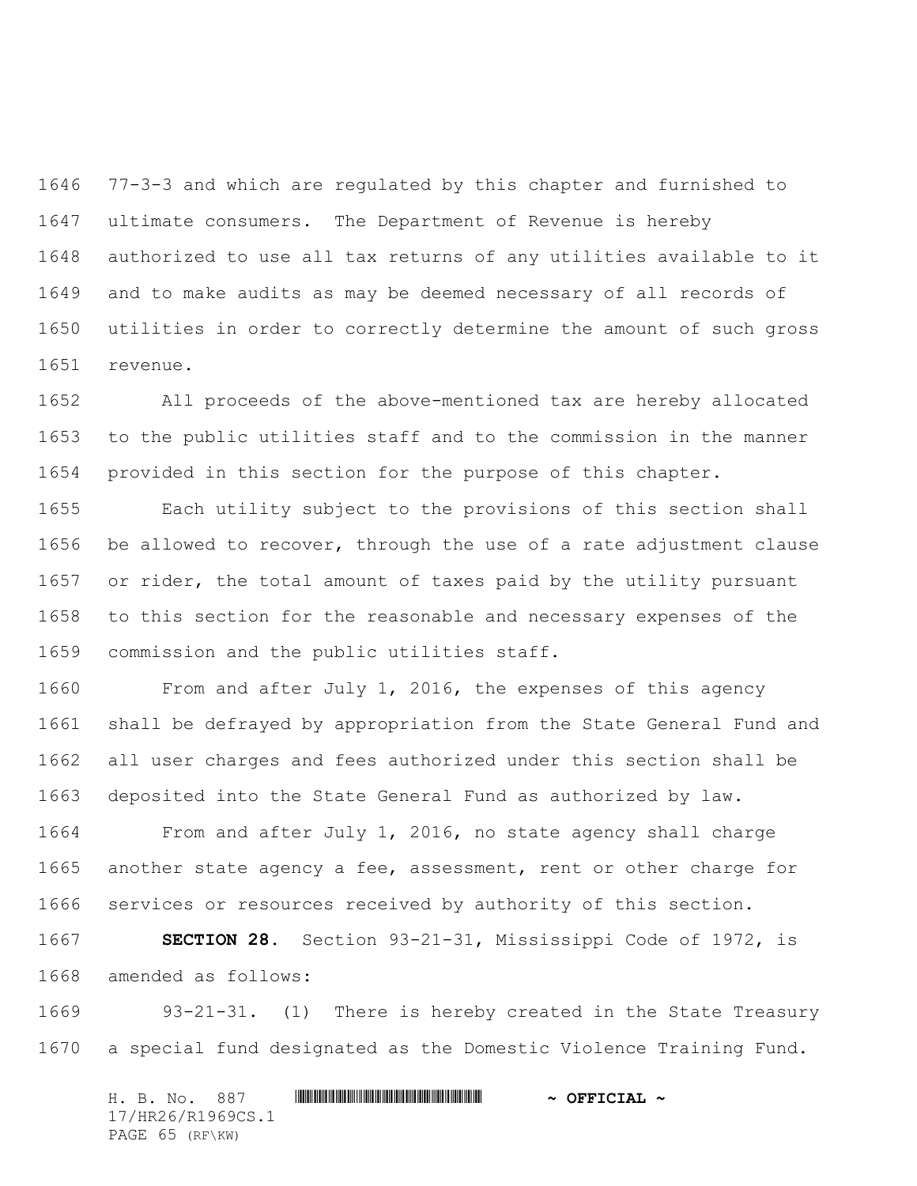77-3-3 and which are regulated by this chapter and furnished to ultimate consumers. The Department of Revenue is hereby authorized to use all tax returns of any utilities available to it and to make audits as may be deemed necessary of all records of utilities in order to correctly determine the amount of such gross revenue.

All proceeds of the above-mentioned tax are hereby allocated to the public utilities staff and to the commission in the manner provided in this section for the purpose of this chapter.

Each utility subject to the provisions of this section shall be allowed to recover, through the use of a rate adjustment clause or rider, the total amount of taxes paid by the utility pursuant to this section for the reasonable and necessary expenses of the commission and the public utilities staff.

From and after July 1, 2016, the expenses of this agency shall be defrayed by appropriation from the State General Fund and all user charges and fees authorized under this section shall be deposited into the State General Fund as authorized by law.

From and after July 1, 2016, no state agency shall charge another state agency a fee, assessment, rent or other charge for services or resources received by authority of this section.

**SECTION 28.** Section 93-21-31, Mississippi Code of 1972, is amended as follows:

93-21-31. (1) There is hereby created in the State Treasury a special fund designated as the Domestic Violence Training Fund.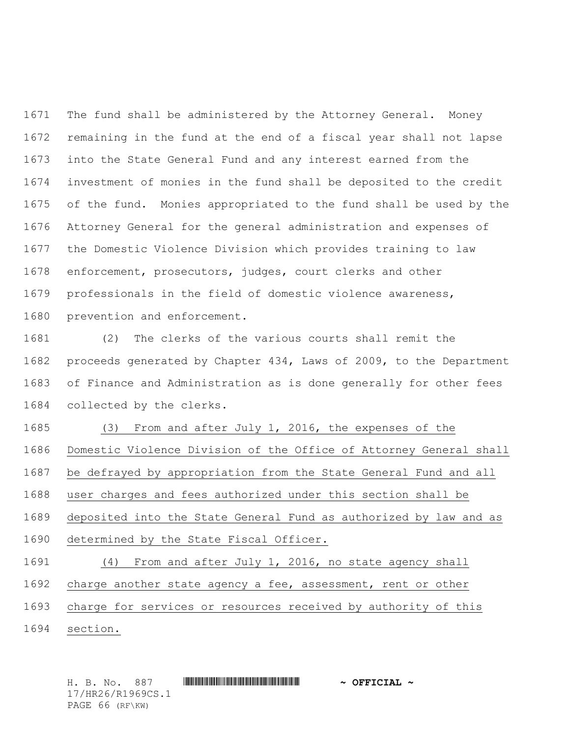The fund shall be administered by the Attorney General. Money remaining in the fund at the end of a fiscal year shall not lapse into the State General Fund and any interest earned from the investment of monies in the fund shall be deposited to the credit of the fund. Monies appropriated to the fund shall be used by the Attorney General for the general administration and expenses of the Domestic Violence Division which provides training to law enforcement, prosecutors, judges, court clerks and other professionals in the field of domestic violence awareness, prevention and enforcement.

(2) The clerks of the various courts shall remit the proceeds generated by Chapter 434, Laws of 2009, to the Department of Finance and Administration as is done generally for other fees collected by the clerks.

(3) From and after July 1, 2016, the expenses of the Domestic Violence Division of the Office of Attorney General shall be defrayed by appropriation from the State General Fund and all user charges and fees authorized under this section shall be deposited into the State General Fund as authorized by law and as determined by the State Fiscal Officer.

(4) From and after July 1, 2016, no state agency shall charge another state agency a fee, assessment, rent or other charge for services or resources received by authority of this section.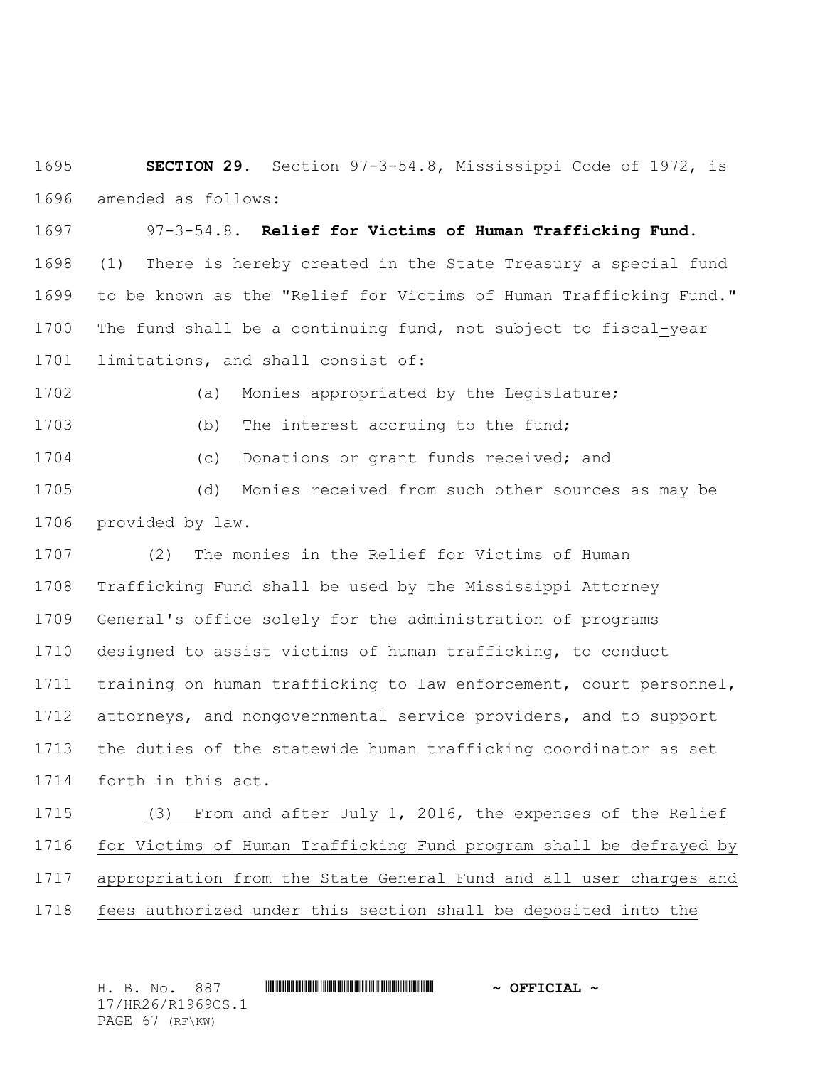**SECTION 29.** Section 97-3-54.8, Mississippi Code of 1972, is amended as follows:

97-3-54.8. **Relief for Victims of Human Trafficking Fund.** (1) There is hereby created in the State Treasury a special fund to be known as the "Relief for Victims of Human Trafficking Fund." The fund shall be a continuing fund, not subject to fiscal-year limitations, and shall consist of:

(a) Monies appropriated by the Legislature;

(b) The interest accruing to the fund;

(c) Donations or grant funds received; and

(d) Monies received from such other sources as may be provided by law.

(2) The monies in the Relief for Victims of Human Trafficking Fund shall be used by the Mississippi Attorney General's office solely for the administration of programs designed to assist victims of human trafficking, to conduct training on human trafficking to law enforcement, court personnel, attorneys, and nongovernmental service providers, and to support the duties of the statewide human trafficking coordinator as set forth in this act.

(3) From and after July 1, 2016, the expenses of the Relief for Victims of Human Trafficking Fund program shall be defrayed by appropriation from the State General Fund and all user charges and fees authorized under this section shall be deposited into the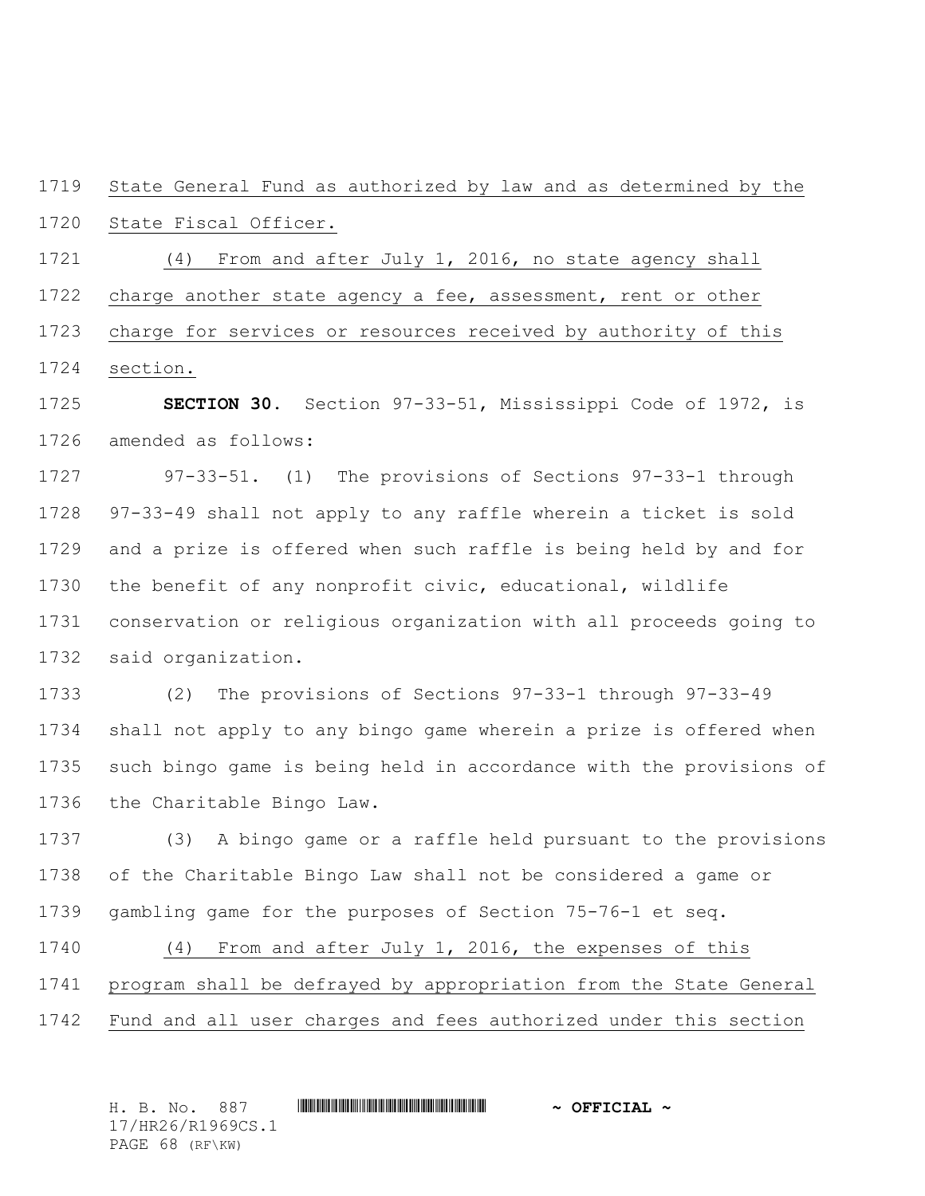State General Fund as authorized by law and as determined by the State Fiscal Officer.

(4) From and after July 1, 2016, no state agency shall charge another state agency a fee, assessment, rent or other charge for services or resources received by authority of this section.

**SECTION 30.** Section 97-33-51, Mississippi Code of 1972, is amended as follows:

97-33-51. (1) The provisions of Sections 97-33-1 through 97-33-49 shall not apply to any raffle wherein a ticket is sold and a prize is offered when such raffle is being held by and for the benefit of any nonprofit civic, educational, wildlife conservation or religious organization with all proceeds going to said organization.

(2) The provisions of Sections 97-33-1 through 97-33-49 shall not apply to any bingo game wherein a prize is offered when such bingo game is being held in accordance with the provisions of the Charitable Bingo Law.

(3) A bingo game or a raffle held pursuant to the provisions of the Charitable Bingo Law shall not be considered a game or gambling game for the purposes of Section 75-76-1 et seq.

(4) From and after July 1, 2016, the expenses of this program shall be defrayed by appropriation from the State General Fund and all user charges and fees authorized under this section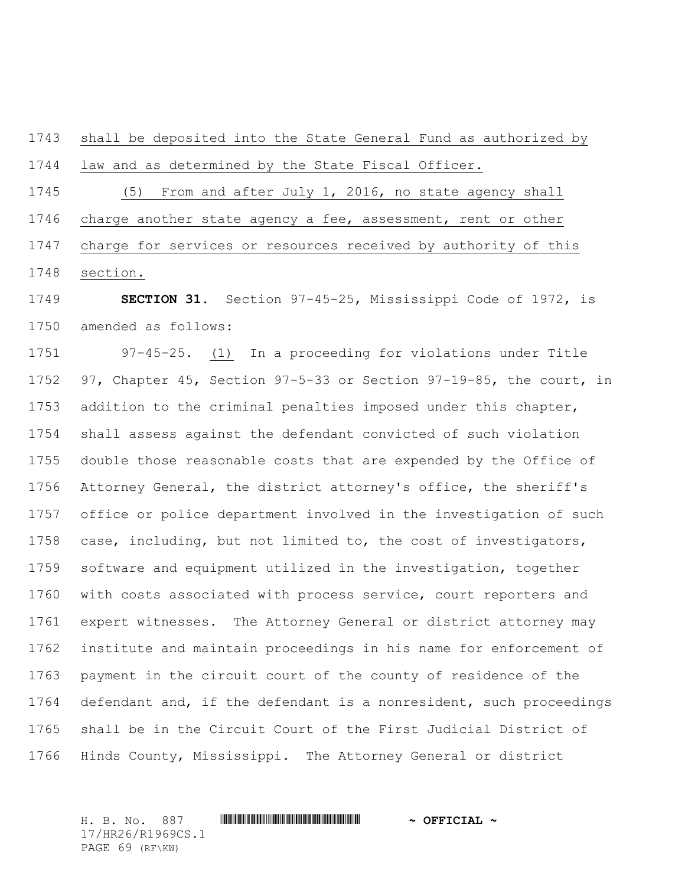shall be deposited into the State General Fund as authorized by law and as determined by the State Fiscal Officer.

(5) From and after July 1, 2016, no state agency shall charge another state agency a fee, assessment, rent or other charge for services or resources received by authority of this section.

**SECTION 31.** Section 97-45-25, Mississippi Code of 1972, is amended as follows:

97-45-25. (1) In a proceeding for violations under Title 97, Chapter 45, Section 97-5-33 or Section 97-19-85, the court, in addition to the criminal penalties imposed under this chapter, shall assess against the defendant convicted of such violation double those reasonable costs that are expended by the Office of Attorney General, the district attorney's office, the sheriff's office or police department involved in the investigation of such case, including, but not limited to, the cost of investigators, software and equipment utilized in the investigation, together with costs associated with process service, court reporters and expert witnesses. The Attorney General or district attorney may institute and maintain proceedings in his name for enforcement of payment in the circuit court of the county of residence of the defendant and, if the defendant is a nonresident, such proceedings shall be in the Circuit Court of the First Judicial District of Hinds County, Mississippi. The Attorney General or district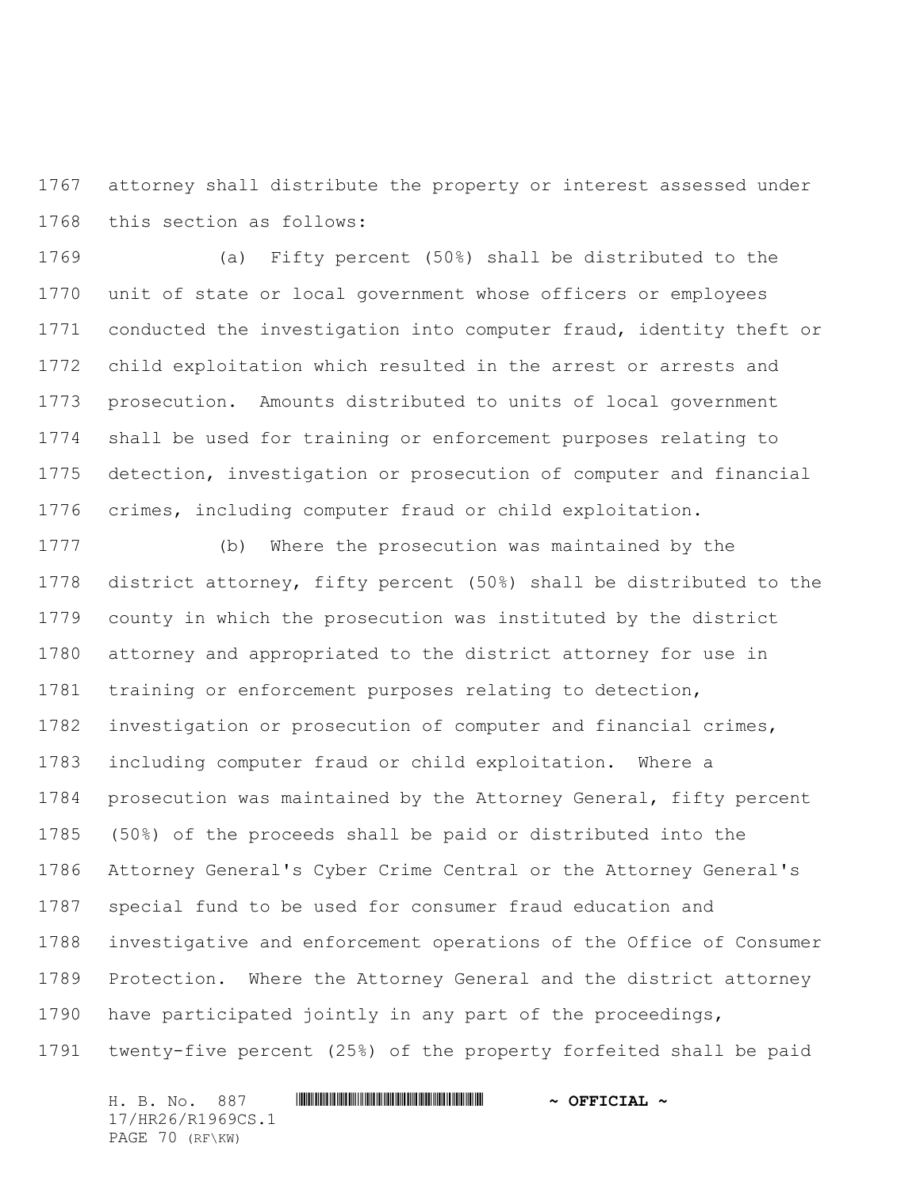attorney shall distribute the property or interest assessed under this section as follows:

(a) Fifty percent (50%) shall be distributed to the unit of state or local government whose officers or employees conducted the investigation into computer fraud, identity theft or child exploitation which resulted in the arrest or arrests and prosecution. Amounts distributed to units of local government shall be used for training or enforcement purposes relating to detection, investigation or prosecution of computer and financial crimes, including computer fraud or child exploitation.

(b) Where the prosecution was maintained by the district attorney, fifty percent (50%) shall be distributed to the county in which the prosecution was instituted by the district attorney and appropriated to the district attorney for use in training or enforcement purposes relating to detection, investigation or prosecution of computer and financial crimes, including computer fraud or child exploitation. Where a prosecution was maintained by the Attorney General, fifty percent (50%) of the proceeds shall be paid or distributed into the Attorney General's Cyber Crime Central or the Attorney General's special fund to be used for consumer fraud education and investigative and enforcement operations of the Office of Consumer Protection. Where the Attorney General and the district attorney have participated jointly in any part of the proceedings, twenty-five percent (25%) of the property forfeited shall be paid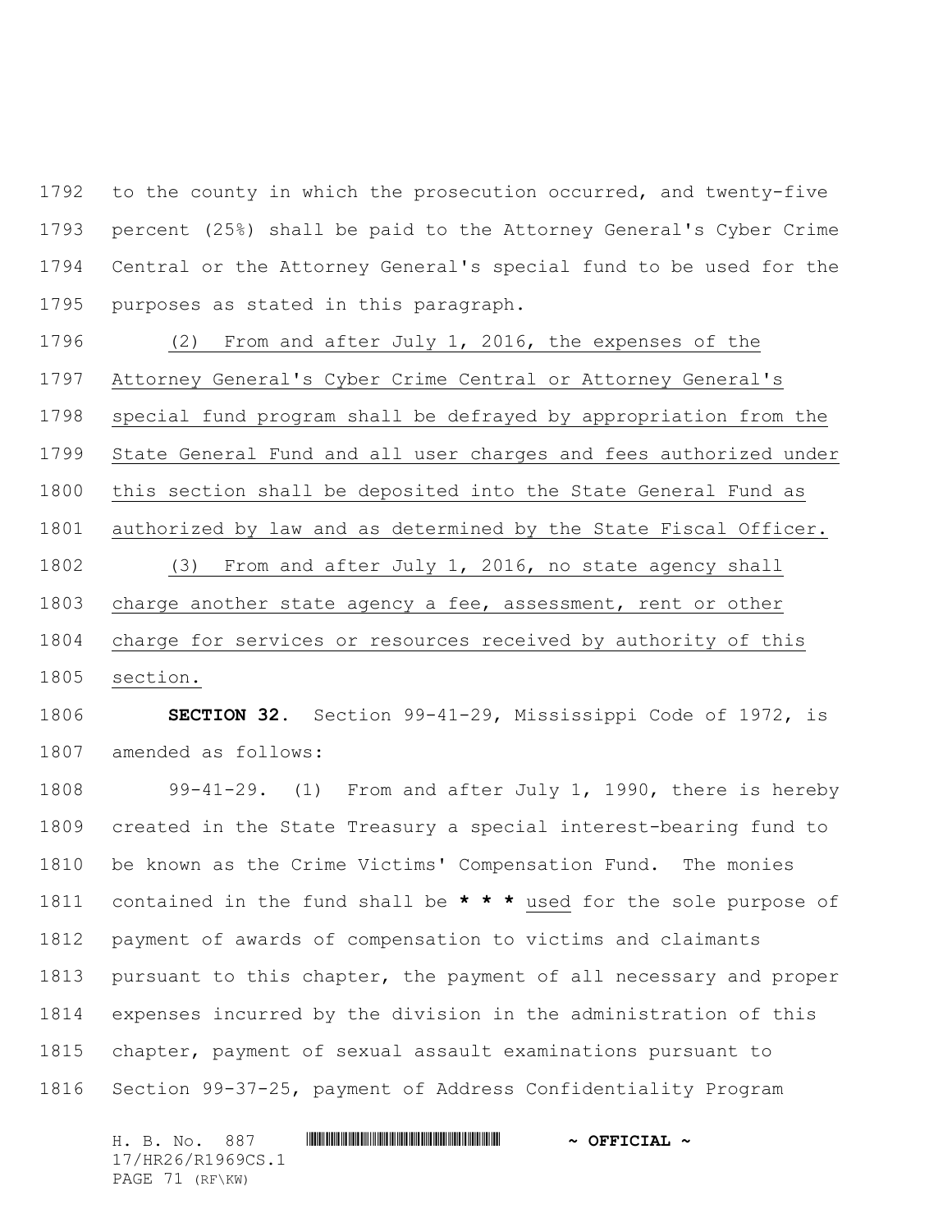to the county in which the prosecution occurred, and twenty-five percent (25%) shall be paid to the Attorney General's Cyber Crime Central or the Attorney General's special fund to be used for the purposes as stated in this paragraph.

(2) From and after July 1, 2016, the expenses of the Attorney General's Cyber Crime Central or Attorney General's special fund program shall be defrayed by appropriation from the State General Fund and all user charges and fees authorized under this section shall be deposited into the State General Fund as authorized by law and as determined by the State Fiscal Officer.

(3) From and after July 1, 2016, no state agency shall charge another state agency a fee, assessment, rent or other charge for services or resources received by authority of this section.

**SECTION 32.** Section 99-41-29, Mississippi Code of 1972, is amended as follows:

99-41-29. (1) From and after July 1, 1990, there is hereby created in the State Treasury a special interest-bearing fund to be known as the Crime Victims' Compensation Fund. The monies contained in the fund shall be *** used for the sole purpose of payment of awards of compensation to victims and claimants pursuant to this chapter, the payment of all necessary and proper expenses incurred by the division in the administration of this chapter, payment of sexual assault examinations pursuant to Section 99-37-25, payment of Address Confidentiality Program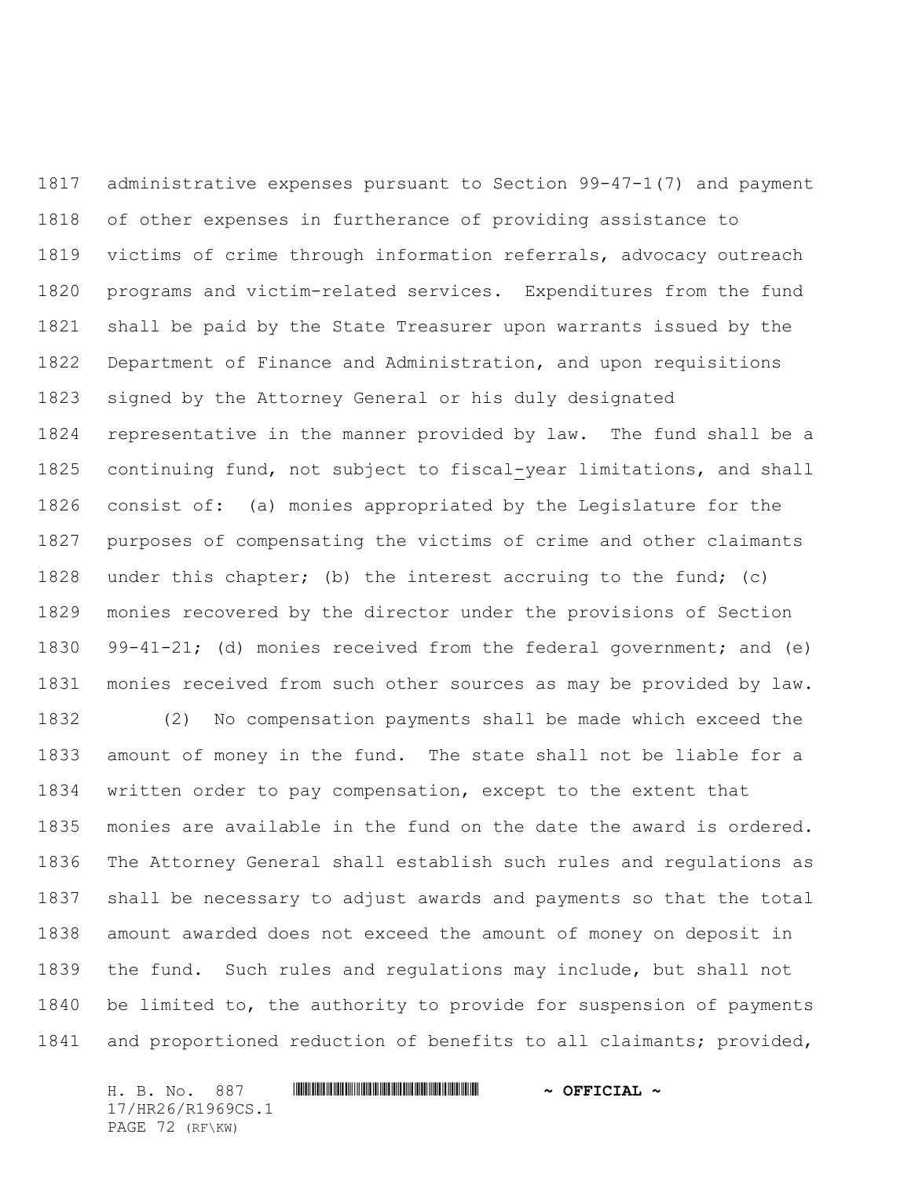administrative expenses pursuant to Section 99-47-1(7) and payment of other expenses in furtherance of providing assistance to victims of crime through information referrals, advocacy outreach programs and victim-related services. Expenditures from the fund shall be paid by the State Treasurer upon warrants issued by the Department of Finance and Administration, and upon requisitions signed by the Attorney General or his duly designated representative in the manner provided by law. The fund shall be a continuing fund, not subject to fiscal-year limitations, and shall consist of: (a) monies appropriated by the Legislature for the purposes of compensating the victims of crime and other claimants under this chapter; (b) the interest accruing to the fund; (c) monies recovered by the director under the provisions of Section 99-41-21; (d) monies received from the federal government; and (e) monies received from such other sources as may be provided by law.

(2) No compensation payments shall be made which exceed the amount of money in the fund. The state shall not be liable for a written order to pay compensation, except to the extent that monies are available in the fund on the date the award is ordered. The Attorney General shall establish such rules and regulations as shall be necessary to adjust awards and payments so that the total amount awarded does not exceed the amount of money on deposit in the fund. Such rules and regulations may include, but shall not be limited to, the authority to provide for suspension of payments and proportioned reduction of benefits to all claimants; provided,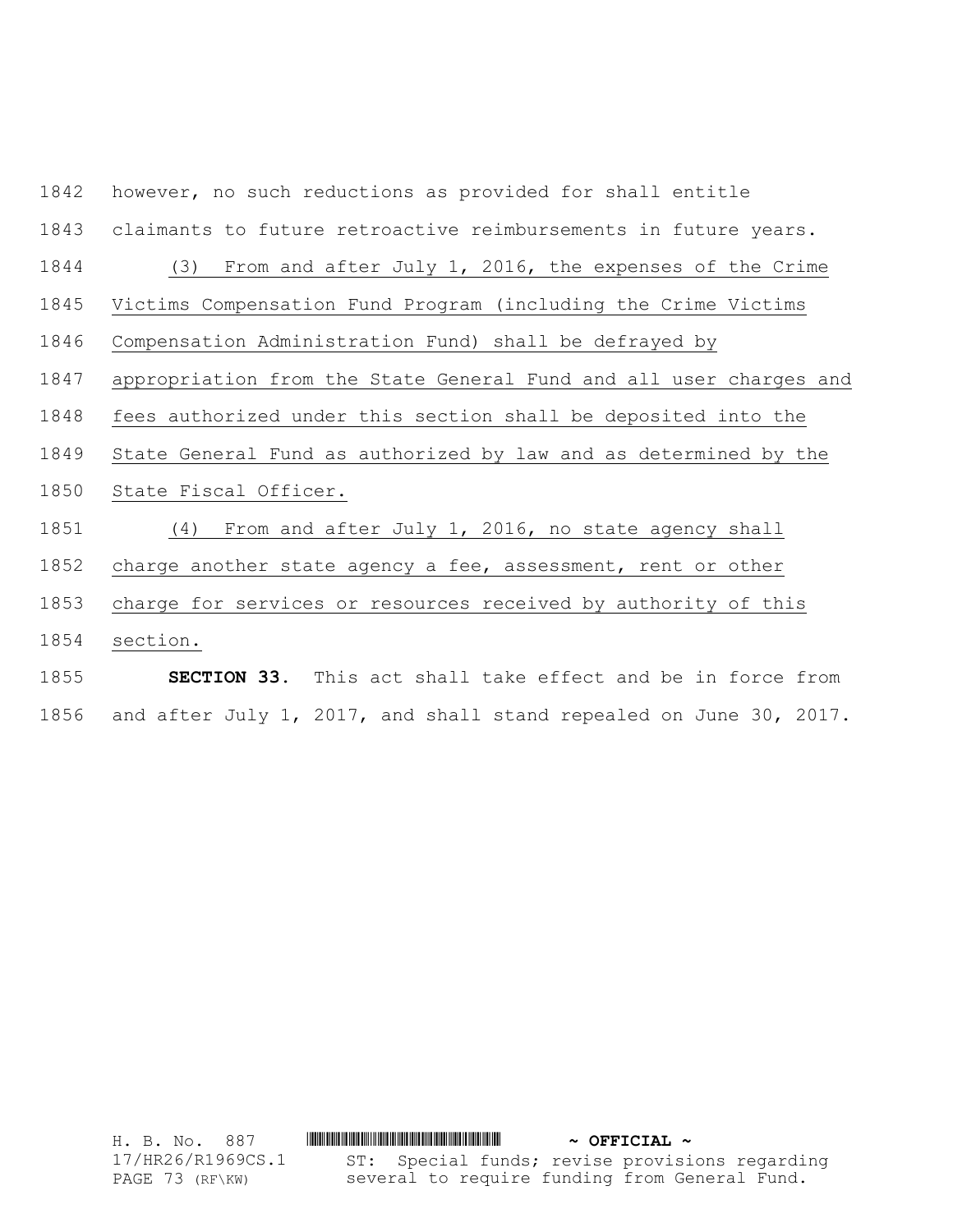however, no such reductions as provided for shall entitle claimants to future retroactive reimbursements in future years.

(3) From and after July 1, 2016, the expenses of the Crime Victims Compensation Fund Program (including the Crime Victims Compensation Administration Fund) shall be defrayed by appropriation from the State General Fund and all user charges and fees authorized under this section shall be deposited into the State General Fund as authorized by law and as determined by the State Fiscal Officer.

(4) From and after July 1, 2016, no state agency shall charge another state agency a fee, assessment, rent or other charge for services or resources received by authority of this section.

**SECTION 33.** This act shall take effect and be in force from and after July 1, 2017, and shall stand repealed on June 30, 2017.